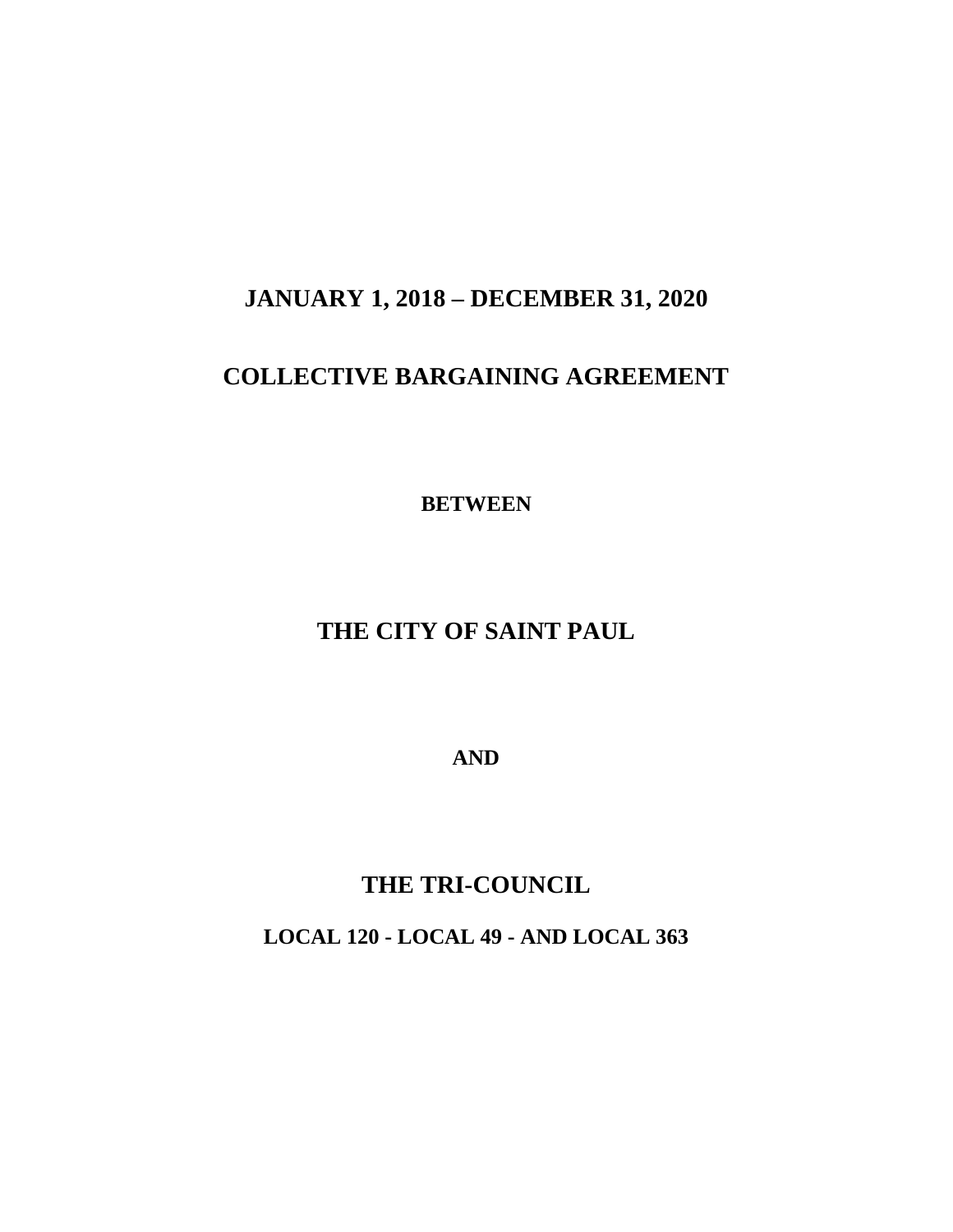# JANUARY 1, 2018 – DECEMBER 31, 2020

# COLLECTIVE BARGAINING AGREEMENT

**BETWEEN**

# THE CITY OF SAINT PAUL

**AND**

# THE TRI-COUNCIL

## LOCAL 120 - LOCAL 49 - AND LOCAL 363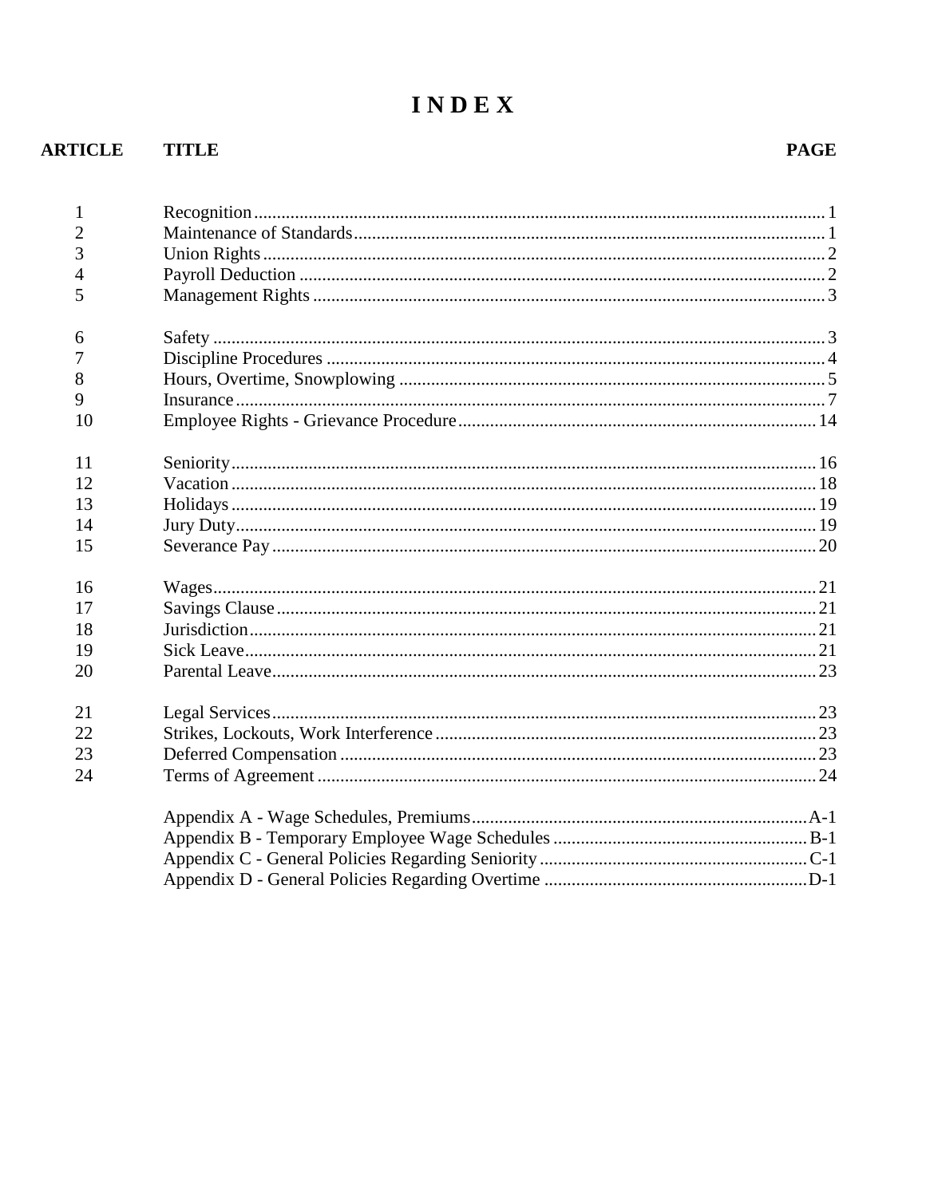# I N D E X

| ARTICLE | TITLE | PAGE |
|---|---|---|
| 1 | Recognition | 1 |
| 2 | Maintenance of Standards | 1 |
| 3 | Union Rights | 2 |
| 4 | Payroll Deduction | 2 |
| 5 | Management Rights | 3 |
| 6 | Safety | 3 |
| 7 | Discipline Procedures | 4 |
| 8 | Hours, Overtime, Snowplowing | 5 |
| 9 | Insurance | 7 |
| 10 | Employee Rights - Grievance Procedure | 14 |
| 11 | Seniority | 16 |
| 12 | Vacation | 18 |
| 13 | Holidays | 19 |
| 14 | Jury Duty | 19 |
| 15 | Severance Pay | 20 |
| 16 | Wages | 21 |
| 17 | Savings Clause | 21 |
| 18 | Jurisdiction | 21 |
| 19 | Sick Leave | 21 |
| 20 | Parental Leave | 23 |
| 21 | Legal Services | 23 |
| 22 | Strikes, Lockouts, Work Interference | 23 |
| 23 | Deferred Compensation | 23 |
| 24 | Terms of Agreement | 24 |
| | Appendix A - Wage Schedules, Premiums | A-1 |
| | Appendix B - Temporary Employee Wage Schedules | B-1 |
| | Appendix C - General Policies Regarding Seniority | C-1 |
| | Appendix D - General Policies Regarding Overtime | D-1 |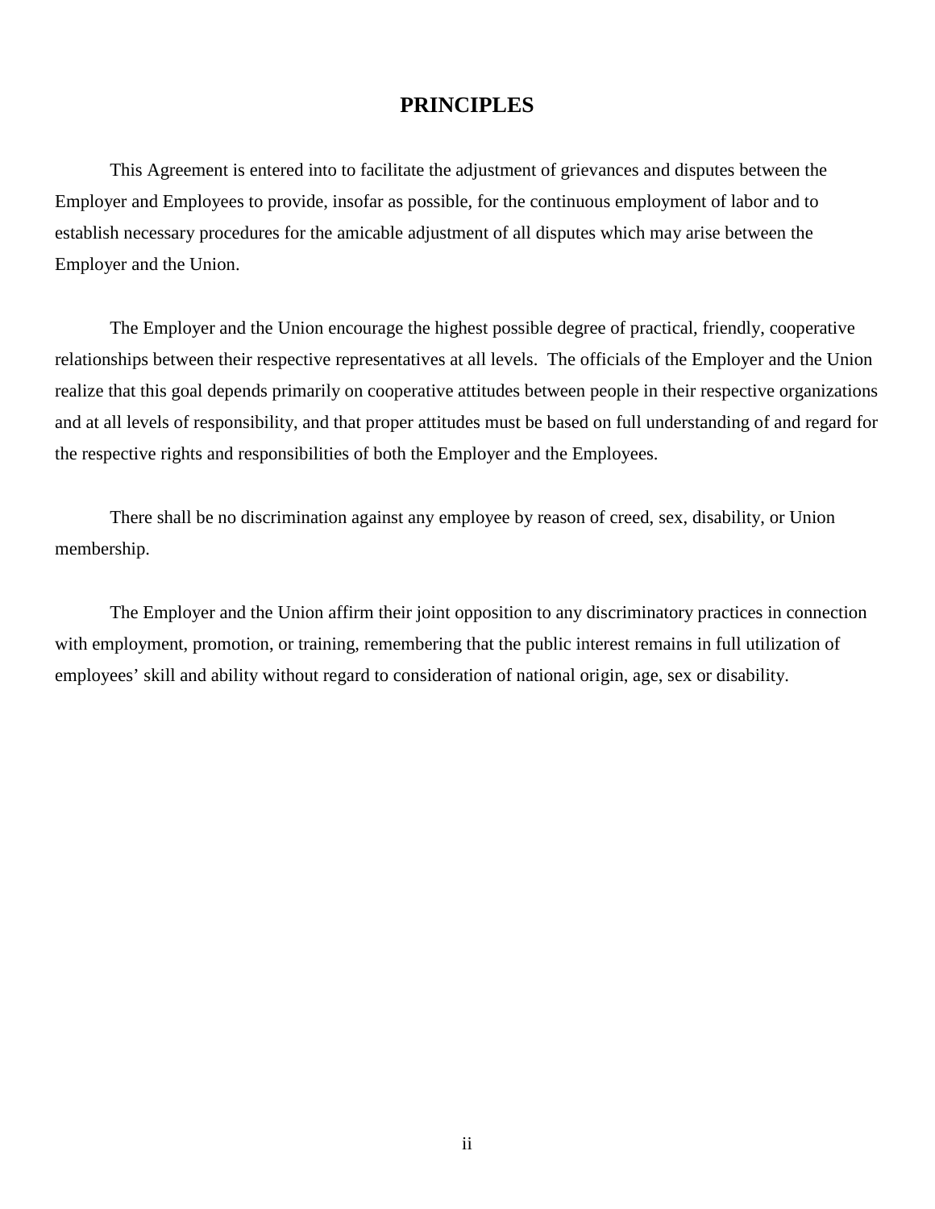# PRINCIPLES

This Agreement is entered into to facilitate the adjustment of grievances and disputes between the Employer and Employees to provide, insofar as possible, for the continuous employment of labor and to establish necessary procedures for the amicable adjustment of all disputes which may arise between the Employer and the Union.

The Employer and the Union encourage the highest possible degree of practical, friendly, cooperative relationships between their respective representatives at all levels. The officials of the Employer and the Union realize that this goal depends primarily on cooperative attitudes between people in their respective organizations and at all levels of responsibility, and that proper attitudes must be based on full understanding of and regard for the respective rights and responsibilities of both the Employer and the Employees.

There shall be no discrimination against any employee by reason of creed, sex, disability, or Union membership.

The Employer and the Union affirm their joint opposition to any discriminatory practices in connection with employment, promotion, or training, remembering that the public interest remains in full utilization of employees' skill and ability without regard to consideration of national origin, age, sex or disability.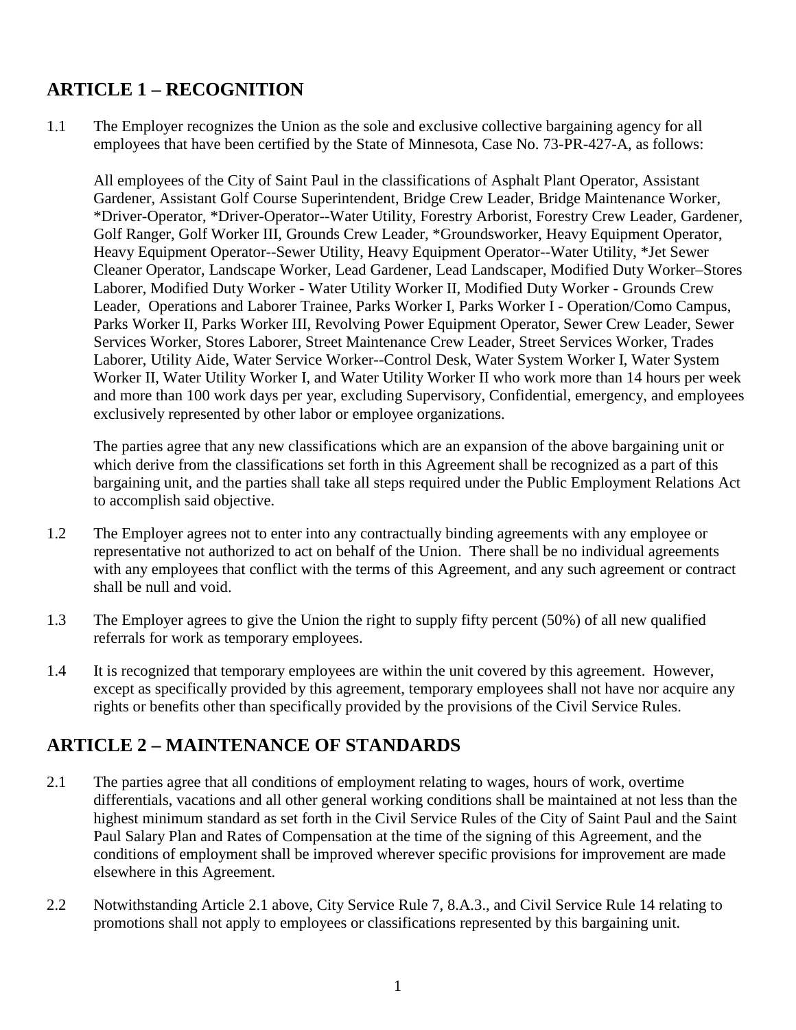## ARTICLE 1 – RECOGNITION

1.1 The Employer recognizes the Union as the sole and exclusive collective bargaining agency for all employees that have been certified by the State of Minnesota, Case No. 73-PR-427-A, as follows:

All employees of the City of Saint Paul in the classifications of Asphalt Plant Operator, Assistant Gardener, Assistant Golf Course Superintendent, Bridge Crew Leader, Bridge Maintenance Worker, *Driver-Operator, *Driver-Operator--Water Utility, Forestry Arborist, Forestry Crew Leader, Gardener, Golf Ranger, Golf Worker III, Grounds Crew Leader, *Groundsworker, Heavy Equipment Operator, Heavy Equipment Operator--Sewer Utility, Heavy Equipment Operator--Water Utility, *Jet Sewer Cleaner Operator, Landscape Worker, Lead Gardener, Lead Landscaper, Modified Duty Worker–Stores Laborer, Modified Duty Worker - Water Utility Worker II, Modified Duty Worker - Grounds Crew Leader, Operations and Laborer Trainee, Parks Worker I, Parks Worker I - Operation/Como Campus, Parks Worker II, Parks Worker III, Revolving Power Equipment Operator, Sewer Crew Leader, Sewer Services Worker, Stores Laborer, Street Maintenance Crew Leader, Street Services Worker, Trades Laborer, Utility Aide, Water Service Worker--Control Desk, Water System Worker I, Water System Worker II, Water Utility Worker I, and Water Utility Worker II who work more than 14 hours per week and more than 100 work days per year, excluding Supervisory, Confidential, emergency, and employees exclusively represented by other labor or employee organizations.

The parties agree that any new classifications which are an expansion of the above bargaining unit or which derive from the classifications set forth in this Agreement shall be recognized as a part of this bargaining unit, and the parties shall take all steps required under the Public Employment Relations Act to accomplish said objective.

1.2 The Employer agrees not to enter into any contractually binding agreements with any employee or representative not authorized to act on behalf of the Union. There shall be no individual agreements with any employees that conflict with the terms of this Agreement, and any such agreement or contract shall be null and void.

1.3 The Employer agrees to give the Union the right to supply fifty percent (50%) of all new qualified referrals for work as temporary employees.

1.4 It is recognized that temporary employees are within the unit covered by this agreement. However, except as specifically provided by this agreement, temporary employees shall not have nor acquire any rights or benefits other than specifically provided by the provisions of the Civil Service Rules.

## ARTICLE 2 – MAINTENANCE OF STANDARDS

2.1 The parties agree that all conditions of employment relating to wages, hours of work, overtime differentials, vacations and all other general working conditions shall be maintained at not less than the highest minimum standard as set forth in the Civil Service Rules of the City of Saint Paul and the Saint Paul Salary Plan and Rates of Compensation at the time of the signing of this Agreement, and the conditions of employment shall be improved wherever specific provisions for improvement are made elsewhere in this Agreement.

2.2 Notwithstanding Article 2.1 above, City Service Rule 7, 8.A.3., and Civil Service Rule 14 relating to promotions shall not apply to employees or classifications represented by this bargaining unit.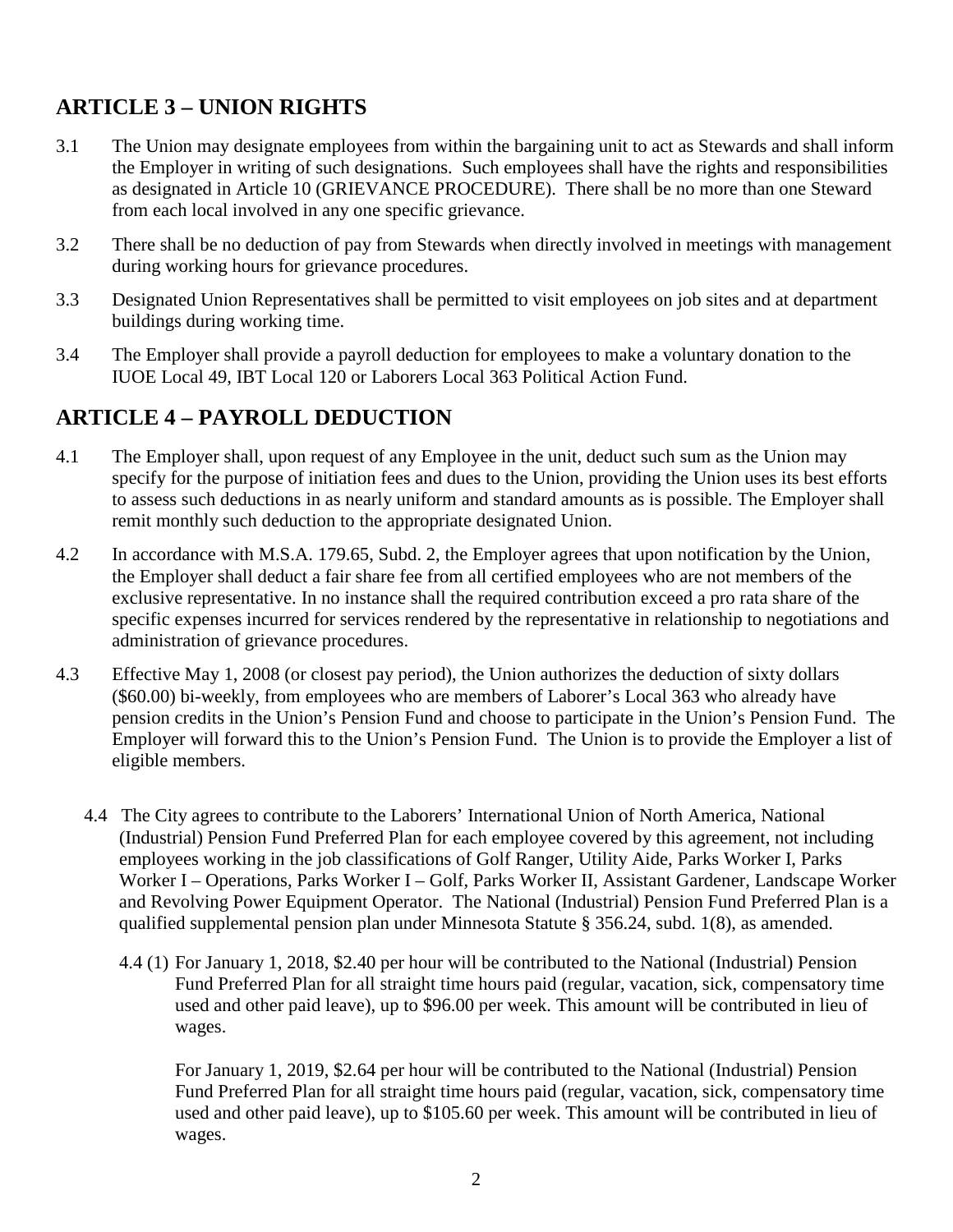## ARTICLE 3 – UNION RIGHTS

3.1 The Union may designate employees from within the bargaining unit to act as Stewards and shall inform the Employer in writing of such designations. Such employees shall have the rights and responsibilities as designated in Article 10 (GRIEVANCE PROCEDURE). There shall be no more than one Steward from each local involved in any one specific grievance.

3.2 There shall be no deduction of pay from Stewards when directly involved in meetings with management during working hours for grievance procedures.

3.3 Designated Union Representatives shall be permitted to visit employees on job sites and at department buildings during working time.

3.4 The Employer shall provide a payroll deduction for employees to make a voluntary donation to the IUOE Local 49, IBT Local 120 or Laborers Local 363 Political Action Fund.

## ARTICLE 4 – PAYROLL DEDUCTION

4.1 The Employer shall, upon request of any Employee in the unit, deduct such sum as the Union may specify for the purpose of initiation fees and dues to the Union, providing the Union uses its best efforts to assess such deductions in as nearly uniform and standard amounts as is possible. The Employer shall remit monthly such deduction to the appropriate designated Union.

4.2 In accordance with M.S.A. 179.65, Subd. 2, the Employer agrees that upon notification by the Union, the Employer shall deduct a fair share fee from all certified employees who are not members of the exclusive representative. In no instance shall the required contribution exceed a pro rata share of the specific expenses incurred for services rendered by the representative in relationship to negotiations and administration of grievance procedures.

4.3 Effective May 1, 2008 (or closest pay period), the Union authorizes the deduction of sixty dollars ($60.00) bi-weekly, from employees who are members of Laborer's Local 363 who already have pension credits in the Union's Pension Fund and choose to participate in the Union's Pension Fund. The Employer will forward this to the Union's Pension Fund. The Union is to provide the Employer a list of eligible members.

4.4 The City agrees to contribute to the Laborers' International Union of North America, National (Industrial) Pension Fund Preferred Plan for each employee covered by this agreement, not including employees working in the job classifications of Golf Ranger, Utility Aide, Parks Worker I, Parks Worker I – Operations, Parks Worker I – Golf, Parks Worker II, Assistant Gardener, Landscape Worker and Revolving Power Equipment Operator. The National (Industrial) Pension Fund Preferred Plan is a qualified supplemental pension plan under Minnesota Statute § 356.24, subd. 1(8), as amended.

4.4 (1) For January 1, 2018, $2.40 per hour will be contributed to the National (Industrial) Pension Fund Preferred Plan for all straight time hours paid (regular, vacation, sick, compensatory time used and other paid leave), up to $96.00 per week. This amount will be contributed in lieu of wages.

For January 1, 2019, $2.64 per hour will be contributed to the National (Industrial) Pension Fund Preferred Plan for all straight time hours paid (regular, vacation, sick, compensatory time used and other paid leave), up to $105.60 per week. This amount will be contributed in lieu of wages.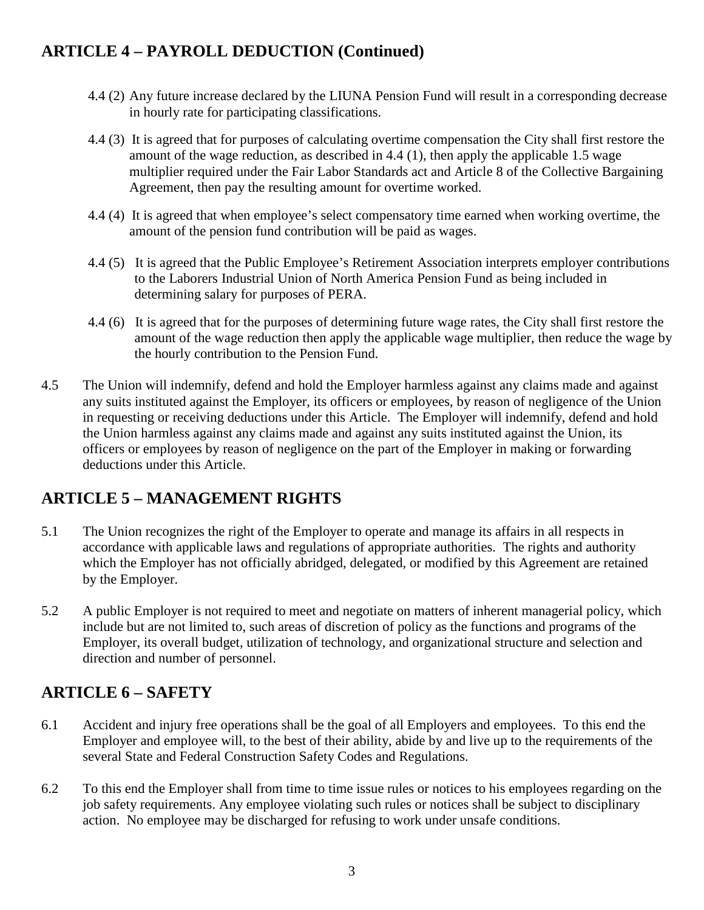## ARTICLE 4 – PAYROLL DEDUCTION (Continued)

4.4 (2) Any future increase declared by the LIUNA Pension Fund will result in a corresponding decrease in hourly rate for participating classifications.

4.4 (3) It is agreed that for purposes of calculating overtime compensation the City shall first restore the amount of the wage reduction, as described in 4.4 (1), then apply the applicable 1.5 wage multiplier required under the Fair Labor Standards act and Article 8 of the Collective Bargaining Agreement, then pay the resulting amount for overtime worked.

4.4 (4) It is agreed that when employee's select compensatory time earned when working overtime, the amount of the pension fund contribution will be paid as wages.

4.4 (5) It is agreed that the Public Employee's Retirement Association interprets employer contributions to the Laborers Industrial Union of North America Pension Fund as being included in determining salary for purposes of PERA.

4.4 (6) It is agreed that for the purposes of determining future wage rates, the City shall first restore the amount of the wage reduction then apply the applicable wage multiplier, then reduce the wage by the hourly contribution to the Pension Fund.

4.5 The Union will indemnify, defend and hold the Employer harmless against any claims made and against any suits instituted against the Employer, its officers or employees, by reason of negligence of the Union in requesting or receiving deductions under this Article. The Employer will indemnify, defend and hold the Union harmless against any claims made and against any suits instituted against the Union, its officers or employees by reason of negligence on the part of the Employer in making or forwarding deductions under this Article.

## ARTICLE 5 – MANAGEMENT RIGHTS

5.1 The Union recognizes the right of the Employer to operate and manage its affairs in all respects in accordance with applicable laws and regulations of appropriate authorities. The rights and authority which the Employer has not officially abridged, delegated, or modified by this Agreement are retained by the Employer.

5.2 A public Employer is not required to meet and negotiate on matters of inherent managerial policy, which include but are not limited to, such areas of discretion of policy as the functions and programs of the Employer, its overall budget, utilization of technology, and organizational structure and selection and direction and number of personnel.

## ARTICLE 6 – SAFETY

6.1 Accident and injury free operations shall be the goal of all Employers and employees. To this end the Employer and employee will, to the best of their ability, abide by and live up to the requirements of the several State and Federal Construction Safety Codes and Regulations.

6.2 To this end the Employer shall from time to time issue rules or notices to his employees regarding on the job safety requirements. Any employee violating such rules or notices shall be subject to disciplinary action. No employee may be discharged for refusing to work under unsafe conditions.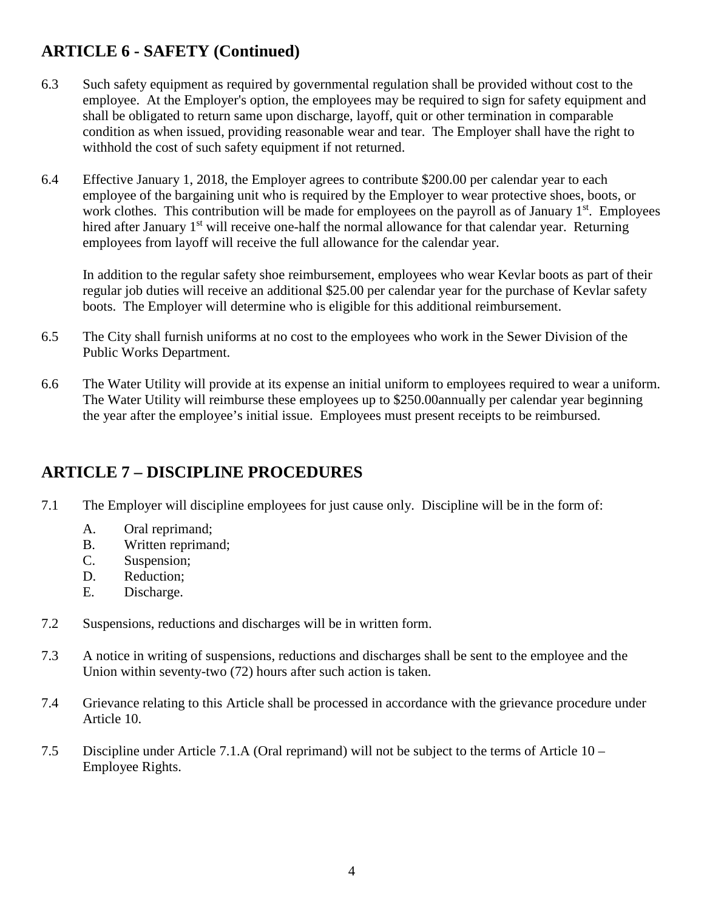## ARTICLE 6 - SAFETY (Continued)

6.3 Such safety equipment as required by governmental regulation shall be provided without cost to the employee. At the Employer's option, the employees may be required to sign for safety equipment and shall be obligated to return same upon discharge, layoff, quit or other termination in comparable condition as when issued, providing reasonable wear and tear. The Employer shall have the right to withhold the cost of such safety equipment if not returned.

6.4 Effective January 1, 2018, the Employer agrees to contribute $200.00 per calendar year to each employee of the bargaining unit who is required by the Employer to wear protective shoes, boots, or work clothes. This contribution will be made for employees on the payroll as of January 1st. Employees hired after January 1st will receive one-half the normal allowance for that calendar year. Returning employees from layoff will receive the full allowance for the calendar year.

In addition to the regular safety shoe reimbursement, employees who wear Kevlar boots as part of their regular job duties will receive an additional $25.00 per calendar year for the purchase of Kevlar safety boots. The Employer will determine who is eligible for this additional reimbursement.

6.5 The City shall furnish uniforms at no cost to the employees who work in the Sewer Division of the Public Works Department.

6.6 The Water Utility will provide at its expense an initial uniform to employees required to wear a uniform. The Water Utility will reimburse these employees up to $250.00annually per calendar year beginning the year after the employee's initial issue. Employees must present receipts to be reimbursed.

## ARTICLE 7 – DISCIPLINE PROCEDURES

7.1 The Employer will discipline employees for just cause only. Discipline will be in the form of:

A. Oral reprimand;
B. Written reprimand;
C. Suspension;
D. Reduction;
E. Discharge.

7.2 Suspensions, reductions and discharges will be in written form.

7.3 A notice in writing of suspensions, reductions and discharges shall be sent to the employee and the Union within seventy-two (72) hours after such action is taken.

7.4 Grievance relating to this Article shall be processed in accordance with the grievance procedure under Article 10.

7.5 Discipline under Article 7.1.A (Oral reprimand) will not be subject to the terms of Article 10 – Employee Rights.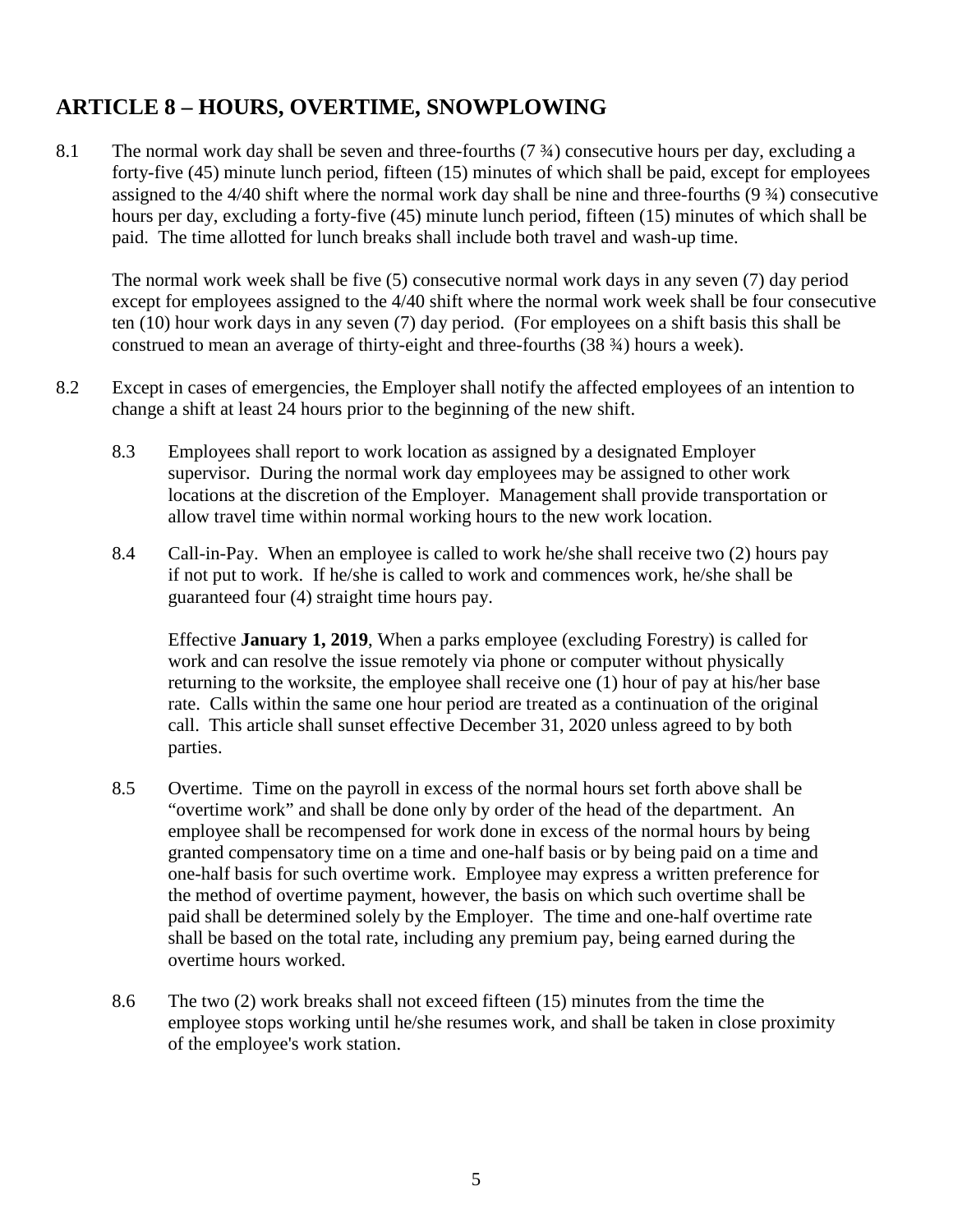## ARTICLE 8 – HOURS, OVERTIME, SNOWPLOWING

8.1 The normal work day shall be seven and three-fourths (7 ¾) consecutive hours per day, excluding a forty-five (45) minute lunch period, fifteen (15) minutes of which shall be paid, except for employees assigned to the 4/40 shift where the normal work day shall be nine and three-fourths (9 ¾) consecutive hours per day, excluding a forty-five (45) minute lunch period, fifteen (15) minutes of which shall be paid. The time allotted for lunch breaks shall include both travel and wash-up time.

The normal work week shall be five (5) consecutive normal work days in any seven (7) day period except for employees assigned to the 4/40 shift where the normal work week shall be four consecutive ten (10) hour work days in any seven (7) day period. (For employees on a shift basis this shall be construed to mean an average of thirty-eight and three-fourths (38 ¾) hours a week).

8.2 Except in cases of emergencies, the Employer shall notify the affected employees of an intention to change a shift at least 24 hours prior to the beginning of the new shift.

8.3 Employees shall report to work location as assigned by a designated Employer supervisor. During the normal work day employees may be assigned to other work locations at the discretion of the Employer. Management shall provide transportation or allow travel time within normal working hours to the new work location.

8.4 Call-in-Pay. When an employee is called to work he/she shall receive two (2) hours pay if not put to work. If he/she is called to work and commences work, he/she shall be guaranteed four (4) straight time hours pay.

Effective **January 1, 2019**, When a parks employee (excluding Forestry) is called for work and can resolve the issue remotely via phone or computer without physically returning to the worksite, the employee shall receive one (1) hour of pay at his/her base rate. Calls within the same one hour period are treated as a continuation of the original call. This article shall sunset effective December 31, 2020 unless agreed to by both parties.

8.5 Overtime. Time on the payroll in excess of the normal hours set forth above shall be "overtime work" and shall be done only by order of the head of the department. An employee shall be recompensed for work done in excess of the normal hours by being granted compensatory time on a time and one-half basis or by being paid on a time and one-half basis for such overtime work. Employee may express a written preference for the method of overtime payment, however, the basis on which such overtime shall be paid shall be determined solely by the Employer. The time and one-half overtime rate shall be based on the total rate, including any premium pay, being earned during the overtime hours worked.

8.6 The two (2) work breaks shall not exceed fifteen (15) minutes from the time the employee stops working until he/she resumes work, and shall be taken in close proximity of the employee's work station.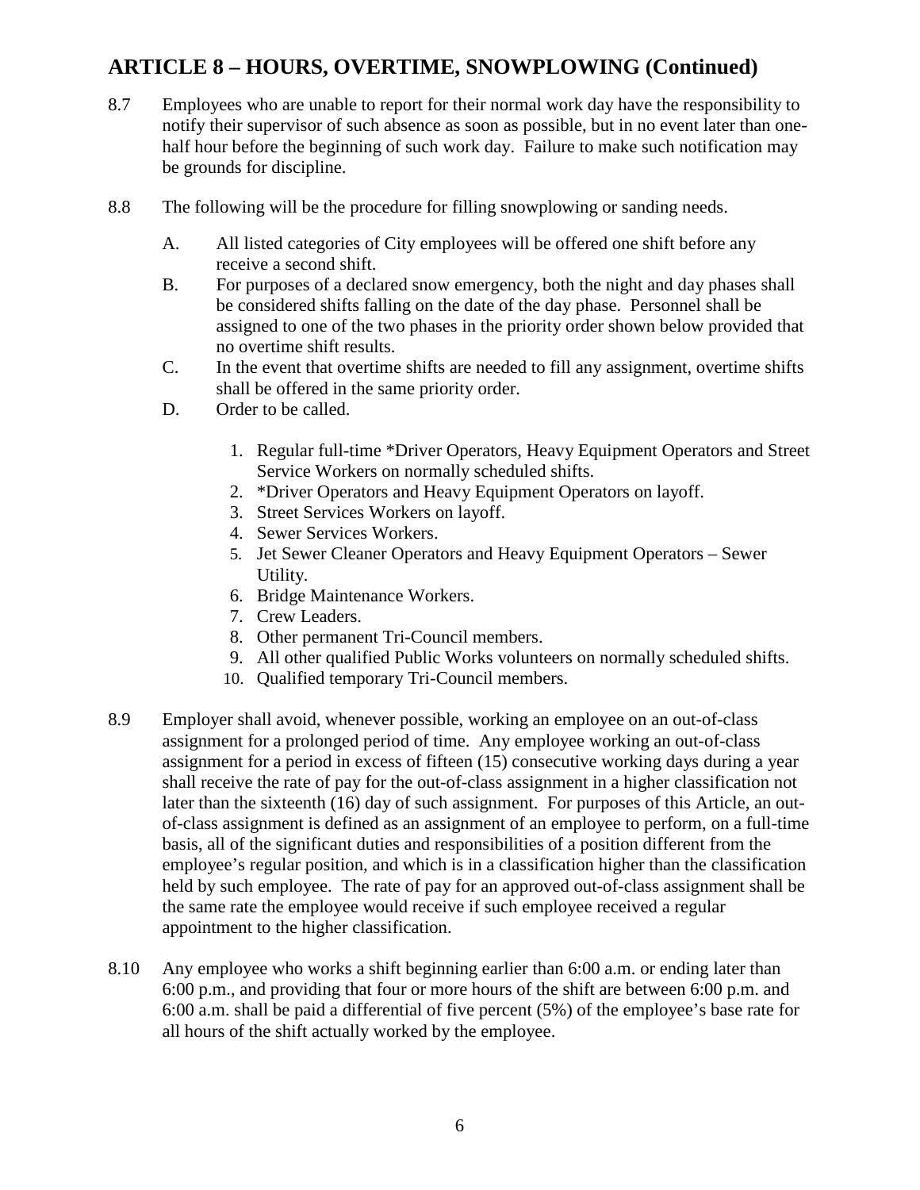## ARTICLE 8 – HOURS, OVERTIME, SNOWPLOWING (Continued)

8.7 Employees who are unable to report for their normal work day have the responsibility to notify their supervisor of such absence as soon as possible, but in no event later than one-half hour before the beginning of such work day. Failure to make such notification may be grounds for discipline.

8.8 The following will be the procedure for filling snowplowing or sanding needs.

A. All listed categories of City employees will be offered one shift before any receive a second shift.

B. For purposes of a declared snow emergency, both the night and day phases shall be considered shifts falling on the date of the day phase. Personnel shall be assigned to one of the two phases in the priority order shown below provided that no overtime shift results.

C. In the event that overtime shifts are needed to fill any assignment, overtime shifts shall be offered in the same priority order.

D. Order to be called.

1. Regular full-time *Driver Operators, Heavy Equipment Operators and Street Service Workers on normally scheduled shifts.
2. *Driver Operators and Heavy Equipment Operators on layoff.
3. Street Services Workers on layoff.
4. Sewer Services Workers.
5. Jet Sewer Cleaner Operators and Heavy Equipment Operators – Sewer Utility.
6. Bridge Maintenance Workers.
7. Crew Leaders.
8. Other permanent Tri-Council members.
9. All other qualified Public Works volunteers on normally scheduled shifts.
10. Qualified temporary Tri-Council members.

8.9 Employer shall avoid, whenever possible, working an employee on an out-of-class assignment for a prolonged period of time. Any employee working an out-of-class assignment for a period in excess of fifteen (15) consecutive working days during a year shall receive the rate of pay for the out-of-class assignment in a higher classification not later than the sixteenth (16) day of such assignment. For purposes of this Article, an out-of-class assignment is defined as an assignment of an employee to perform, on a full-time basis, all of the significant duties and responsibilities of a position different from the employee's regular position, and which is in a classification higher than the classification held by such employee. The rate of pay for an approved out-of-class assignment shall be the same rate the employee would receive if such employee received a regular appointment to the higher classification.

8.10 Any employee who works a shift beginning earlier than 6:00 a.m. or ending later than 6:00 p.m., and providing that four or more hours of the shift are between 6:00 p.m. and 6:00 a.m. shall be paid a differential of five percent (5%) of the employee's base rate for all hours of the shift actually worked by the employee.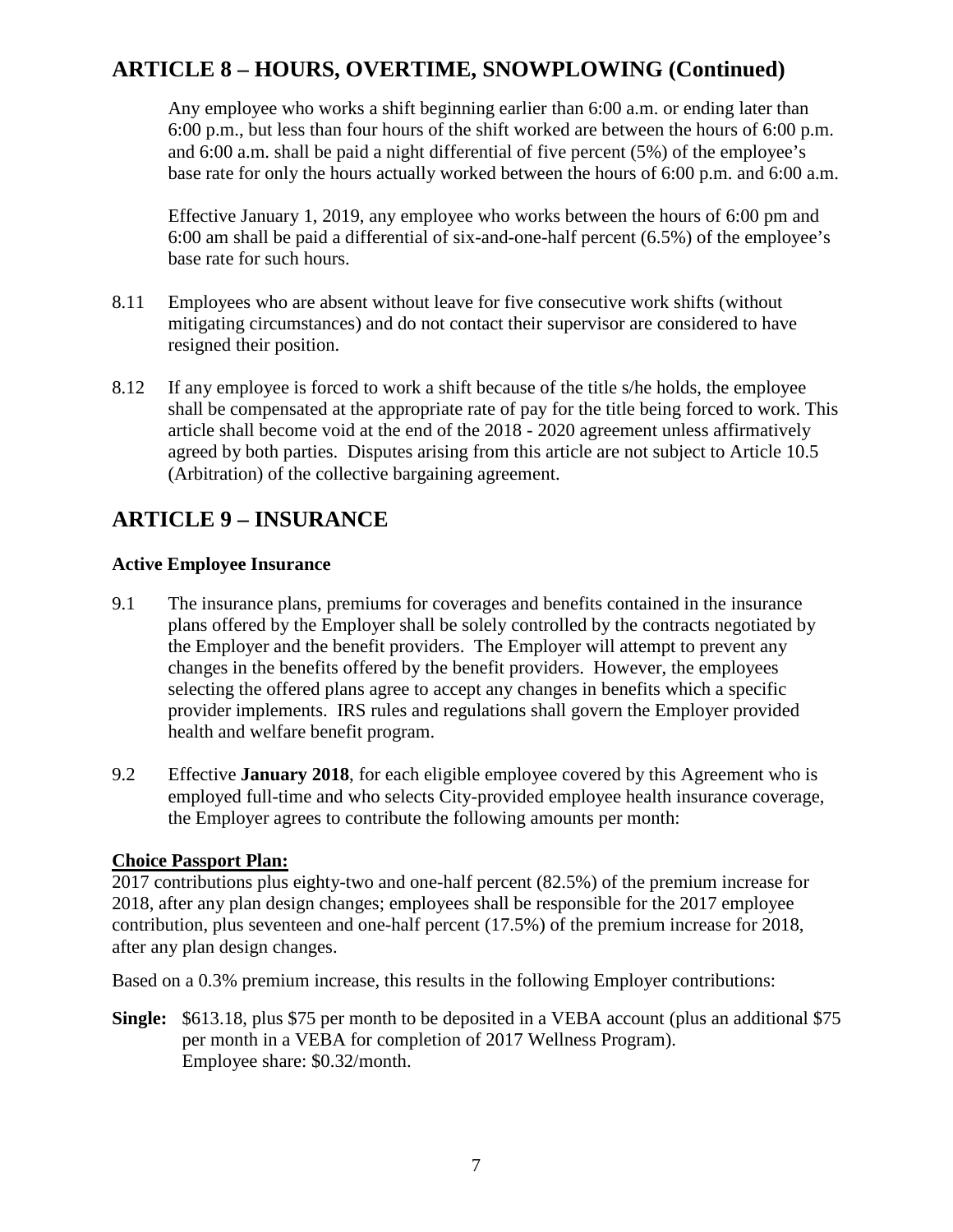## ARTICLE 8 – HOURS, OVERTIME, SNOWPLOWING (Continued)

Any employee who works a shift beginning earlier than 6:00 a.m. or ending later than 6:00 p.m., but less than four hours of the shift worked are between the hours of 6:00 p.m. and 6:00 a.m. shall be paid a night differential of five percent (5%) of the employee's base rate for only the hours actually worked between the hours of 6:00 p.m. and 6:00 a.m.

Effective January 1, 2019, any employee who works between the hours of 6:00 pm and 6:00 am shall be paid a differential of six-and-one-half percent (6.5%) of the employee's base rate for such hours.

8.11 Employees who are absent without leave for five consecutive work shifts (without mitigating circumstances) and do not contact their supervisor are considered to have resigned their position.

8.12 If any employee is forced to work a shift because of the title s/he holds, the employee shall be compensated at the appropriate rate of pay for the title being forced to work. This article shall become void at the end of the 2018 - 2020 agreement unless affirmatively agreed by both parties. Disputes arising from this article are not subject to Article 10.5 (Arbitration) of the collective bargaining agreement.

## ARTICLE 9 – INSURANCE

### Active Employee Insurance

9.1 The insurance plans, premiums for coverages and benefits contained in the insurance plans offered by the Employer shall be solely controlled by the contracts negotiated by the Employer and the benefit providers. The Employer will attempt to prevent any changes in the benefits offered by the benefit providers. However, the employees selecting the offered plans agree to accept any changes in benefits which a specific provider implements. IRS rules and regulations shall govern the Employer provided health and welfare benefit program.

9.2 Effective **January 2018**, for each eligible employee covered by this Agreement who is employed full-time and who selects City-provided employee health insurance coverage, the Employer agrees to contribute the following amounts per month:

**Choice Passport Plan:**

2017 contributions plus eighty-two and one-half percent (82.5%) of the premium increase for 2018, after any plan design changes; employees shall be responsible for the 2017 employee contribution, plus seventeen and one-half percent (17.5%) of the premium increase for 2018, after any plan design changes.

Based on a 0.3% premium increase, this results in the following Employer contributions:

**Single:** $613.18, plus $75 per month to be deposited in a VEBA account (plus an additional $75 per month in a VEBA for completion of 2017 Wellness Program).
Employee share: $0.32/month.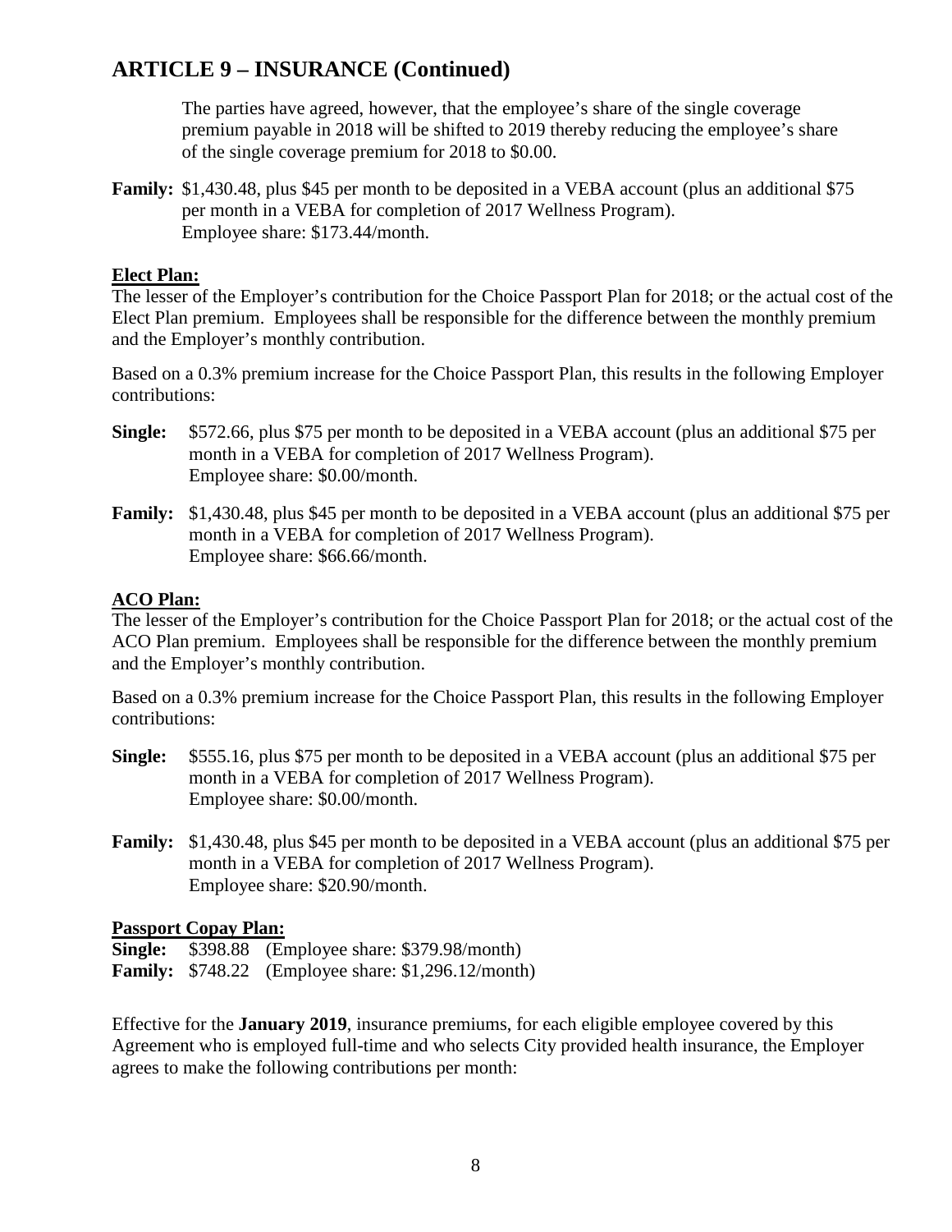## ARTICLE 9 – INSURANCE (Continued)

The parties have agreed, however, that the employee's share of the single coverage premium payable in 2018 will be shifted to 2019 thereby reducing the employee's share of the single coverage premium for 2018 to $0.00.

**Family:** $1,430.48, plus $45 per month to be deposited in a VEBA account (plus an additional $75 per month in a VEBA for completion of 2017 Wellness Program).
Employee share: $173.44/month.

**Elect Plan:**

The lesser of the Employer's contribution for the Choice Passport Plan for 2018; or the actual cost of the Elect Plan premium. Employees shall be responsible for the difference between the monthly premium and the Employer's monthly contribution.

Based on a 0.3% premium increase for the Choice Passport Plan, this results in the following Employer contributions:

**Single:** $572.66, plus $75 per month to be deposited in a VEBA account (plus an additional $75 per month in a VEBA for completion of 2017 Wellness Program).
Employee share: $0.00/month.

**Family:** $1,430.48, plus $45 per month to be deposited in a VEBA account (plus an additional $75 per month in a VEBA for completion of 2017 Wellness Program).
Employee share: $66.66/month.

**ACO Plan:**

The lesser of the Employer's contribution for the Choice Passport Plan for 2018; or the actual cost of the ACO Plan premium. Employees shall be responsible for the difference between the monthly premium and the Employer's monthly contribution.

Based on a 0.3% premium increase for the Choice Passport Plan, this results in the following Employer contributions:

**Single:** $555.16, plus $75 per month to be deposited in a VEBA account (plus an additional $75 per month in a VEBA for completion of 2017 Wellness Program).
Employee share: $0.00/month.

**Family:** $1,430.48, plus $45 per month to be deposited in a VEBA account (plus an additional $75 per month in a VEBA for completion of 2017 Wellness Program).
Employee share: $20.90/month.

**Passport Copay Plan:**

**Single:** $398.88 (Employee share: $379.98/month)
**Family:** $748.22 (Employee share: $1,296.12/month)

Effective for the **January 2019**, insurance premiums, for each eligible employee covered by this Agreement who is employed full-time and who selects City provided health insurance, the Employer agrees to make the following contributions per month: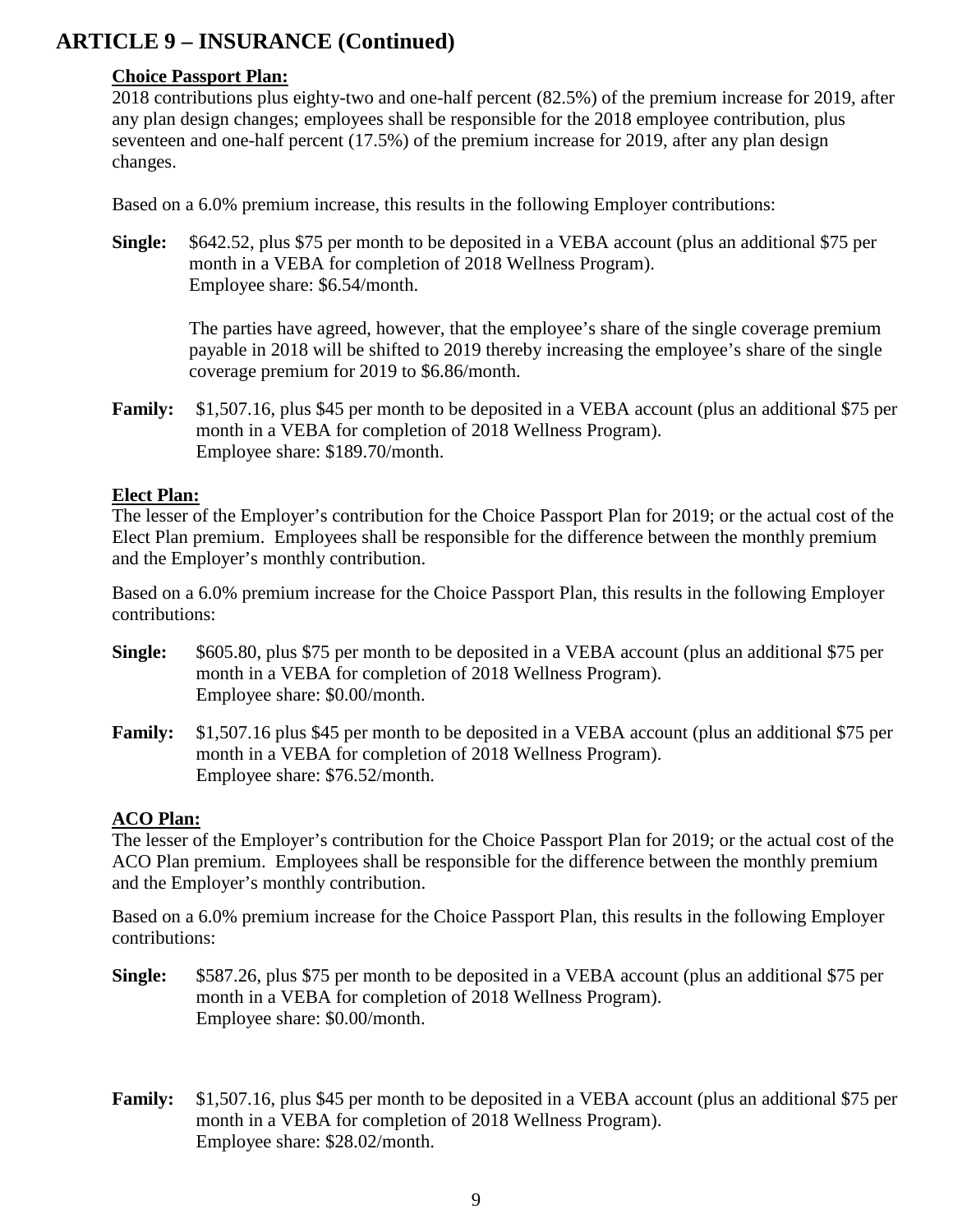## ARTICLE 9 – INSURANCE (Continued)

**Choice Passport Plan:**

2018 contributions plus eighty-two and one-half percent (82.5%) of the premium increase for 2019, after any plan design changes; employees shall be responsible for the 2018 employee contribution, plus seventeen and one-half percent (17.5%) of the premium increase for 2019, after any plan design changes.

Based on a 6.0% premium increase, this results in the following Employer contributions:

**Single:** $642.52, plus $75 per month to be deposited in a VEBA account (plus an additional $75 per month in a VEBA for completion of 2018 Wellness Program).
Employee share: $6.54/month.

The parties have agreed, however, that the employee's share of the single coverage premium payable in 2018 will be shifted to 2019 thereby increasing the employee's share of the single coverage premium for 2019 to $6.86/month.

**Family:** $1,507.16, plus $45 per month to be deposited in a VEBA account (plus an additional $75 per month in a VEBA for completion of 2018 Wellness Program).
Employee share: $189.70/month.

**Elect Plan:**

The lesser of the Employer's contribution for the Choice Passport Plan for 2019; or the actual cost of the Elect Plan premium. Employees shall be responsible for the difference between the monthly premium and the Employer's monthly contribution.

Based on a 6.0% premium increase for the Choice Passport Plan, this results in the following Employer contributions:

**Single:** $605.80, plus $75 per month to be deposited in a VEBA account (plus an additional $75 per month in a VEBA for completion of 2018 Wellness Program).
Employee share: $0.00/month.

**Family:** $1,507.16 plus $45 per month to be deposited in a VEBA account (plus an additional $75 per month in a VEBA for completion of 2018 Wellness Program).
Employee share: $76.52/month.

**ACO Plan:**

The lesser of the Employer's contribution for the Choice Passport Plan for 2019; or the actual cost of the ACO Plan premium. Employees shall be responsible for the difference between the monthly premium and the Employer's monthly contribution.

Based on a 6.0% premium increase for the Choice Passport Plan, this results in the following Employer contributions:

**Single:** $587.26, plus $75 per month to be deposited in a VEBA account (plus an additional $75 per month in a VEBA for completion of 2018 Wellness Program).
Employee share: $0.00/month.

**Family:** $1,507.16, plus $45 per month to be deposited in a VEBA account (plus an additional $75 per month in a VEBA for completion of 2018 Wellness Program).
Employee share: $28.02/month.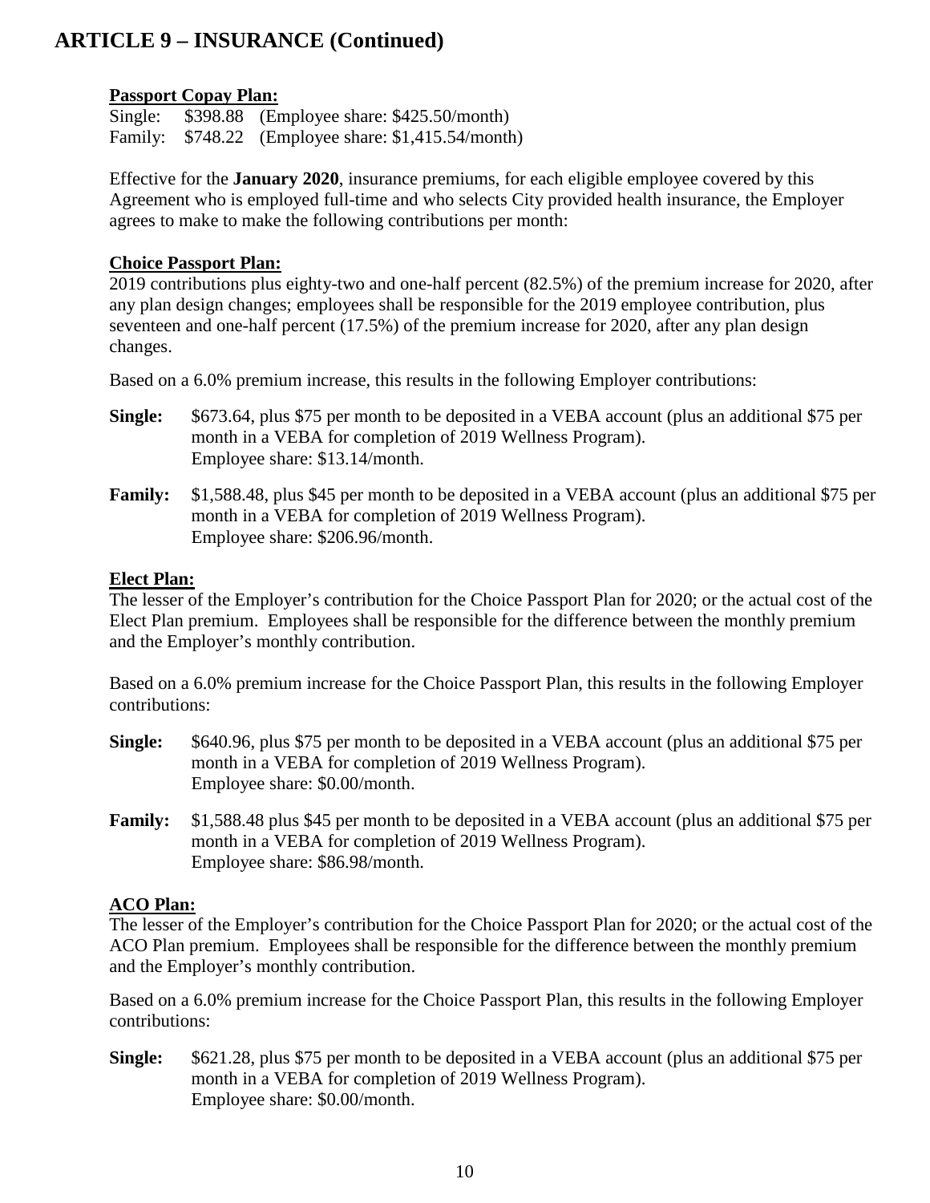## ARTICLE 9 – INSURANCE (Continued)

**Passport Copay Plan:**
Single: $398.88 (Employee share: $425.50/month)
Family: $748.22 (Employee share: $1,415.54/month)

Effective for the **January 2020**, insurance premiums, for each eligible employee covered by this Agreement who is employed full-time and who selects City provided health insurance, the Employer agrees to make to make the following contributions per month:

**Choice Passport Plan:**
2019 contributions plus eighty-two and one-half percent (82.5%) of the premium increase for 2020, after any plan design changes; employees shall be responsible for the 2019 employee contribution, plus seventeen and one-half percent (17.5%) of the premium increase for 2020, after any plan design changes.

Based on a 6.0% premium increase, this results in the following Employer contributions:

**Single:** $673.64, plus $75 per month to be deposited in a VEBA account (plus an additional $75 per month in a VEBA for completion of 2019 Wellness Program).
Employee share: $13.14/month.

**Family:** $1,588.48, plus $45 per month to be deposited in a VEBA account (plus an additional $75 per month in a VEBA for completion of 2019 Wellness Program).
Employee share: $206.96/month.

**Elect Plan:**
The lesser of the Employer's contribution for the Choice Passport Plan for 2020; or the actual cost of the Elect Plan premium. Employees shall be responsible for the difference between the monthly premium and the Employer's monthly contribution.

Based on a 6.0% premium increase for the Choice Passport Plan, this results in the following Employer contributions:

**Single:** $640.96, plus $75 per month to be deposited in a VEBA account (plus an additional $75 per month in a VEBA for completion of 2019 Wellness Program).
Employee share: $0.00/month.

**Family:** $1,588.48 plus $45 per month to be deposited in a VEBA account (plus an additional $75 per month in a VEBA for completion of 2019 Wellness Program).
Employee share: $86.98/month.

**ACO Plan:**
The lesser of the Employer's contribution for the Choice Passport Plan for 2020; or the actual cost of the ACO Plan premium. Employees shall be responsible for the difference between the monthly premium and the Employer's monthly contribution.

Based on a 6.0% premium increase for the Choice Passport Plan, this results in the following Employer contributions:

**Single:** $621.28, plus $75 per month to be deposited in a VEBA account (plus an additional $75 per month in a VEBA for completion of 2019 Wellness Program).
Employee share: $0.00/month.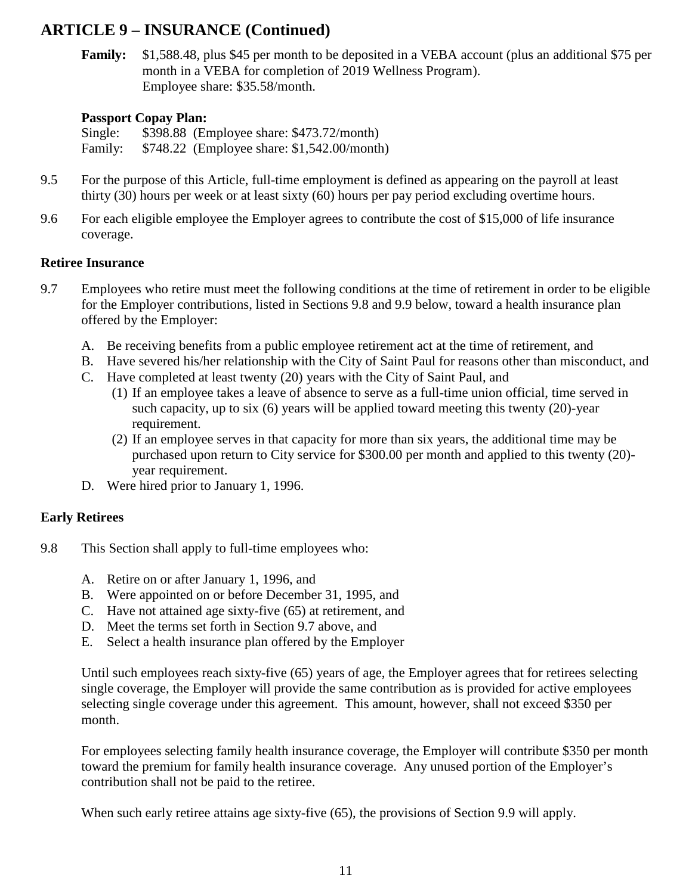## ARTICLE 9 – INSURANCE (Continued)

**Family:** $1,588.48, plus $45 per month to be deposited in a VEBA account (plus an additional $75 per month in a VEBA for completion of 2019 Wellness Program).
Employee share: $35.58/month.

**Passport Copay Plan:**
Single: $398.88 (Employee share: $473.72/month)
Family: $748.22 (Employee share: $1,542.00/month)

9.5 For the purpose of this Article, full-time employment is defined as appearing on the payroll at least thirty (30) hours per week or at least sixty (60) hours per pay period excluding overtime hours.

9.6 For each eligible employee the Employer agrees to contribute the cost of $15,000 of life insurance coverage.

### Retiree Insurance

9.7 Employees who retire must meet the following conditions at the time of retirement in order to be eligible for the Employer contributions, listed in Sections 9.8 and 9.9 below, toward a health insurance plan offered by the Employer:

A. Be receiving benefits from a public employee retirement act at the time of retirement, and
B. Have severed his/her relationship with the City of Saint Paul for reasons other than misconduct, and
C. Have completed at least twenty (20) years with the City of Saint Paul, and
   (1) If an employee takes a leave of absence to serve as a full-time union official, time served in such capacity, up to six (6) years will be applied toward meeting this twenty (20)-year requirement.
   (2) If an employee serves in that capacity for more than six years, the additional time may be purchased upon return to City service for $300.00 per month and applied to this twenty (20)-year requirement.
D. Were hired prior to January 1, 1996.

### Early Retirees

9.8 This Section shall apply to full-time employees who:

A. Retire on or after January 1, 1996, and
B. Were appointed on or before December 31, 1995, and
C. Have not attained age sixty-five (65) at retirement, and
D. Meet the terms set forth in Section 9.7 above, and
E. Select a health insurance plan offered by the Employer

Until such employees reach sixty-five (65) years of age, the Employer agrees that for retirees selecting single coverage, the Employer will provide the same contribution as is provided for active employees selecting single coverage under this agreement. This amount, however, shall not exceed $350 per month.

For employees selecting family health insurance coverage, the Employer will contribute $350 per month toward the premium for family health insurance coverage. Any unused portion of the Employer's contribution shall not be paid to the retiree.

When such early retiree attains age sixty-five (65), the provisions of Section 9.9 will apply.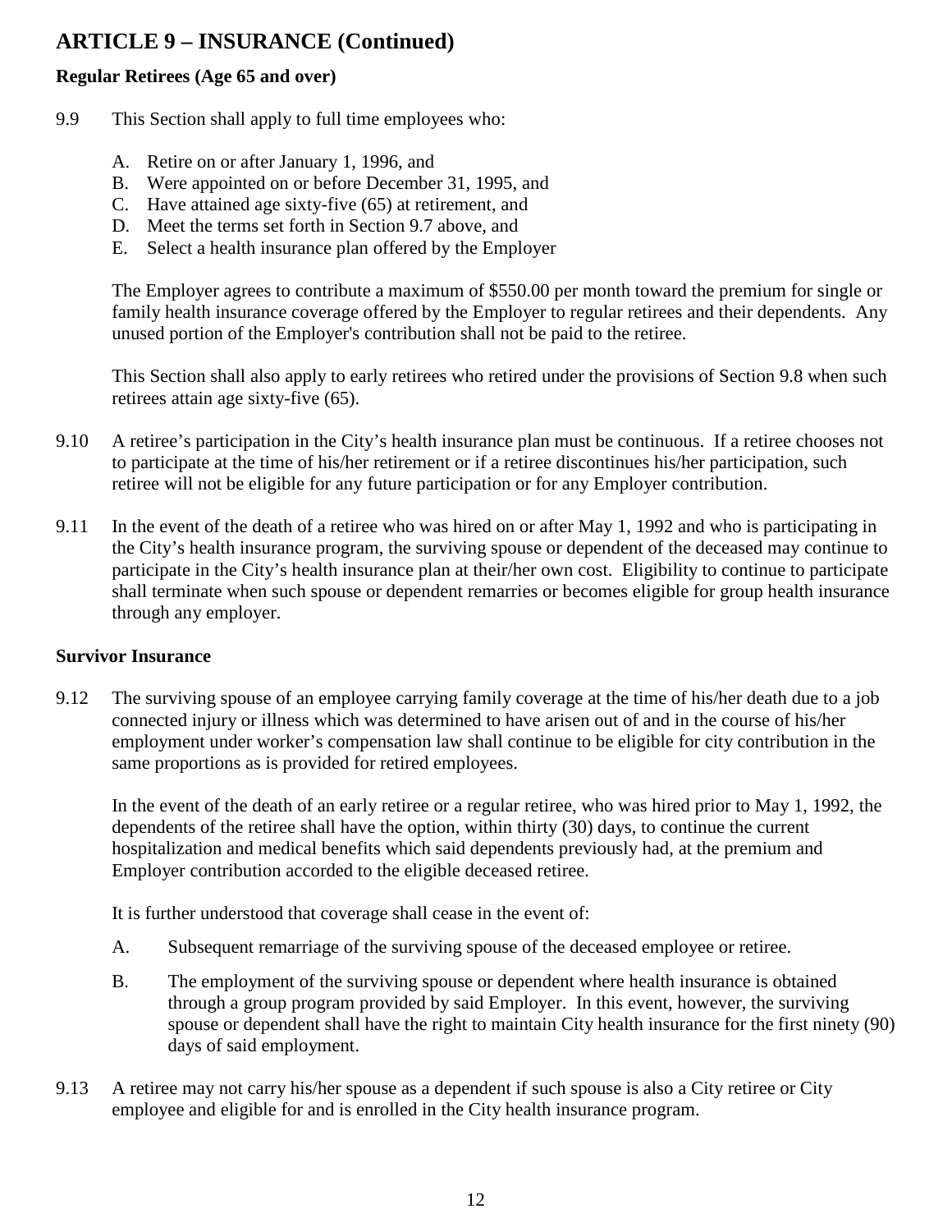## ARTICLE 9 – INSURANCE (Continued)

### Regular Retirees (Age 65 and over)

9.9 This Section shall apply to full time employees who:

A. Retire on or after January 1, 1996, and
B. Were appointed on or before December 31, 1995, and
C. Have attained age sixty-five (65) at retirement, and
D. Meet the terms set forth in Section 9.7 above, and
E. Select a health insurance plan offered by the Employer

The Employer agrees to contribute a maximum of $550.00 per month toward the premium for single or family health insurance coverage offered by the Employer to regular retirees and their dependents. Any unused portion of the Employer's contribution shall not be paid to the retiree.

This Section shall also apply to early retirees who retired under the provisions of Section 9.8 when such retirees attain age sixty-five (65).

9.10 A retiree's participation in the City's health insurance plan must be continuous. If a retiree chooses not to participate at the time of his/her retirement or if a retiree discontinues his/her participation, such retiree will not be eligible for any future participation or for any Employer contribution.

9.11 In the event of the death of a retiree who was hired on or after May 1, 1992 and who is participating in the City's health insurance program, the surviving spouse or dependent of the deceased may continue to participate in the City's health insurance plan at their/her own cost. Eligibility to continue to participate shall terminate when such spouse or dependent remarries or becomes eligible for group health insurance through any employer.

### Survivor Insurance

9.12 The surviving spouse of an employee carrying family coverage at the time of his/her death due to a job connected injury or illness which was determined to have arisen out of and in the course of his/her employment under worker's compensation law shall continue to be eligible for city contribution in the same proportions as is provided for retired employees.

In the event of the death of an early retiree or a regular retiree, who was hired prior to May 1, 1992, the dependents of the retiree shall have the option, within thirty (30) days, to continue the current hospitalization and medical benefits which said dependents previously had, at the premium and Employer contribution accorded to the eligible deceased retiree.

It is further understood that coverage shall cease in the event of:

A. Subsequent remarriage of the surviving spouse of the deceased employee or retiree.

B. The employment of the surviving spouse or dependent where health insurance is obtained through a group program provided by said Employer. In this event, however, the surviving spouse or dependent shall have the right to maintain City health insurance for the first ninety (90) days of said employment.

9.13 A retiree may not carry his/her spouse as a dependent if such spouse is also a City retiree or City employee and eligible for and is enrolled in the City health insurance program.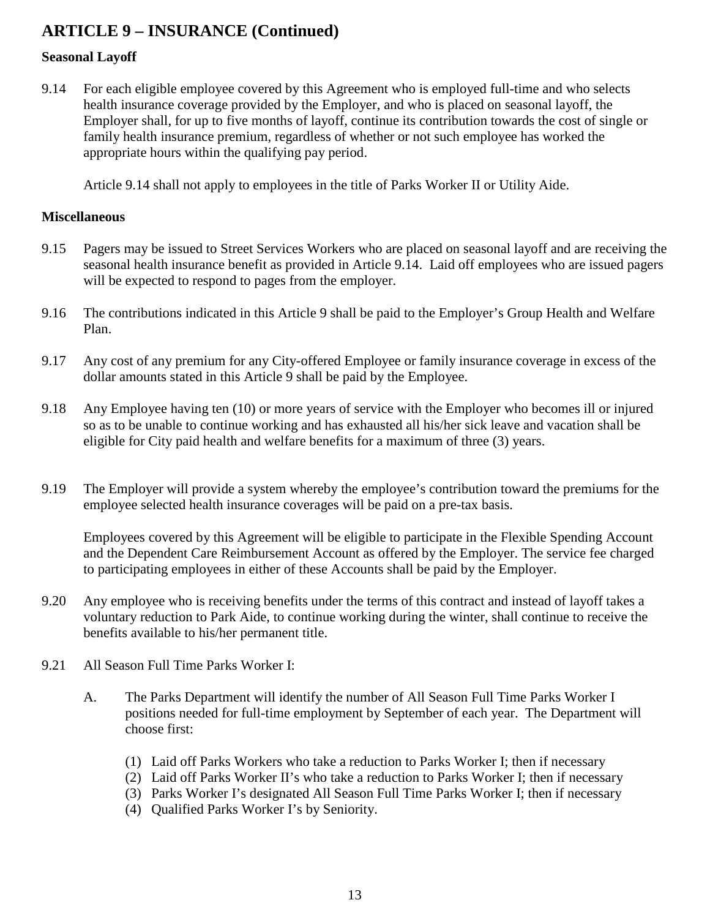## ARTICLE 9 – INSURANCE (Continued)

### Seasonal Layoff

9.14 For each eligible employee covered by this Agreement who is employed full-time and who selects health insurance coverage provided by the Employer, and who is placed on seasonal layoff, the Employer shall, for up to five months of layoff, continue its contribution towards the cost of single or family health insurance premium, regardless of whether or not such employee has worked the appropriate hours within the qualifying pay period.

Article 9.14 shall not apply to employees in the title of Parks Worker II or Utility Aide.

### Miscellaneous

9.15 Pagers may be issued to Street Services Workers who are placed on seasonal layoff and are receiving the seasonal health insurance benefit as provided in Article 9.14. Laid off employees who are issued pagers will be expected to respond to pages from the employer.

9.16 The contributions indicated in this Article 9 shall be paid to the Employer's Group Health and Welfare Plan.

9.17 Any cost of any premium for any City-offered Employee or family insurance coverage in excess of the dollar amounts stated in this Article 9 shall be paid by the Employee.

9.18 Any Employee having ten (10) or more years of service with the Employer who becomes ill or injured so as to be unable to continue working and has exhausted all his/her sick leave and vacation shall be eligible for City paid health and welfare benefits for a maximum of three (3) years.

9.19 The Employer will provide a system whereby the employee's contribution toward the premiums for the employee selected health insurance coverages will be paid on a pre-tax basis.

Employees covered by this Agreement will be eligible to participate in the Flexible Spending Account and the Dependent Care Reimbursement Account as offered by the Employer. The service fee charged to participating employees in either of these Accounts shall be paid by the Employer.

9.20 Any employee who is receiving benefits under the terms of this contract and instead of layoff takes a voluntary reduction to Park Aide, to continue working during the winter, shall continue to receive the benefits available to his/her permanent title.

9.21 All Season Full Time Parks Worker I:

A. The Parks Department will identify the number of All Season Full Time Parks Worker I positions needed for full-time employment by September of each year. The Department will choose first:

(1) Laid off Parks Workers who take a reduction to Parks Worker I; then if necessary
(2) Laid off Parks Worker II's who take a reduction to Parks Worker I; then if necessary
(3) Parks Worker I's designated All Season Full Time Parks Worker I; then if necessary
(4) Qualified Parks Worker I's by Seniority.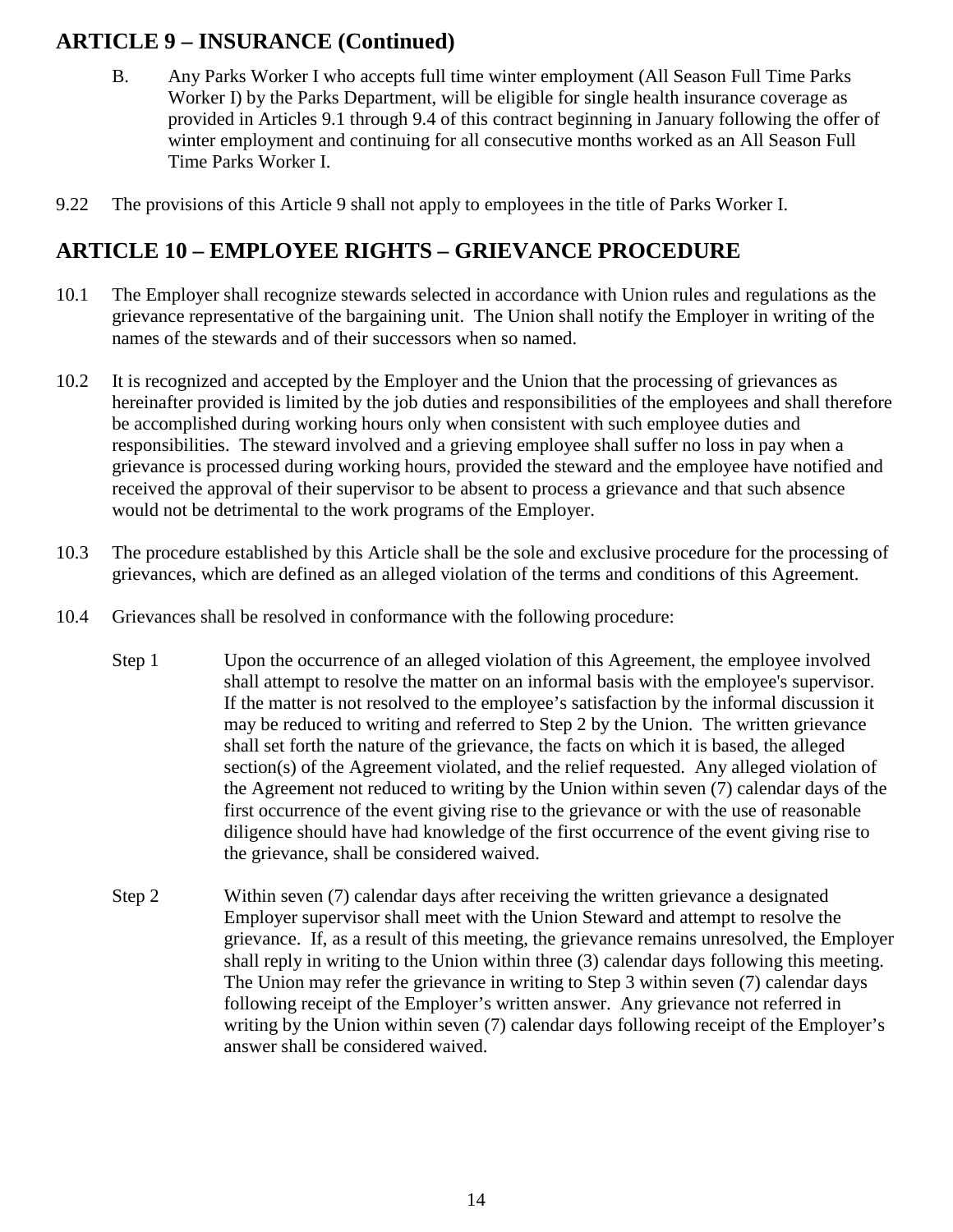## ARTICLE 9 – INSURANCE (Continued)

B. Any Parks Worker I who accepts full time winter employment (All Season Full Time Parks Worker I) by the Parks Department, will be eligible for single health insurance coverage as provided in Articles 9.1 through 9.4 of this contract beginning in January following the offer of winter employment and continuing for all consecutive months worked as an All Season Full Time Parks Worker I.

9.22 The provisions of this Article 9 shall not apply to employees in the title of Parks Worker I.

## ARTICLE 10 – EMPLOYEE RIGHTS – GRIEVANCE PROCEDURE

10.1 The Employer shall recognize stewards selected in accordance with Union rules and regulations as the grievance representative of the bargaining unit. The Union shall notify the Employer in writing of the names of the stewards and of their successors when so named.

10.2 It is recognized and accepted by the Employer and the Union that the processing of grievances as hereinafter provided is limited by the job duties and responsibilities of the employees and shall therefore be accomplished during working hours only when consistent with such employee duties and responsibilities. The steward involved and a grieving employee shall suffer no loss in pay when a grievance is processed during working hours, provided the steward and the employee have notified and received the approval of their supervisor to be absent to process a grievance and that such absence would not be detrimental to the work programs of the Employer.

10.3 The procedure established by this Article shall be the sole and exclusive procedure for the processing of grievances, which are defined as an alleged violation of the terms and conditions of this Agreement.

10.4 Grievances shall be resolved in conformance with the following procedure:

Step 1 Upon the occurrence of an alleged violation of this Agreement, the employee involved shall attempt to resolve the matter on an informal basis with the employee's supervisor. If the matter is not resolved to the employee's satisfaction by the informal discussion it may be reduced to writing and referred to Step 2 by the Union. The written grievance shall set forth the nature of the grievance, the facts on which it is based, the alleged section(s) of the Agreement violated, and the relief requested. Any alleged violation of the Agreement not reduced to writing by the Union within seven (7) calendar days of the first occurrence of the event giving rise to the grievance or with the use of reasonable diligence should have had knowledge of the first occurrence of the event giving rise to the grievance, shall be considered waived.

Step 2 Within seven (7) calendar days after receiving the written grievance a designated Employer supervisor shall meet with the Union Steward and attempt to resolve the grievance. If, as a result of this meeting, the grievance remains unresolved, the Employer shall reply in writing to the Union within three (3) calendar days following this meeting. The Union may refer the grievance in writing to Step 3 within seven (7) calendar days following receipt of the Employer's written answer. Any grievance not referred in writing by the Union within seven (7) calendar days following receipt of the Employer's answer shall be considered waived.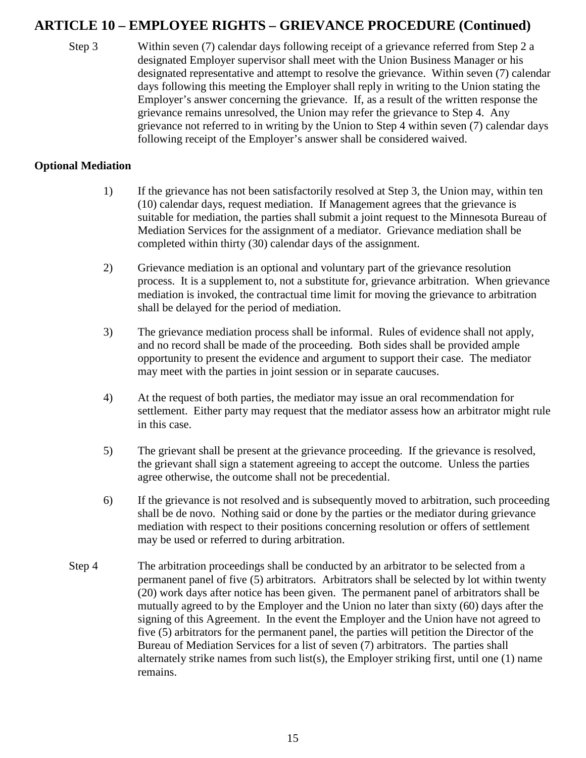## ARTICLE 10 – EMPLOYEE RIGHTS – GRIEVANCE PROCEDURE (Continued)

Step 3 Within seven (7) calendar days following receipt of a grievance referred from Step 2 a designated Employer supervisor shall meet with the Union Business Manager or his designated representative and attempt to resolve the grievance. Within seven (7) calendar days following this meeting the Employer shall reply in writing to the Union stating the Employer's answer concerning the grievance. If, as a result of the written response the grievance remains unresolved, the Union may refer the grievance to Step 4. Any grievance not referred to in writing by the Union to Step 4 within seven (7) calendar days following receipt of the Employer's answer shall be considered waived.

**Optional Mediation**

1) If the grievance has not been satisfactorily resolved at Step 3, the Union may, within ten (10) calendar days, request mediation. If Management agrees that the grievance is suitable for mediation, the parties shall submit a joint request to the Minnesota Bureau of Mediation Services for the assignment of a mediator. Grievance mediation shall be completed within thirty (30) calendar days of the assignment.

2) Grievance mediation is an optional and voluntary part of the grievance resolution process. It is a supplement to, not a substitute for, grievance arbitration. When grievance mediation is invoked, the contractual time limit for moving the grievance to arbitration shall be delayed for the period of mediation.

3) The grievance mediation process shall be informal. Rules of evidence shall not apply, and no record shall be made of the proceeding. Both sides shall be provided ample opportunity to present the evidence and argument to support their case. The mediator may meet with the parties in joint session or in separate caucuses.

4) At the request of both parties, the mediator may issue an oral recommendation for settlement. Either party may request that the mediator assess how an arbitrator might rule in this case.

5) The grievant shall be present at the grievance proceeding. If the grievance is resolved, the grievant shall sign a statement agreeing to accept the outcome. Unless the parties agree otherwise, the outcome shall not be precedential.

6) If the grievance is not resolved and is subsequently moved to arbitration, such proceeding shall be de novo. Nothing said or done by the parties or the mediator during grievance mediation with respect to their positions concerning resolution or offers of settlement may be used or referred to during arbitration.

Step 4 The arbitration proceedings shall be conducted by an arbitrator to be selected from a permanent panel of five (5) arbitrators. Arbitrators shall be selected by lot within twenty (20) work days after notice has been given. The permanent panel of arbitrators shall be mutually agreed to by the Employer and the Union no later than sixty (60) days after the signing of this Agreement. In the event the Employer and the Union have not agreed to five (5) arbitrators for the permanent panel, the parties will petition the Director of the Bureau of Mediation Services for a list of seven (7) arbitrators. The parties shall alternately strike names from such list(s), the Employer striking first, until one (1) name remains.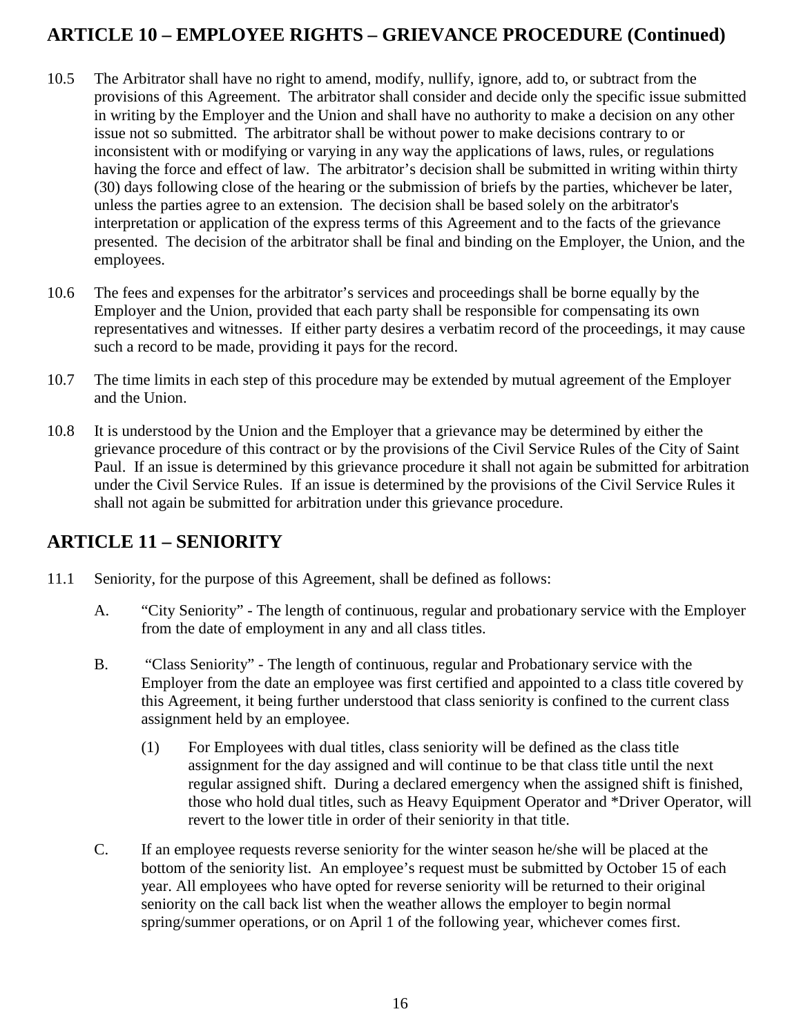## ARTICLE 10 – EMPLOYEE RIGHTS – GRIEVANCE PROCEDURE (Continued)

10.5 The Arbitrator shall have no right to amend, modify, nullify, ignore, add to, or subtract from the provisions of this Agreement. The arbitrator shall consider and decide only the specific issue submitted in writing by the Employer and the Union and shall have no authority to make a decision on any other issue not so submitted. The arbitrator shall be without power to make decisions contrary to or inconsistent with or modifying or varying in any way the applications of laws, rules, or regulations having the force and effect of law. The arbitrator's decision shall be submitted in writing within thirty (30) days following close of the hearing or the submission of briefs by the parties, whichever be later, unless the parties agree to an extension. The decision shall be based solely on the arbitrator's interpretation or application of the express terms of this Agreement and to the facts of the grievance presented. The decision of the arbitrator shall be final and binding on the Employer, the Union, and the employees.

10.6 The fees and expenses for the arbitrator's services and proceedings shall be borne equally by the Employer and the Union, provided that each party shall be responsible for compensating its own representatives and witnesses. If either party desires a verbatim record of the proceedings, it may cause such a record to be made, providing it pays for the record.

10.7 The time limits in each step of this procedure may be extended by mutual agreement of the Employer and the Union.

10.8 It is understood by the Union and the Employer that a grievance may be determined by either the grievance procedure of this contract or by the provisions of the Civil Service Rules of the City of Saint Paul. If an issue is determined by this grievance procedure it shall not again be submitted for arbitration under the Civil Service Rules. If an issue is determined by the provisions of the Civil Service Rules it shall not again be submitted for arbitration under this grievance procedure.

## ARTICLE 11 – SENIORITY

11.1 Seniority, for the purpose of this Agreement, shall be defined as follows:

A. "City Seniority" - The length of continuous, regular and probationary service with the Employer from the date of employment in any and all class titles.

B. "Class Seniority" - The length of continuous, regular and Probationary service with the Employer from the date an employee was first certified and appointed to a class title covered by this Agreement, it being further understood that class seniority is confined to the current class assignment held by an employee.

(1) For Employees with dual titles, class seniority will be defined as the class title assignment for the day assigned and will continue to be that class title until the next regular assigned shift. During a declared emergency when the assigned shift is finished, those who hold dual titles, such as Heavy Equipment Operator and *Driver Operator, will revert to the lower title in order of their seniority in that title.

C. If an employee requests reverse seniority for the winter season he/she will be placed at the bottom of the seniority list. An employee's request must be submitted by October 15 of each year. All employees who have opted for reverse seniority will be returned to their original seniority on the call back list when the weather allows the employer to begin normal spring/summer operations, or on April 1 of the following year, whichever comes first.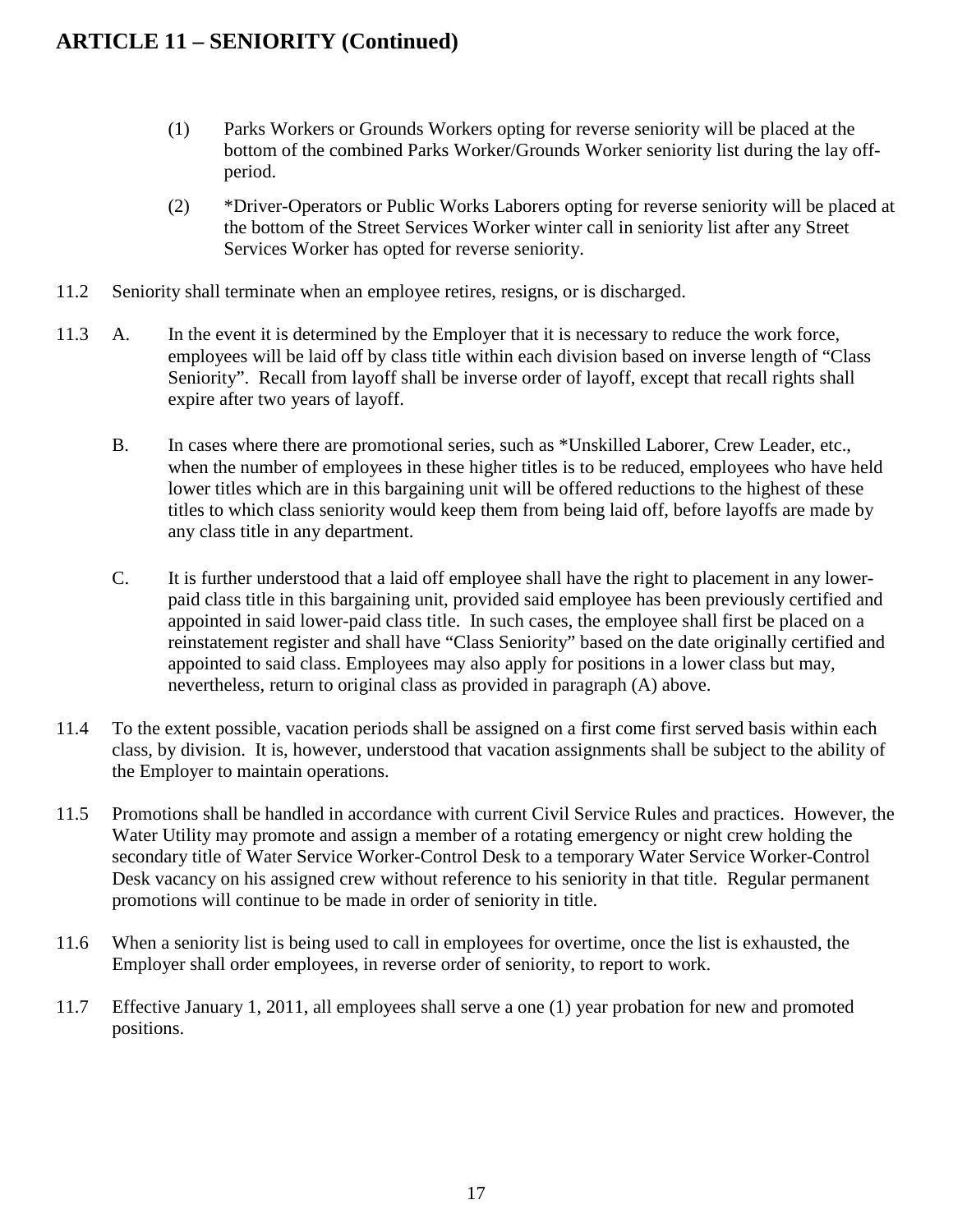## ARTICLE 11 – SENIORITY (Continued)

(1) Parks Workers or Grounds Workers opting for reverse seniority will be placed at the bottom of the combined Parks Worker/Grounds Worker seniority list during the lay off-period.

(2) *Driver-Operators or Public Works Laborers opting for reverse seniority will be placed at the bottom of the Street Services Worker winter call in seniority list after any Street Services Worker has opted for reverse seniority.

11.2 Seniority shall terminate when an employee retires, resigns, or is discharged.

11.3 A. In the event it is determined by the Employer that it is necessary to reduce the work force, employees will be laid off by class title within each division based on inverse length of "Class Seniority". Recall from layoff shall be inverse order of layoff, except that recall rights shall expire after two years of layoff.

B. In cases where there are promotional series, such as *Unskilled Laborer, Crew Leader, etc., when the number of employees in these higher titles is to be reduced, employees who have held lower titles which are in this bargaining unit will be offered reductions to the highest of these titles to which class seniority would keep them from being laid off, before layoffs are made by any class title in any department.

C. It is further understood that a laid off employee shall have the right to placement in any lower-paid class title in this bargaining unit, provided said employee has been previously certified and appointed in said lower-paid class title. In such cases, the employee shall first be placed on a reinstatement register and shall have "Class Seniority" based on the date originally certified and appointed to said class. Employees may also apply for positions in a lower class but may, nevertheless, return to original class as provided in paragraph (A) above.

11.4 To the extent possible, vacation periods shall be assigned on a first come first served basis within each class, by division. It is, however, understood that vacation assignments shall be subject to the ability of the Employer to maintain operations.

11.5 Promotions shall be handled in accordance with current Civil Service Rules and practices. However, the Water Utility may promote and assign a member of a rotating emergency or night crew holding the secondary title of Water Service Worker-Control Desk to a temporary Water Service Worker-Control Desk vacancy on his assigned crew without reference to his seniority in that title. Regular permanent promotions will continue to be made in order of seniority in title.

11.6 When a seniority list is being used to call in employees for overtime, once the list is exhausted, the Employer shall order employees, in reverse order of seniority, to report to work.

11.7 Effective January 1, 2011, all employees shall serve a one (1) year probation for new and promoted positions.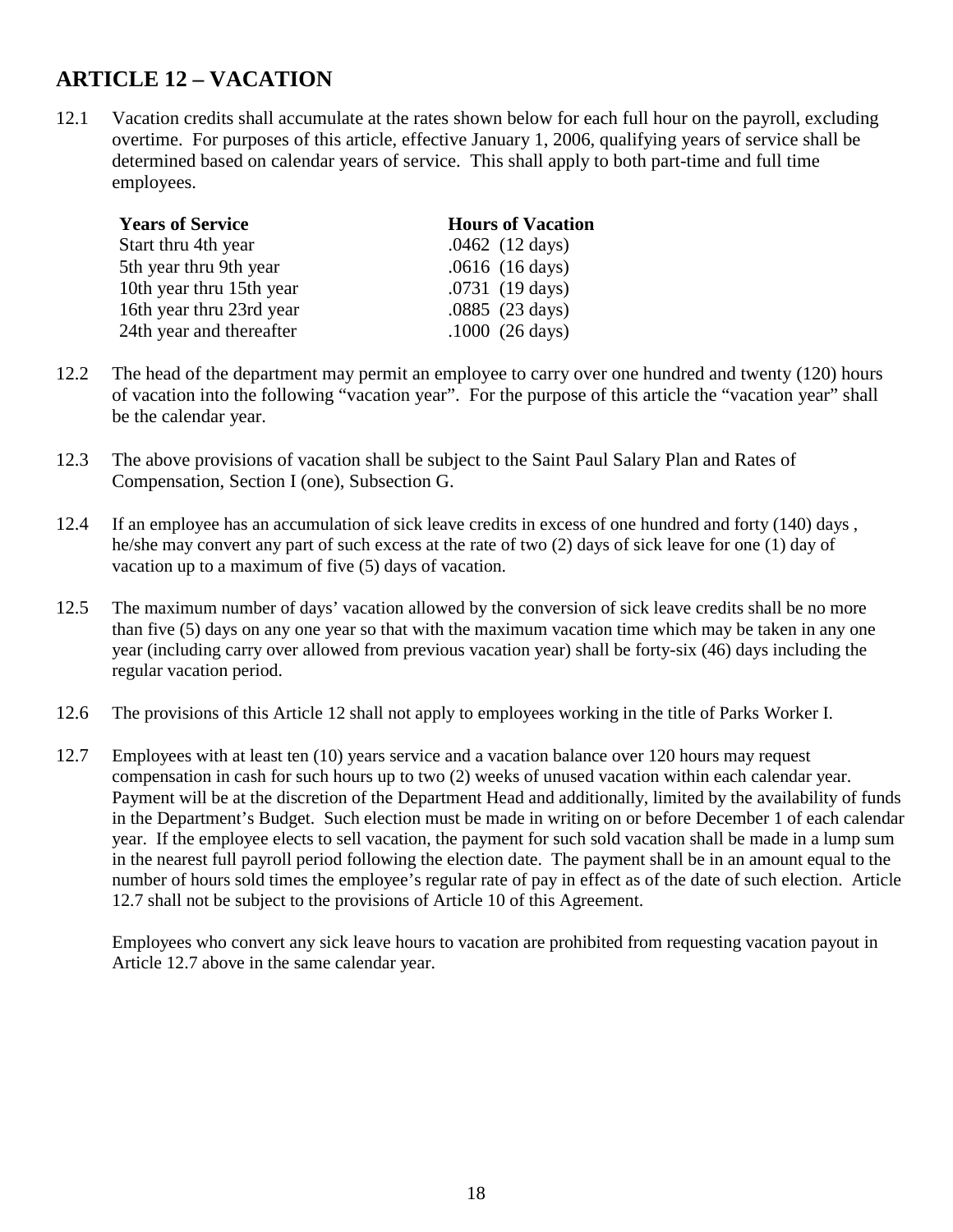## ARTICLE 12 – VACATION

12.1 Vacation credits shall accumulate at the rates shown below for each full hour on the payroll, excluding overtime. For purposes of this article, effective January 1, 2006, qualifying years of service shall be determined based on calendar years of service. This shall apply to both part-time and full time employees.

| Years of Service | Hours of Vacation |
|---|---|
| Start thru 4th year | .0462 (12 days) |
| 5th year thru 9th year | .0616 (16 days) |
| 10th year thru 15th year | .0731 (19 days) |
| 16th year thru 23rd year | .0885 (23 days) |
| 24th year and thereafter | .1000 (26 days) |

12.2 The head of the department may permit an employee to carry over one hundred and twenty (120) hours of vacation into the following "vacation year". For the purpose of this article the "vacation year" shall be the calendar year.

12.3 The above provisions of vacation shall be subject to the Saint Paul Salary Plan and Rates of Compensation, Section I (one), Subsection G.

12.4 If an employee has an accumulation of sick leave credits in excess of one hundred and forty (140) days , he/she may convert any part of such excess at the rate of two (2) days of sick leave for one (1) day of vacation up to a maximum of five (5) days of vacation.

12.5 The maximum number of days' vacation allowed by the conversion of sick leave credits shall be no more than five (5) days on any one year so that with the maximum vacation time which may be taken in any one year (including carry over allowed from previous vacation year) shall be forty-six (46) days including the regular vacation period.

12.6 The provisions of this Article 12 shall not apply to employees working in the title of Parks Worker I.

12.7 Employees with at least ten (10) years service and a vacation balance over 120 hours may request compensation in cash for such hours up to two (2) weeks of unused vacation within each calendar year. Payment will be at the discretion of the Department Head and additionally, limited by the availability of funds in the Department's Budget. Such election must be made in writing on or before December 1 of each calendar year. If the employee elects to sell vacation, the payment for such sold vacation shall be made in a lump sum in the nearest full payroll period following the election date. The payment shall be in an amount equal to the number of hours sold times the employee's regular rate of pay in effect as of the date of such election. Article 12.7 shall not be subject to the provisions of Article 10 of this Agreement.

Employees who convert any sick leave hours to vacation are prohibited from requesting vacation payout in Article 12.7 above in the same calendar year.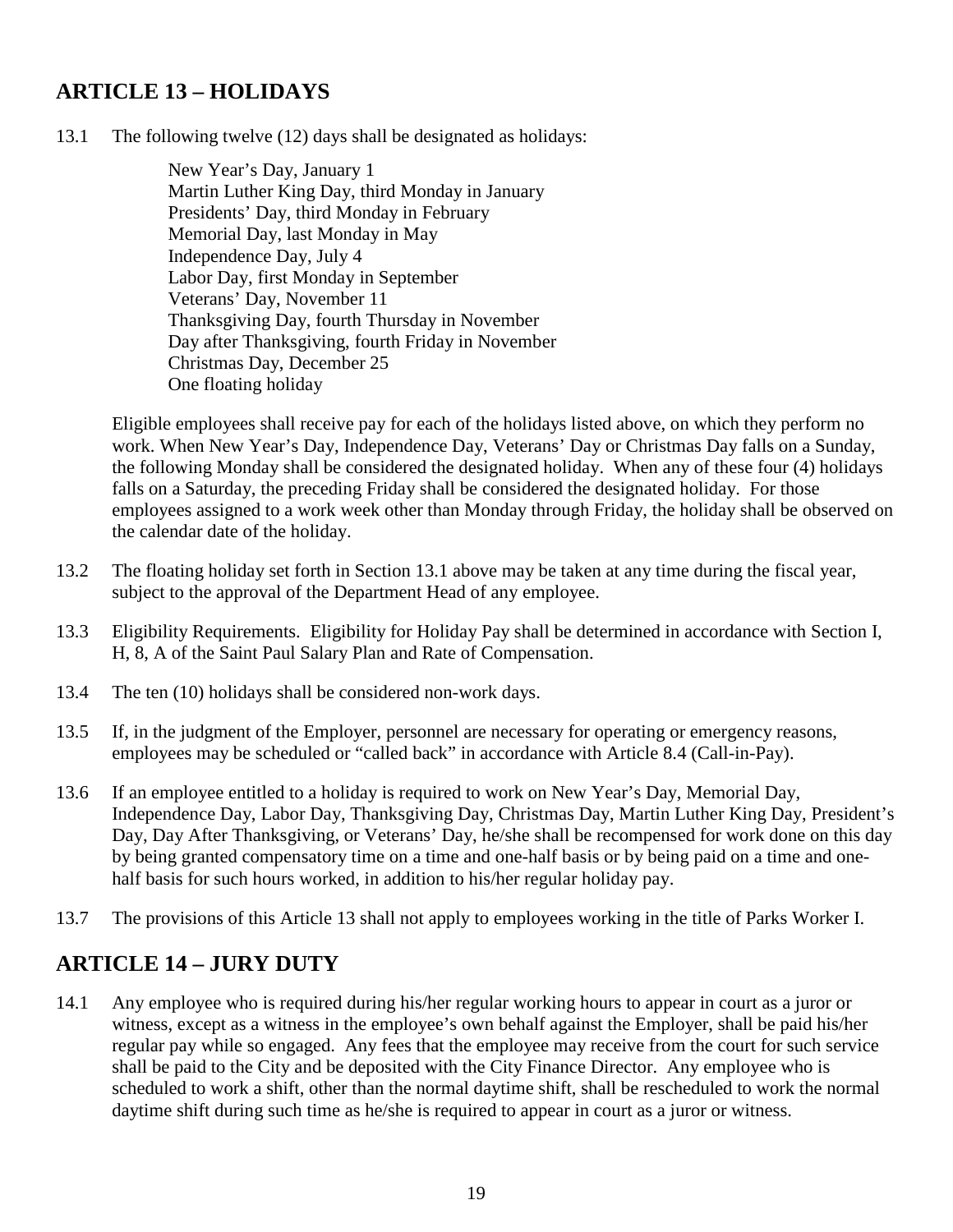## ARTICLE 13 – HOLIDAYS

13.1 The following twelve (12) days shall be designated as holidays:

New Year's Day, January 1
Martin Luther King Day, third Monday in January
Presidents' Day, third Monday in February
Memorial Day, last Monday in May
Independence Day, July 4
Labor Day, first Monday in September
Veterans' Day, November 11
Thanksgiving Day, fourth Thursday in November
Day after Thanksgiving, fourth Friday in November
Christmas Day, December 25
One floating holiday

Eligible employees shall receive pay for each of the holidays listed above, on which they perform no work. When New Year's Day, Independence Day, Veterans' Day or Christmas Day falls on a Sunday, the following Monday shall be considered the designated holiday. When any of these four (4) holidays falls on a Saturday, the preceding Friday shall be considered the designated holiday. For those employees assigned to a work week other than Monday through Friday, the holiday shall be observed on the calendar date of the holiday.

13.2 The floating holiday set forth in Section 13.1 above may be taken at any time during the fiscal year, subject to the approval of the Department Head of any employee.

13.3 Eligibility Requirements. Eligibility for Holiday Pay shall be determined in accordance with Section I, H, 8, A of the Saint Paul Salary Plan and Rate of Compensation.

13.4 The ten (10) holidays shall be considered non-work days.

13.5 If, in the judgment of the Employer, personnel are necessary for operating or emergency reasons, employees may be scheduled or "called back" in accordance with Article 8.4 (Call-in-Pay).

13.6 If an employee entitled to a holiday is required to work on New Year's Day, Memorial Day, Independence Day, Labor Day, Thanksgiving Day, Christmas Day, Martin Luther King Day, President's Day, Day After Thanksgiving, or Veterans' Day, he/she shall be recompensed for work done on this day by being granted compensatory time on a time and one-half basis or by being paid on a time and one-half basis for such hours worked, in addition to his/her regular holiday pay.

13.7 The provisions of this Article 13 shall not apply to employees working in the title of Parks Worker I.

## ARTICLE 14 – JURY DUTY

14.1 Any employee who is required during his/her regular working hours to appear in court as a juror or witness, except as a witness in the employee's own behalf against the Employer, shall be paid his/her regular pay while so engaged. Any fees that the employee may receive from the court for such service shall be paid to the City and be deposited with the City Finance Director. Any employee who is scheduled to work a shift, other than the normal daytime shift, shall be rescheduled to work the normal daytime shift during such time as he/she is required to appear in court as a juror or witness.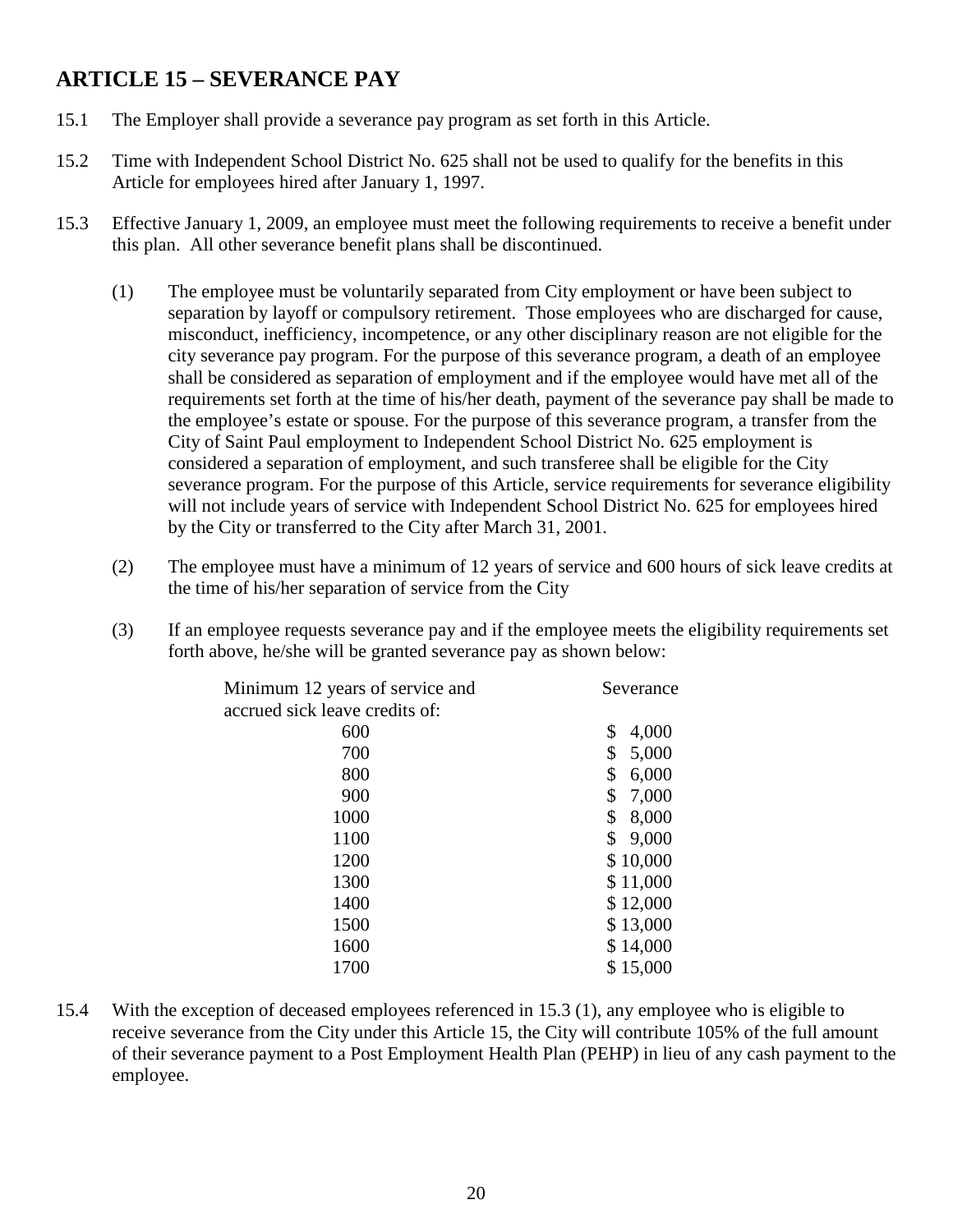## ARTICLE 15 – SEVERANCE PAY

15.1 The Employer shall provide a severance pay program as set forth in this Article.

15.2 Time with Independent School District No. 625 shall not be used to qualify for the benefits in this Article for employees hired after January 1, 1997.

15.3 Effective January 1, 2009, an employee must meet the following requirements to receive a benefit under this plan. All other severance benefit plans shall be discontinued.

(1) The employee must be voluntarily separated from City employment or have been subject to separation by layoff or compulsory retirement. Those employees who are discharged for cause, misconduct, inefficiency, incompetence, or any other disciplinary reason are not eligible for the city severance pay program. For the purpose of this severance program, a death of an employee shall be considered as separation of employment and if the employee would have met all of the requirements set forth at the time of his/her death, payment of the severance pay shall be made to the employee's estate or spouse. For the purpose of this severance program, a transfer from the City of Saint Paul employment to Independent School District No. 625 employment is considered a separation of employment, and such transferee shall be eligible for the City severance program. For the purpose of this Article, service requirements for severance eligibility will not include years of service with Independent School District No. 625 for employees hired by the City or transferred to the City after March 31, 2001.

(2) The employee must have a minimum of 12 years of service and 600 hours of sick leave credits at the time of his/her separation of service from the City

(3) If an employee requests severance pay and if the employee meets the eligibility requirements set forth above, he/she will be granted severance pay as shown below:

| Minimum 12 years of service and accrued sick leave credits of: | Severance |
|---|---|
| 600 | $ 4,000 |
| 700 | $ 5,000 |
| 800 | $ 6,000 |
| 900 | $ 7,000 |
| 1000 | $ 8,000 |
| 1100 | $ 9,000 |
| 1200 | $ 10,000 |
| 1300 | $ 11,000 |
| 1400 | $ 12,000 |
| 1500 | $ 13,000 |
| 1600 | $ 14,000 |
| 1700 | $ 15,000 |

15.4 With the exception of deceased employees referenced in 15.3 (1), any employee who is eligible to receive severance from the City under this Article 15, the City will contribute 105% of the full amount of their severance payment to a Post Employment Health Plan (PEHP) in lieu of any cash payment to the employee.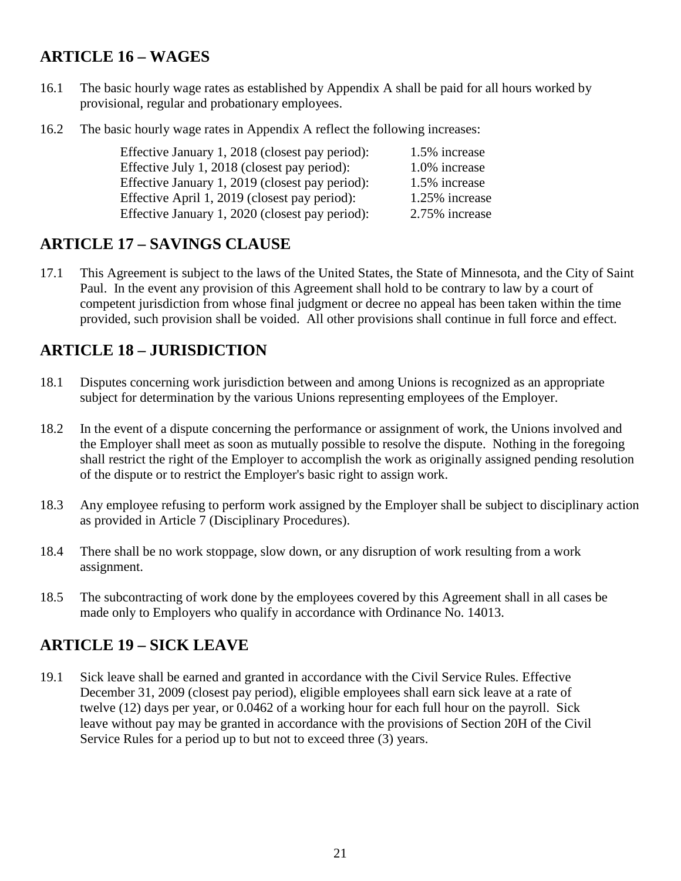## ARTICLE 16 – WAGES

16.1 The basic hourly wage rates as established by Appendix A shall be paid for all hours worked by provisional, regular and probationary employees.

16.2 The basic hourly wage rates in Appendix A reflect the following increases:

| | |
|---|---|
| Effective January 1, 2018 (closest pay period): | 1.5% increase |
| Effective July 1, 2018 (closest pay period): | 1.0% increase |
| Effective January 1, 2019 (closest pay period): | 1.5% increase |
| Effective April 1, 2019 (closest pay period): | 1.25% increase |
| Effective January 1, 2020 (closest pay period): | 2.75% increase |

## ARTICLE 17 – SAVINGS CLAUSE

17.1 This Agreement is subject to the laws of the United States, the State of Minnesota, and the City of Saint Paul. In the event any provision of this Agreement shall hold to be contrary to law by a court of competent jurisdiction from whose final judgment or decree no appeal has been taken within the time provided, such provision shall be voided. All other provisions shall continue in full force and effect.

## ARTICLE 18 – JURISDICTION

18.1 Disputes concerning work jurisdiction between and among Unions is recognized as an appropriate subject for determination by the various Unions representing employees of the Employer.

18.2 In the event of a dispute concerning the performance or assignment of work, the Unions involved and the Employer shall meet as soon as mutually possible to resolve the dispute. Nothing in the foregoing shall restrict the right of the Employer to accomplish the work as originally assigned pending resolution of the dispute or to restrict the Employer's basic right to assign work.

18.3 Any employee refusing to perform work assigned by the Employer shall be subject to disciplinary action as provided in Article 7 (Disciplinary Procedures).

18.4 There shall be no work stoppage, slow down, or any disruption of work resulting from a work assignment.

18.5 The subcontracting of work done by the employees covered by this Agreement shall in all cases be made only to Employers who qualify in accordance with Ordinance No. 14013.

## ARTICLE 19 – SICK LEAVE

19.1 Sick leave shall be earned and granted in accordance with the Civil Service Rules. Effective December 31, 2009 (closest pay period), eligible employees shall earn sick leave at a rate of twelve (12) days per year, or 0.0462 of a working hour for each full hour on the payroll. Sick leave without pay may be granted in accordance with the provisions of Section 20H of the Civil Service Rules for a period up to but not to exceed three (3) years.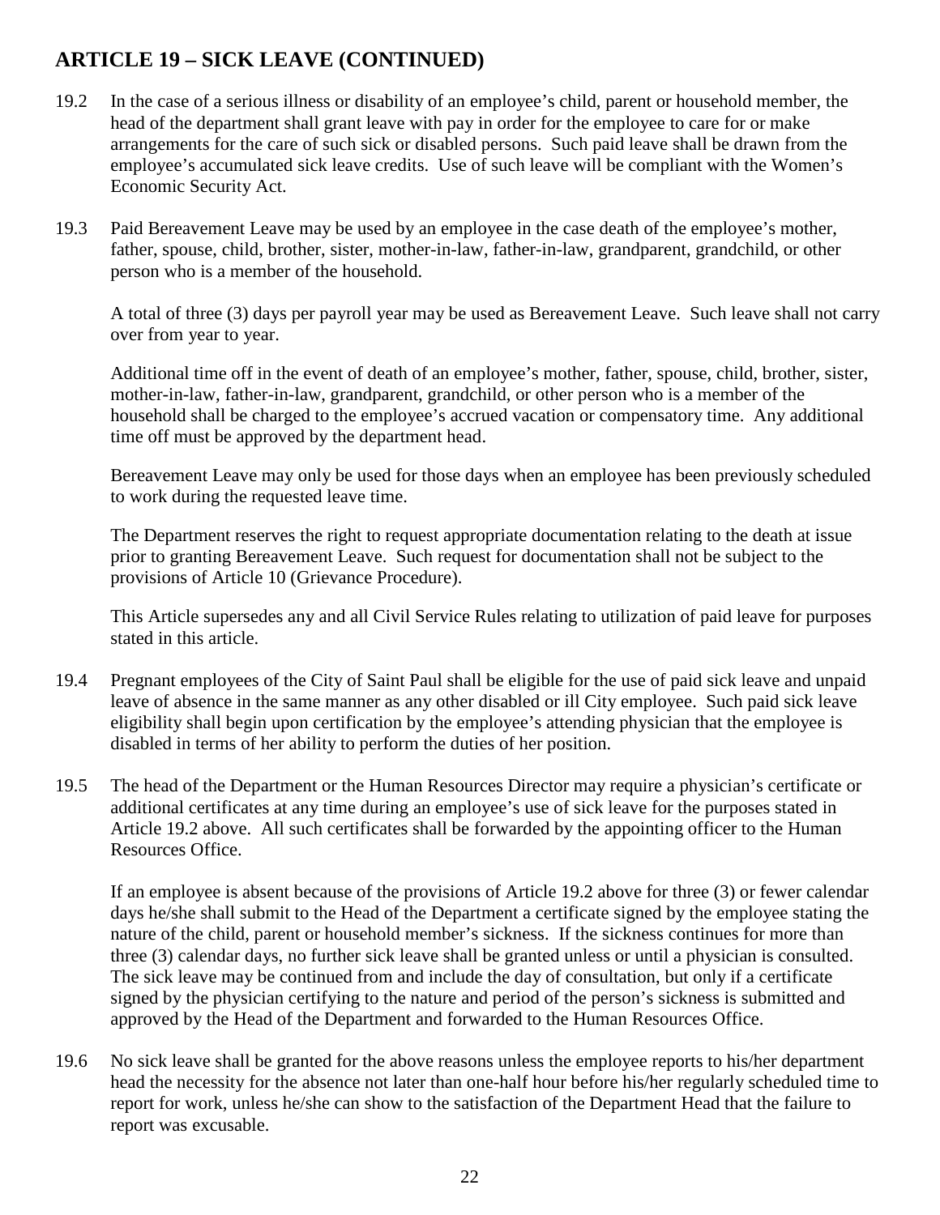## ARTICLE 19 – SICK LEAVE (CONTINUED)

19.2 In the case of a serious illness or disability of an employee's child, parent or household member, the head of the department shall grant leave with pay in order for the employee to care for or make arrangements for the care of such sick or disabled persons. Such paid leave shall be drawn from the employee's accumulated sick leave credits. Use of such leave will be compliant with the Women's Economic Security Act.

19.3 Paid Bereavement Leave may be used by an employee in the case death of the employee's mother, father, spouse, child, brother, sister, mother-in-law, father-in-law, grandparent, grandchild, or other person who is a member of the household.

A total of three (3) days per payroll year may be used as Bereavement Leave. Such leave shall not carry over from year to year.

Additional time off in the event of death of an employee's mother, father, spouse, child, brother, sister, mother-in-law, father-in-law, grandparent, grandchild, or other person who is a member of the household shall be charged to the employee's accrued vacation or compensatory time. Any additional time off must be approved by the department head.

Bereavement Leave may only be used for those days when an employee has been previously scheduled to work during the requested leave time.

The Department reserves the right to request appropriate documentation relating to the death at issue prior to granting Bereavement Leave. Such request for documentation shall not be subject to the provisions of Article 10 (Grievance Procedure).

This Article supersedes any and all Civil Service Rules relating to utilization of paid leave for purposes stated in this article.

19.4 Pregnant employees of the City of Saint Paul shall be eligible for the use of paid sick leave and unpaid leave of absence in the same manner as any other disabled or ill City employee. Such paid sick leave eligibility shall begin upon certification by the employee's attending physician that the employee is disabled in terms of her ability to perform the duties of her position.

19.5 The head of the Department or the Human Resources Director may require a physician's certificate or additional certificates at any time during an employee's use of sick leave for the purposes stated in Article 19.2 above. All such certificates shall be forwarded by the appointing officer to the Human Resources Office.

If an employee is absent because of the provisions of Article 19.2 above for three (3) or fewer calendar days he/she shall submit to the Head of the Department a certificate signed by the employee stating the nature of the child, parent or household member's sickness. If the sickness continues for more than three (3) calendar days, no further sick leave shall be granted unless or until a physician is consulted. The sick leave may be continued from and include the day of consultation, but only if a certificate signed by the physician certifying to the nature and period of the person's sickness is submitted and approved by the Head of the Department and forwarded to the Human Resources Office.

19.6 No sick leave shall be granted for the above reasons unless the employee reports to his/her department head the necessity for the absence not later than one-half hour before his/her regularly scheduled time to report for work, unless he/she can show to the satisfaction of the Department Head that the failure to report was excusable.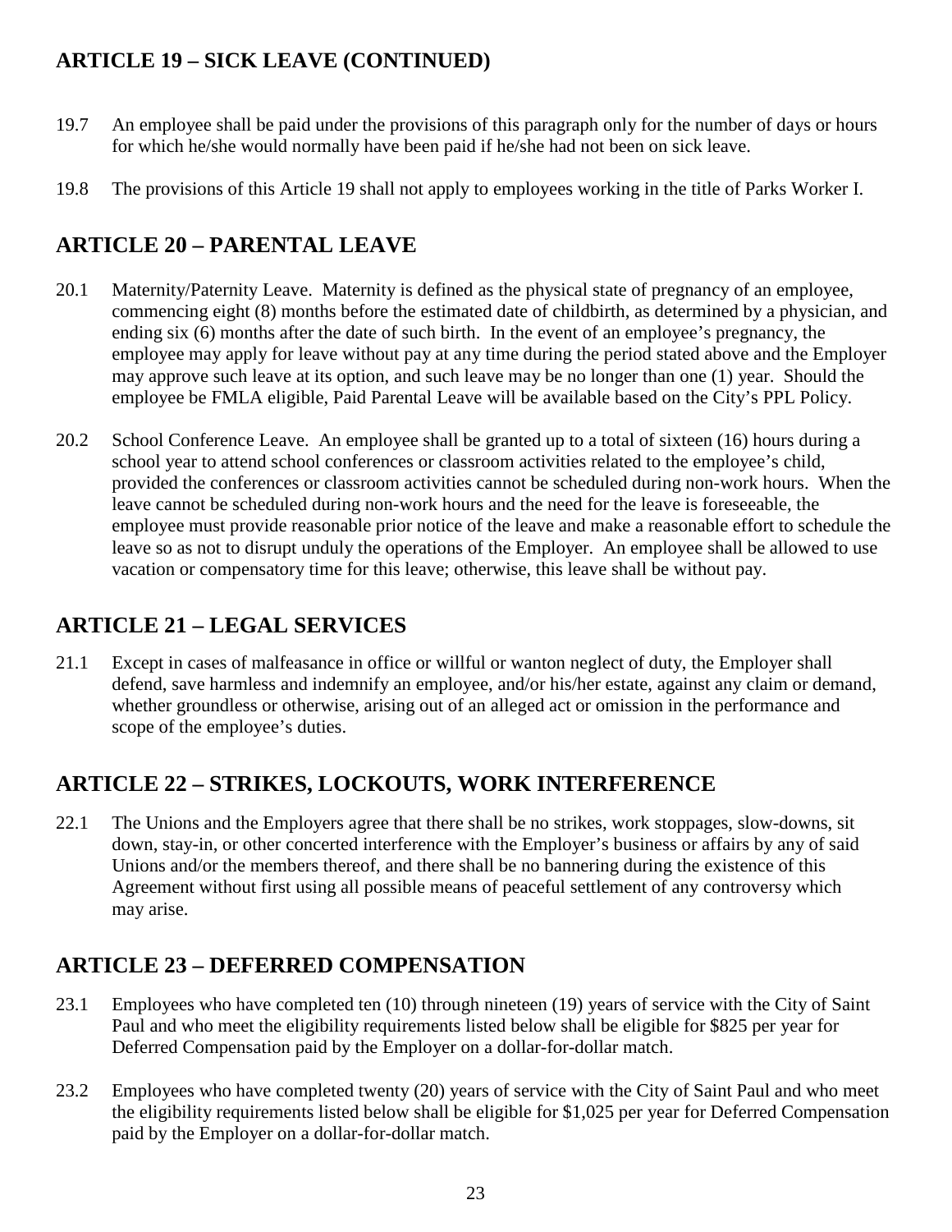## ARTICLE 19 – SICK LEAVE (CONTINUED)

19.7 An employee shall be paid under the provisions of this paragraph only for the number of days or hours for which he/she would normally have been paid if he/she had not been on sick leave.

19.8 The provisions of this Article 19 shall not apply to employees working in the title of Parks Worker I.

## ARTICLE 20 – PARENTAL LEAVE

20.1 Maternity/Paternity Leave. Maternity is defined as the physical state of pregnancy of an employee, commencing eight (8) months before the estimated date of childbirth, as determined by a physician, and ending six (6) months after the date of such birth. In the event of an employee's pregnancy, the employee may apply for leave without pay at any time during the period stated above and the Employer may approve such leave at its option, and such leave may be no longer than one (1) year. Should the employee be FMLA eligible, Paid Parental Leave will be available based on the City's PPL Policy.

20.2 School Conference Leave. An employee shall be granted up to a total of sixteen (16) hours during a school year to attend school conferences or classroom activities related to the employee's child, provided the conferences or classroom activities cannot be scheduled during non-work hours. When the leave cannot be scheduled during non-work hours and the need for the leave is foreseeable, the employee must provide reasonable prior notice of the leave and make a reasonable effort to schedule the leave so as not to disrupt unduly the operations of the Employer. An employee shall be allowed to use vacation or compensatory time for this leave; otherwise, this leave shall be without pay.

## ARTICLE 21 – LEGAL SERVICES

21.1 Except in cases of malfeasance in office or willful or wanton neglect of duty, the Employer shall defend, save harmless and indemnify an employee, and/or his/her estate, against any claim or demand, whether groundless or otherwise, arising out of an alleged act or omission in the performance and scope of the employee's duties.

## ARTICLE 22 – STRIKES, LOCKOUTS, WORK INTERFERENCE

22.1 The Unions and the Employers agree that there shall be no strikes, work stoppages, slow-downs, sit down, stay-in, or other concerted interference with the Employer's business or affairs by any of said Unions and/or the members thereof, and there shall be no bannering during the existence of this Agreement without first using all possible means of peaceful settlement of any controversy which may arise.

## ARTICLE 23 – DEFERRED COMPENSATION

23.1 Employees who have completed ten (10) through nineteen (19) years of service with the City of Saint Paul and who meet the eligibility requirements listed below shall be eligible for $825 per year for Deferred Compensation paid by the Employer on a dollar-for-dollar match.

23.2 Employees who have completed twenty (20) years of service with the City of Saint Paul and who meet the eligibility requirements listed below shall be eligible for $1,025 per year for Deferred Compensation paid by the Employer on a dollar-for-dollar match.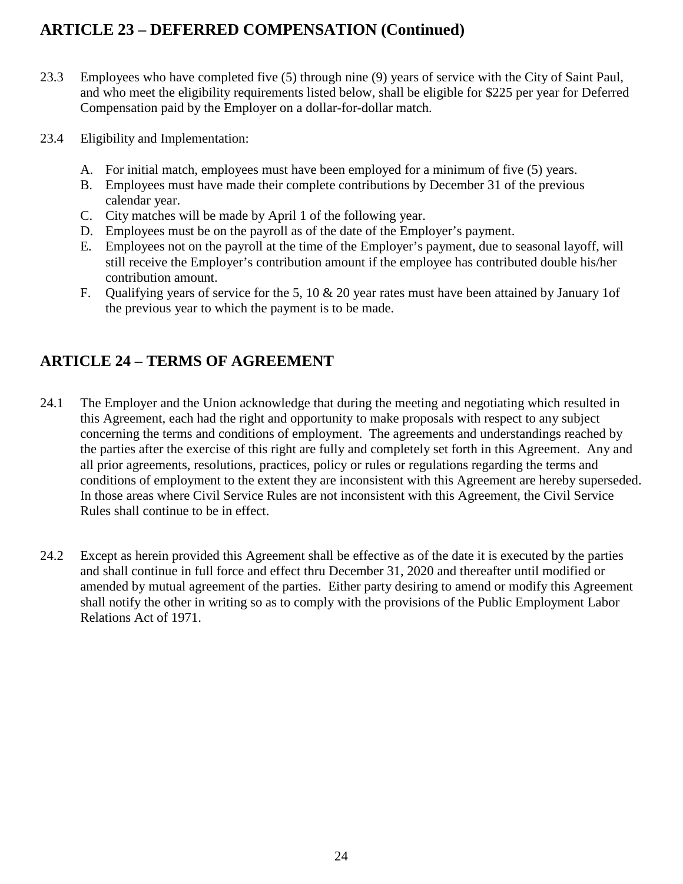## ARTICLE 23 – DEFERRED COMPENSATION (Continued)

23.3 Employees who have completed five (5) through nine (9) years of service with the City of Saint Paul, and who meet the eligibility requirements listed below, shall be eligible for $225 per year for Deferred Compensation paid by the Employer on a dollar-for-dollar match.

23.4 Eligibility and Implementation:

A. For initial match, employees must have been employed for a minimum of five (5) years.
B. Employees must have made their complete contributions by December 31 of the previous calendar year.
C. City matches will be made by April 1 of the following year.
D. Employees must be on the payroll as of the date of the Employer's payment.
E. Employees not on the payroll at the time of the Employer's payment, due to seasonal layoff, will still receive the Employer's contribution amount if the employee has contributed double his/her contribution amount.
F. Qualifying years of service for the 5, 10 & 20 year rates must have been attained by January 1of the previous year to which the payment is to be made.

## ARTICLE 24 – TERMS OF AGREEMENT

24.1 The Employer and the Union acknowledge that during the meeting and negotiating which resulted in this Agreement, each had the right and opportunity to make proposals with respect to any subject concerning the terms and conditions of employment. The agreements and understandings reached by the parties after the exercise of this right are fully and completely set forth in this Agreement. Any and all prior agreements, resolutions, practices, policy or rules or regulations regarding the terms and conditions of employment to the extent they are inconsistent with this Agreement are hereby superseded. In those areas where Civil Service Rules are not inconsistent with this Agreement, the Civil Service Rules shall continue to be in effect.

24.2 Except as herein provided this Agreement shall be effective as of the date it is executed by the parties and shall continue in full force and effect thru December 31, 2020 and thereafter until modified or amended by mutual agreement of the parties. Either party desiring to amend or modify this Agreement shall notify the other in writing so as to comply with the provisions of the Public Employment Labor Relations Act of 1971.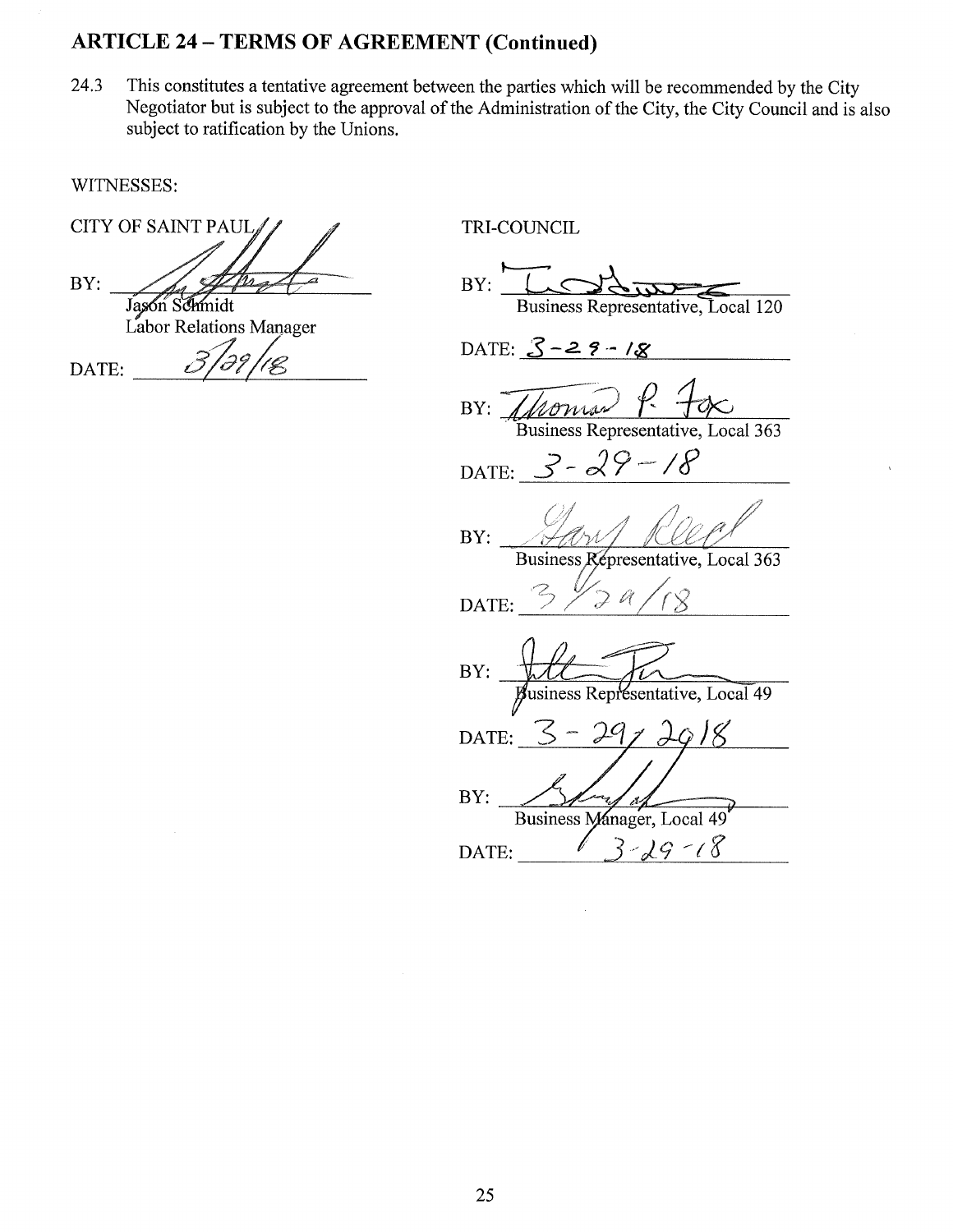## ARTICLE 24 – TERMS OF AGREEMENT (Continued)

24.3 This constitutes a tentative agreement between the parties which will be recommended by the City Negotiator but is subject to the approval of the Administration of the City, the City Council and is also subject to ratification by the Unions.

WITNESSES:

CITY OF SAINT PAUL

BY: ______________________
Jason Schmidt
Labor Relations Manager

DATE: 3/29/18

TRI-COUNCIL

BY: ______________________
Business Representative, Local 120

DATE: 3-29-18

BY: Thomas P. Fox
Business Representative, Local 363

DATE: 3-29-18

BY: Gary Reed
Business Representative, Local 363

DATE: 3/29/18

BY: ______________________
Business Representative, Local 49

DATE: 3-29-2018

BY: ______________________
Business Manager, Local 49

DATE: 3-29-18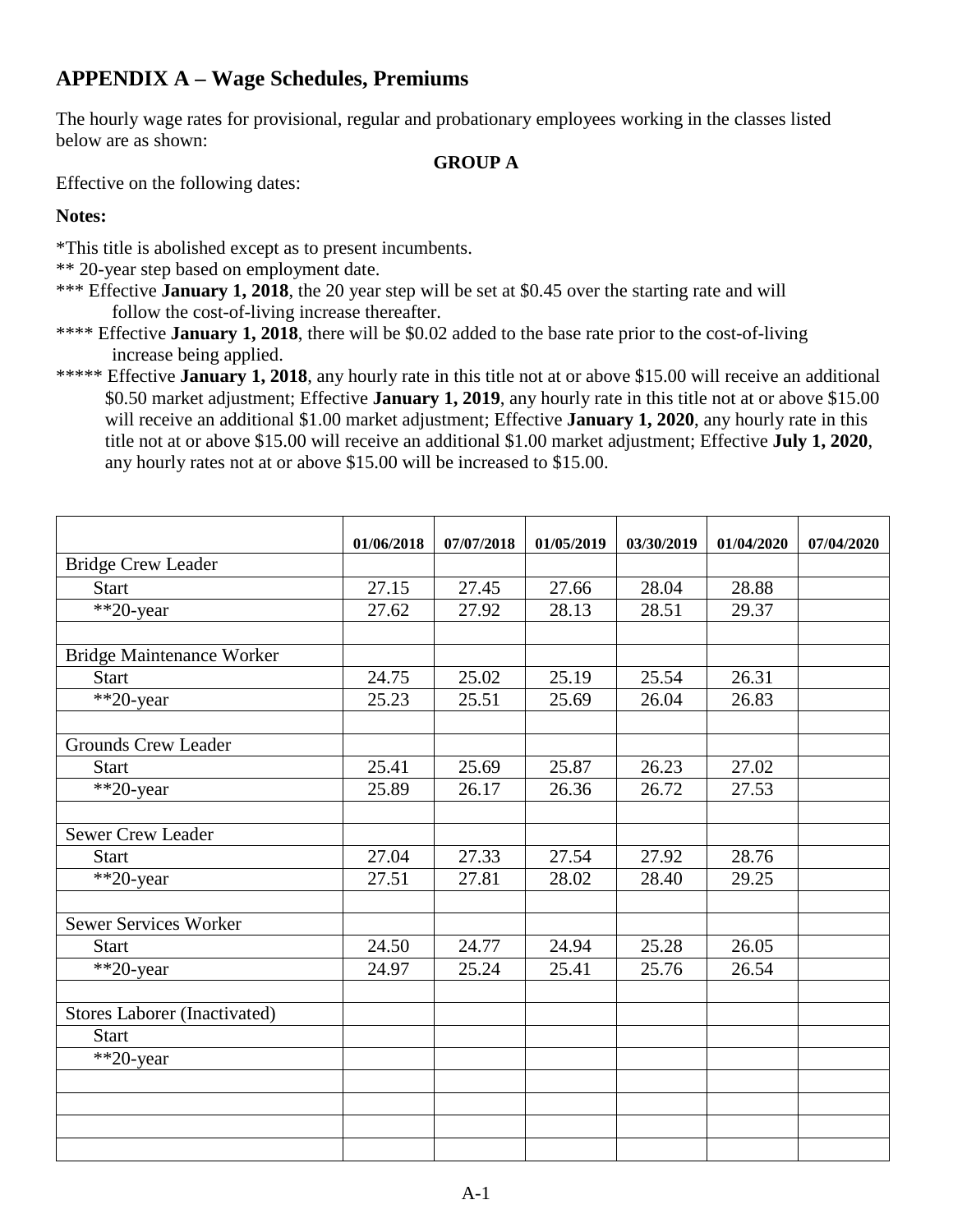## APPENDIX A – Wage Schedules, Premiums

The hourly wage rates for provisional, regular and probationary employees working in the classes listed below are as shown:

**GROUP A**

Effective on the following dates:

**Notes:**

*This title is abolished except as to present incumbents.

** 20-year step based on employment date.

*** Effective **January 1, 2018**, the 20 year step will be set at $0.45 over the starting rate and will follow the cost-of-living increase thereafter.

**** Effective **January 1, 2018**, there will be $0.02 added to the base rate prior to the cost-of-living increase being applied.

***** Effective **January 1, 2018**, any hourly rate in this title not at or above $15.00 will receive an additional $0.50 market adjustment; Effective **January 1, 2019**, any hourly rate in this title not at or above $15.00 will receive an additional $1.00 market adjustment; Effective **January 1, 2020**, any hourly rate in this title not at or above $15.00 will receive an additional $1.00 market adjustment; Effective **July 1, 2020**, any hourly rates not at or above $15.00 will be increased to $15.00.

| | 01/06/2018 | 07/07/2018 | 01/05/2019 | 03/30/2019 | 01/04/2020 | 07/04/2020 |
|---|---|---|---|---|---|---|
| Bridge Crew Leader | | | | | | |
| Start | 27.15 | 27.45 | 27.66 | 28.04 | 28.88 | |
| **20-year | 27.62 | 27.92 | 28.13 | 28.51 | 29.37 | |
| | | | | | | |
| Bridge Maintenance Worker | | | | | | |
| Start | 24.75 | 25.02 | 25.19 | 25.54 | 26.31 | |
| **20-year | 25.23 | 25.51 | 25.69 | 26.04 | 26.83 | |
| | | | | | | |
| Grounds Crew Leader | | | | | | |
| Start | 25.41 | 25.69 | 25.87 | 26.23 | 27.02 | |
| **20-year | 25.89 | 26.17 | 26.36 | 26.72 | 27.53 | |
| | | | | | | |
| Sewer Crew Leader | | | | | | |
| Start | 27.04 | 27.33 | 27.54 | 27.92 | 28.76 | |
| **20-year | 27.51 | 27.81 | 28.02 | 28.40 | 29.25 | |
| | | | | | | |
| Sewer Services Worker | | | | | | |
| Start | 24.50 | 24.77 | 24.94 | 25.28 | 26.05 | |
| **20-year | 24.97 | 25.24 | 25.41 | 25.76 | 26.54 | |
| | | | | | | |
| Stores Laborer (Inactivated) | | | | | | |
| Start | | | | | | |
| **20-year | | | | | | |
| | | | | | | |
| | | | | | | |
| | | | | | | |
| | | | | | | |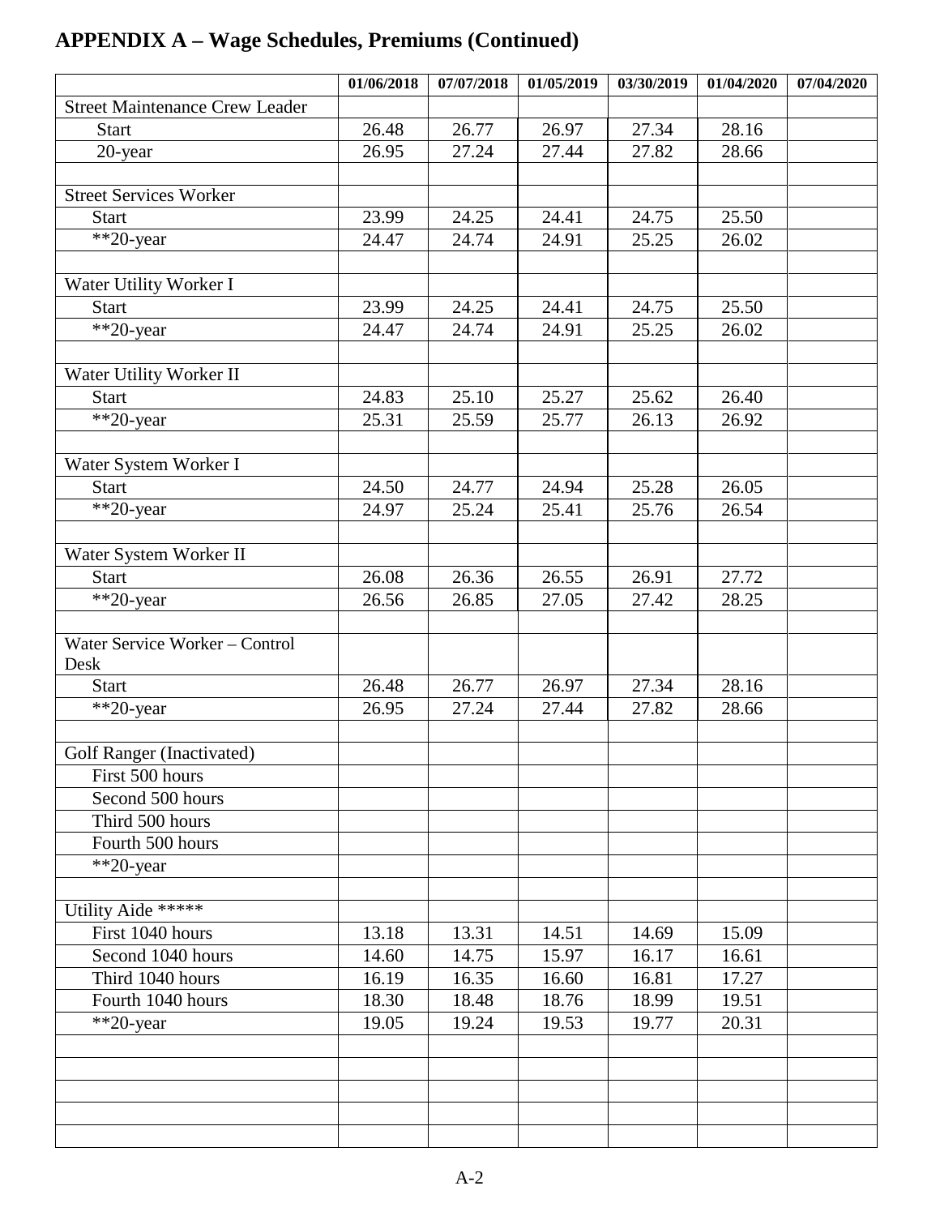## APPENDIX A – Wage Schedules, Premiums (Continued)

| | 01/06/2018 | 07/07/2018 | 01/05/2019 | 03/30/2019 | 01/04/2020 | 07/04/2020 |
|---|---|---|---|---|---|---|
| Street Maintenance Crew Leader | | | | | | |
| Start | 26.48 | 26.77 | 26.97 | 27.34 | 28.16 | |
| 20-year | 26.95 | 27.24 | 27.44 | 27.82 | 28.66 | |
| | | | | | | |
| Street Services Worker | | | | | | |
| Start | 23.99 | 24.25 | 24.41 | 24.75 | 25.50 | |
| **20-year | 24.47 | 24.74 | 24.91 | 25.25 | 26.02 | |
| | | | | | | |
| Water Utility Worker I | | | | | | |
| Start | 23.99 | 24.25 | 24.41 | 24.75 | 25.50 | |
| **20-year | 24.47 | 24.74 | 24.91 | 25.25 | 26.02 | |
| | | | | | | |
| Water Utility Worker II | | | | | | |
| Start | 24.83 | 25.10 | 25.27 | 25.62 | 26.40 | |
| **20-year | 25.31 | 25.59 | 25.77 | 26.13 | 26.92 | |
| | | | | | | |
| Water System Worker I | | | | | | |
| Start | 24.50 | 24.77 | 24.94 | 25.28 | 26.05 | |
| **20-year | 24.97 | 25.24 | 25.41 | 25.76 | 26.54 | |
| | | | | | | |
| Water System Worker II | | | | | | |
| Start | 26.08 | 26.36 | 26.55 | 26.91 | 27.72 | |
| **20-year | 26.56 | 26.85 | 27.05 | 27.42 | 28.25 | |
| | | | | | | |
| Water Service Worker – Control Desk | | | | | | |
| Start | 26.48 | 26.77 | 26.97 | 27.34 | 28.16 | |
| **20-year | 26.95 | 27.24 | 27.44 | 27.82 | 28.66 | |
| | | | | | | |
| Golf Ranger (Inactivated) | | | | | | |
| First 500 hours | | | | | | |
| Second 500 hours | | | | | | |
| Third 500 hours | | | | | | |
| Fourth 500 hours | | | | | | |
| **20-year | | | | | | |
| | | | | | | |
| Utility Aide ***** | | | | | | |
| First 1040 hours | 13.18 | 13.31 | 14.51 | 14.69 | 15.09 | |
| Second 1040 hours | 14.60 | 14.75 | 15.97 | 16.17 | 16.61 | |
| Third 1040 hours | 16.19 | 16.35 | 16.60 | 16.81 | 17.27 | |
| Fourth 1040 hours | 18.30 | 18.48 | 18.76 | 18.99 | 19.51 | |
| **20-year | 19.05 | 19.24 | 19.53 | 19.77 | 20.31 | |
| | | | | | | |
| | | | | | | |
| | | | | | | |
| | | | | | | |
| | | | | | | |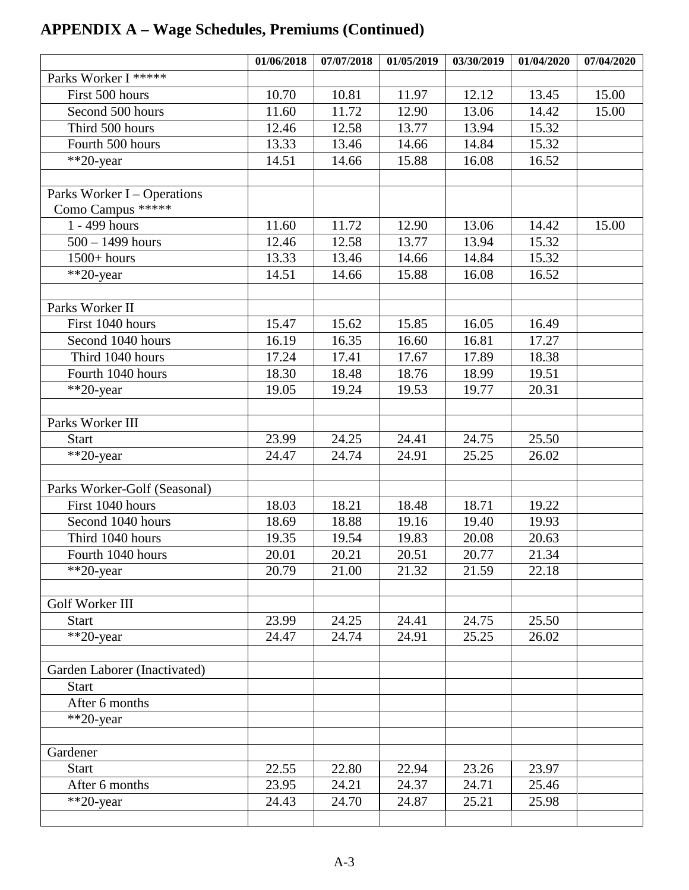## APPENDIX A – Wage Schedules, Premiums (Continued)

| | 01/06/2018 | 07/07/2018 | 01/05/2019 | 03/30/2019 | 01/04/2020 | 07/04/2020 |
|---|---|---|---|---|---|---|
| Parks Worker I ***** | | | | | | |
| First 500 hours | 10.70 | 10.81 | 11.97 | 12.12 | 13.45 | 15.00 |
| Second 500 hours | 11.60 | 11.72 | 12.90 | 13.06 | 14.42 | 15.00 |
| Third 500 hours | 12.46 | 12.58 | 13.77 | 13.94 | 15.32 | |
| Fourth 500 hours | 13.33 | 13.46 | 14.66 | 14.84 | 15.32 | |
| **20-year | 14.51 | 14.66 | 15.88 | 16.08 | 16.52 | |
| | | | | | | |
| Parks Worker I – Operations Como Campus ***** | | | | | | |
| 1 - 499 hours | 11.60 | 11.72 | 12.90 | 13.06 | 14.42 | 15.00 |
| 500 – 1499 hours | 12.46 | 12.58 | 13.77 | 13.94 | 15.32 | |
| 1500+ hours | 13.33 | 13.46 | 14.66 | 14.84 | 15.32 | |
| **20-year | 14.51 | 14.66 | 15.88 | 16.08 | 16.52 | |
| | | | | | | |
| Parks Worker II | | | | | | |
| First 1040 hours | 15.47 | 15.62 | 15.85 | 16.05 | 16.49 | |
| Second 1040 hours | 16.19 | 16.35 | 16.60 | 16.81 | 17.27 | |
| Third 1040 hours | 17.24 | 17.41 | 17.67 | 17.89 | 18.38 | |
| Fourth 1040 hours | 18.30 | 18.48 | 18.76 | 18.99 | 19.51 | |
| **20-year | 19.05 | 19.24 | 19.53 | 19.77 | 20.31 | |
| | | | | | | |
| Parks Worker III | | | | | | |
| Start | 23.99 | 24.25 | 24.41 | 24.75 | 25.50 | |
| **20-year | 24.47 | 24.74 | 24.91 | 25.25 | 26.02 | |
| | | | | | | |
| Parks Worker-Golf (Seasonal) | | | | | | |
| First 1040 hours | 18.03 | 18.21 | 18.48 | 18.71 | 19.22 | |
| Second 1040 hours | 18.69 | 18.88 | 19.16 | 19.40 | 19.93 | |
| Third 1040 hours | 19.35 | 19.54 | 19.83 | 20.08 | 20.63 | |
| Fourth 1040 hours | 20.01 | 20.21 | 20.51 | 20.77 | 21.34 | |
| **20-year | 20.79 | 21.00 | 21.32 | 21.59 | 22.18 | |
| | | | | | | |
| Golf Worker III | | | | | | |
| Start | 23.99 | 24.25 | 24.41 | 24.75 | 25.50 | |
| **20-year | 24.47 | 24.74 | 24.91 | 25.25 | 26.02 | |
| | | | | | | |
| Garden Laborer (Inactivated) | | | | | | |
| Start | | | | | | |
| After 6 months | | | | | | |
| **20-year | | | | | | |
| | | | | | | |
| Gardener | | | | | | |
| Start | 22.55 | 22.80 | 22.94 | 23.26 | 23.97 | |
| After 6 months | 23.95 | 24.21 | 24.37 | 24.71 | 25.46 | |
| **20-year | 24.43 | 24.70 | 24.87 | 25.21 | 25.98 | |
| | | | | | | |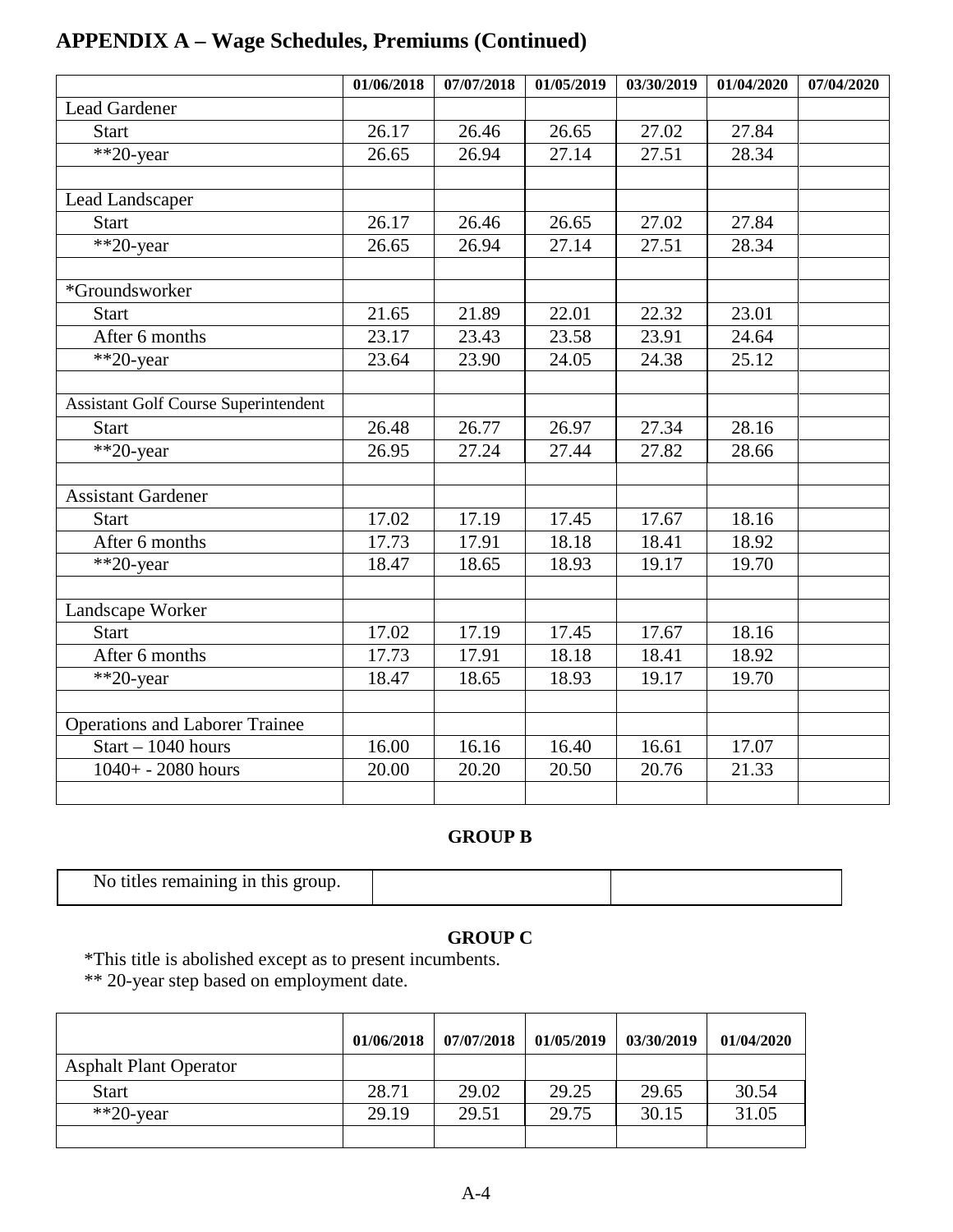## APPENDIX A – Wage Schedules, Premiums (Continued)

| | 01/06/2018 | 07/07/2018 | 01/05/2019 | 03/30/2019 | 01/04/2020 | 07/04/2020 |
|---|---|---|---|---|---|---|
| Lead Gardener | | | | | | |
| Start | 26.17 | 26.46 | 26.65 | 27.02 | 27.84 | |
| **20-year | 26.65 | 26.94 | 27.14 | 27.51 | 28.34 | |
| | | | | | | |
| Lead Landscaper | | | | | | |
| Start | 26.17 | 26.46 | 26.65 | 27.02 | 27.84 | |
| **20-year | 26.65 | 26.94 | 27.14 | 27.51 | 28.34 | |
| | | | | | | |
| *Groundsworker | | | | | | |
| Start | 21.65 | 21.89 | 22.01 | 22.32 | 23.01 | |
| After 6 months | 23.17 | 23.43 | 23.58 | 23.91 | 24.64 | |
| **20-year | 23.64 | 23.90 | 24.05 | 24.38 | 25.12 | |
| | | | | | | |
| Assistant Golf Course Superintendent | | | | | | |
| Start | 26.48 | 26.77 | 26.97 | 27.34 | 28.16 | |
| **20-year | 26.95 | 27.24 | 27.44 | 27.82 | 28.66 | |
| | | | | | | |
| Assistant Gardener | | | | | | |
| Start | 17.02 | 17.19 | 17.45 | 17.67 | 18.16 | |
| After 6 months | 17.73 | 17.91 | 18.18 | 18.41 | 18.92 | |
| **20-year | 18.47 | 18.65 | 18.93 | 19.17 | 19.70 | |
| | | | | | | |
| Landscape Worker | | | | | | |
| Start | 17.02 | 17.19 | 17.45 | 17.67 | 18.16 | |
| After 6 months | 17.73 | 17.91 | 18.18 | 18.41 | 18.92 | |
| **20-year | 18.47 | 18.65 | 18.93 | 19.17 | 19.70 | |
| | | | | | | |
| Operations and Laborer Trainee | | | | | | |
| Start – 1040 hours | 16.00 | 16.16 | 16.40 | 16.61 | 17.07 | |
| 1040+ - 2080 hours | 20.00 | 20.20 | 20.50 | 20.76 | 21.33 | |
| | | | | | | |

**GROUP B**

| No titles remaining in this group. | | |
|---|---|---|

**GROUP C**

*This title is abolished except as to present incumbents.
** 20-year step based on employment date.

| | 01/06/2018 | 07/07/2018 | 01/05/2019 | 03/30/2019 | 01/04/2020 |
|---|---|---|---|---|---|
| Asphalt Plant Operator | | | | | |
| Start | 28.71 | 29.02 | 29.25 | 29.65 | 30.54 |
| **20-year | 29.19 | 29.51 | 29.75 | 30.15 | 31.05 |
| | | | | | |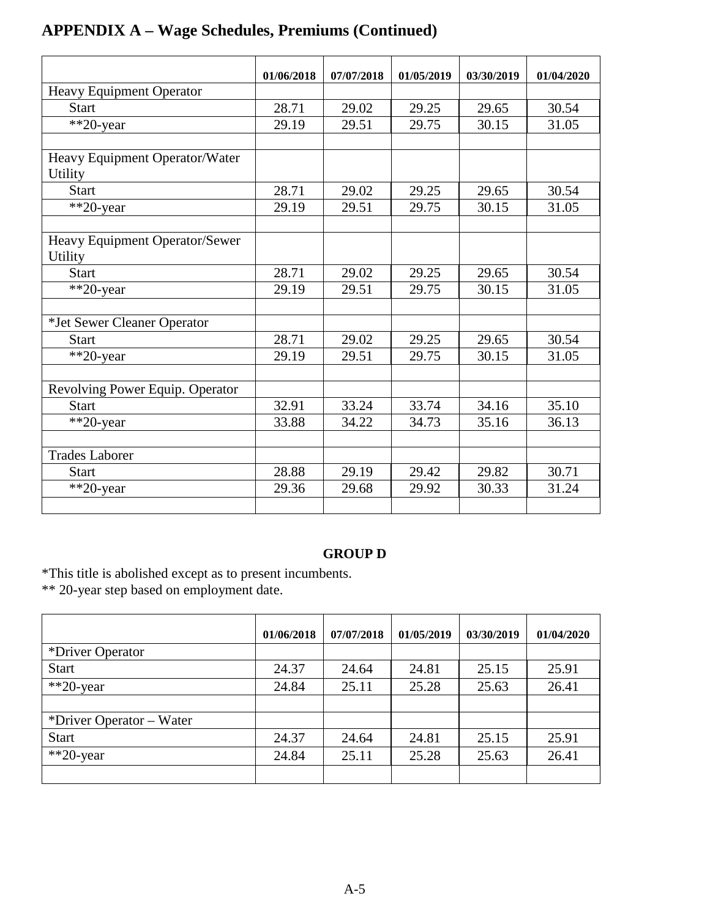## APPENDIX A – Wage Schedules, Premiums (Continued)

| | 01/06/2018 | 07/07/2018 | 01/05/2019 | 03/30/2019 | 01/04/2020 |
|---|---|---|---|---|---|
| Heavy Equipment Operator | | | | | |
| Start | 28.71 | 29.02 | 29.25 | 29.65 | 30.54 |
| **20-year | 29.19 | 29.51 | 29.75 | 30.15 | 31.05 |
| | | | | | |
| Heavy Equipment Operator/Water Utility | | | | | |
| Start | 28.71 | 29.02 | 29.25 | 29.65 | 30.54 |
| **20-year | 29.19 | 29.51 | 29.75 | 30.15 | 31.05 |
| | | | | | |
| Heavy Equipment Operator/Sewer Utility | | | | | |
| Start | 28.71 | 29.02 | 29.25 | 29.65 | 30.54 |
| **20-year | 29.19 | 29.51 | 29.75 | 30.15 | 31.05 |
| | | | | | |
| *Jet Sewer Cleaner Operator | | | | | |
| Start | 28.71 | 29.02 | 29.25 | 29.65 | 30.54 |
| **20-year | 29.19 | 29.51 | 29.75 | 30.15 | 31.05 |
| | | | | | |
| Revolving Power Equip. Operator | | | | | |
| Start | 32.91 | 33.24 | 33.74 | 34.16 | 35.10 |
| **20-year | 33.88 | 34.22 | 34.73 | 35.16 | 36.13 |
| | | | | | |
| Trades Laborer | | | | | |
| Start | 28.88 | 29.19 | 29.42 | 29.82 | 30.71 |
| **20-year | 29.36 | 29.68 | 29.92 | 30.33 | 31.24 |
| | | | | | |

**GROUP D**

*This title is abolished except as to present incumbents.
** 20-year step based on employment date.

| | 01/06/2018 | 07/07/2018 | 01/05/2019 | 03/30/2019 | 01/04/2020 |
|---|---|---|---|---|---|
| *Driver Operator | | | | | |
| Start | 24.37 | 24.64 | 24.81 | 25.15 | 25.91 |
| **20-year | 24.84 | 25.11 | 25.28 | 25.63 | 26.41 |
| | | | | | |
| *Driver Operator – Water | | | | | |
| Start | 24.37 | 24.64 | 24.81 | 25.15 | 25.91 |
| **20-year | 24.84 | 25.11 | 25.28 | 25.63 | 26.41 |
| | | | | | |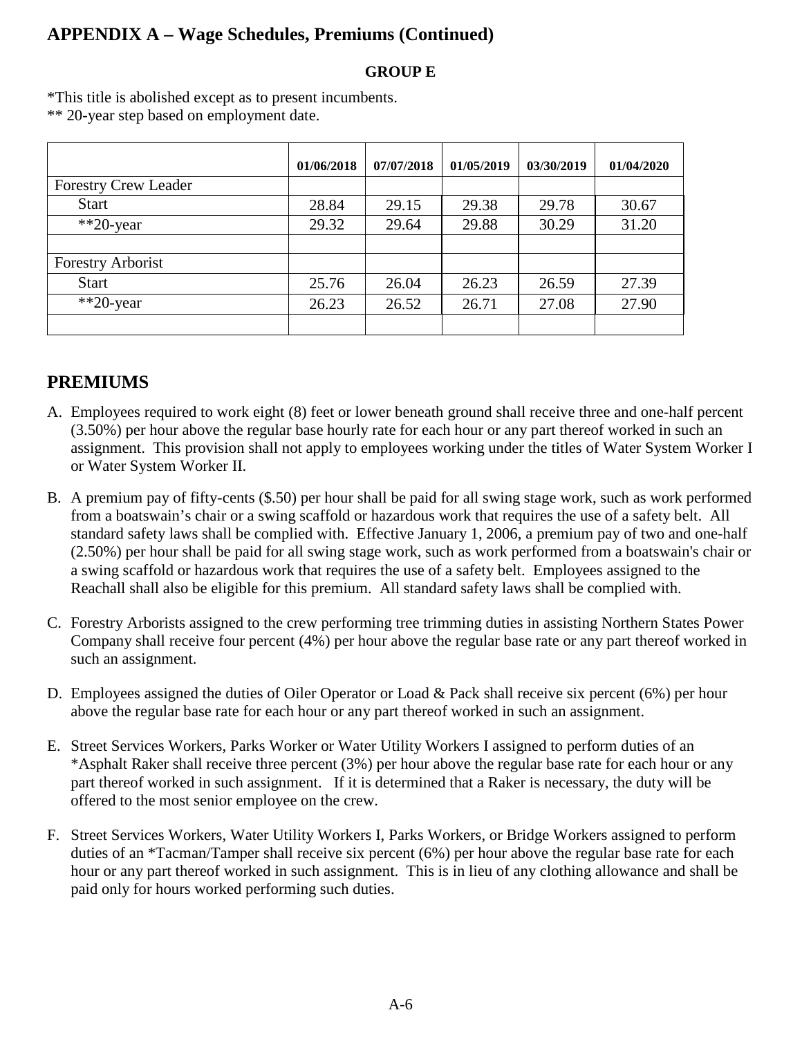## APPENDIX A – Wage Schedules, Premiums (Continued)

**GROUP E**

*This title is abolished except as to present incumbents.
** 20-year step based on employment date.

| | 01/06/2018 | 07/07/2018 | 01/05/2019 | 03/30/2019 | 01/04/2020 |
|---|---|---|---|---|---|
| Forestry Crew Leader | | | | | |
| Start | 28.84 | 29.15 | 29.38 | 29.78 | 30.67 |
| **20-year | 29.32 | 29.64 | 29.88 | 30.29 | 31.20 |
| | | | | | |
| Forestry Arborist | | | | | |
| Start | 25.76 | 26.04 | 26.23 | 26.59 | 27.39 |
| **20-year | 26.23 | 26.52 | 26.71 | 27.08 | 27.90 |
| | | | | | |

## PREMIUMS

A. Employees required to work eight (8) feet or lower beneath ground shall receive three and one-half percent (3.50%) per hour above the regular base hourly rate for each hour or any part thereof worked in such an assignment. This provision shall not apply to employees working under the titles of Water System Worker I or Water System Worker II.

B. A premium pay of fifty-cents ($.50) per hour shall be paid for all swing stage work, such as work performed from a boatswain's chair or a swing scaffold or hazardous work that requires the use of a safety belt. All standard safety laws shall be complied with. Effective January 1, 2006, a premium pay of two and one-half (2.50%) per hour shall be paid for all swing stage work, such as work performed from a boatswain's chair or a swing scaffold or hazardous work that requires the use of a safety belt. Employees assigned to the Reachall shall also be eligible for this premium. All standard safety laws shall be complied with.

C. Forestry Arborists assigned to the crew performing tree trimming duties in assisting Northern States Power Company shall receive four percent (4%) per hour above the regular base rate or any part thereof worked in such an assignment.

D. Employees assigned the duties of Oiler Operator or Load & Pack shall receive six percent (6%) per hour above the regular base rate for each hour or any part thereof worked in such an assignment.

E. Street Services Workers, Parks Worker or Water Utility Workers I assigned to perform duties of an *Asphalt Raker shall receive three percent (3%) per hour above the regular base rate for each hour or any part thereof worked in such assignment. If it is determined that a Raker is necessary, the duty will be offered to the most senior employee on the crew.

F. Street Services Workers, Water Utility Workers I, Parks Workers, or Bridge Workers assigned to perform duties of an *Tacman/Tamper shall receive six percent (6%) per hour above the regular base rate for each hour or any part thereof worked in such assignment. This is in lieu of any clothing allowance and shall be paid only for hours worked performing such duties.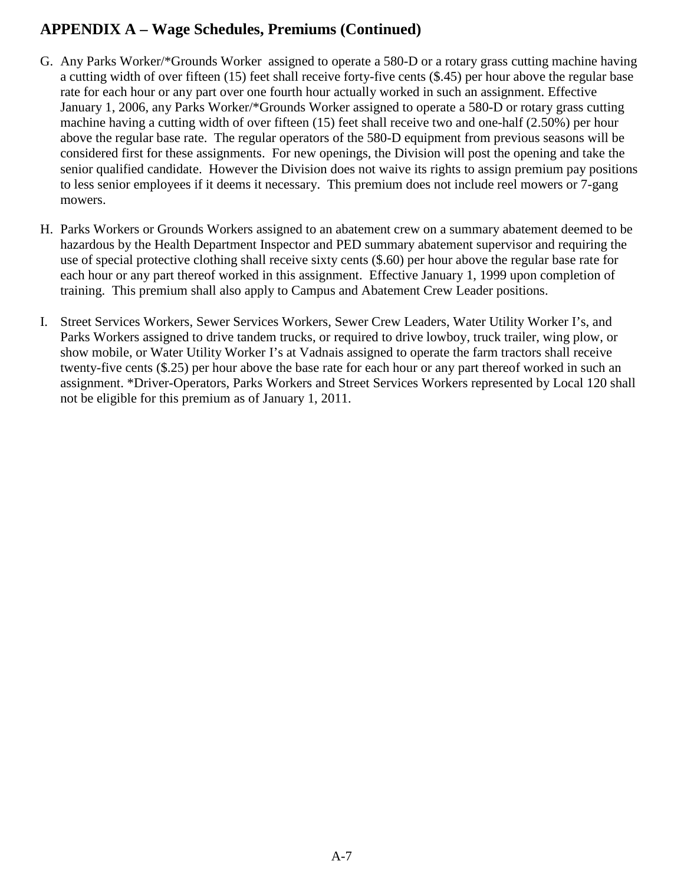## APPENDIX A – Wage Schedules, Premiums (Continued)

G. Any Parks Worker/*Grounds Worker assigned to operate a 580-D or a rotary grass cutting machine having a cutting width of over fifteen (15) feet shall receive forty-five cents ($.45) per hour above the regular base rate for each hour or any part over one fourth hour actually worked in such an assignment. Effective January 1, 2006, any Parks Worker/*Grounds Worker assigned to operate a 580-D or rotary grass cutting machine having a cutting width of over fifteen (15) feet shall receive two and one-half (2.50%) per hour above the regular base rate. The regular operators of the 580-D equipment from previous seasons will be considered first for these assignments. For new openings, the Division will post the opening and take the senior qualified candidate. However the Division does not waive its rights to assign premium pay positions to less senior employees if it deems it necessary. This premium does not include reel mowers or 7-gang mowers.

H. Parks Workers or Grounds Workers assigned to an abatement crew on a summary abatement deemed to be hazardous by the Health Department Inspector and PED summary abatement supervisor and requiring the use of special protective clothing shall receive sixty cents ($.60) per hour above the regular base rate for each hour or any part thereof worked in this assignment. Effective January 1, 1999 upon completion of training. This premium shall also apply to Campus and Abatement Crew Leader positions.

I. Street Services Workers, Sewer Services Workers, Sewer Crew Leaders, Water Utility Worker I's, and Parks Workers assigned to drive tandem trucks, or required to drive lowboy, truck trailer, wing plow, or show mobile, or Water Utility Worker I's at Vadnais assigned to operate the farm tractors shall receive twenty-five cents ($.25) per hour above the base rate for each hour or any part thereof worked in such an assignment. *Driver-Operators, Parks Workers and Street Services Workers represented by Local 120 shall not be eligible for this premium as of January 1, 2011.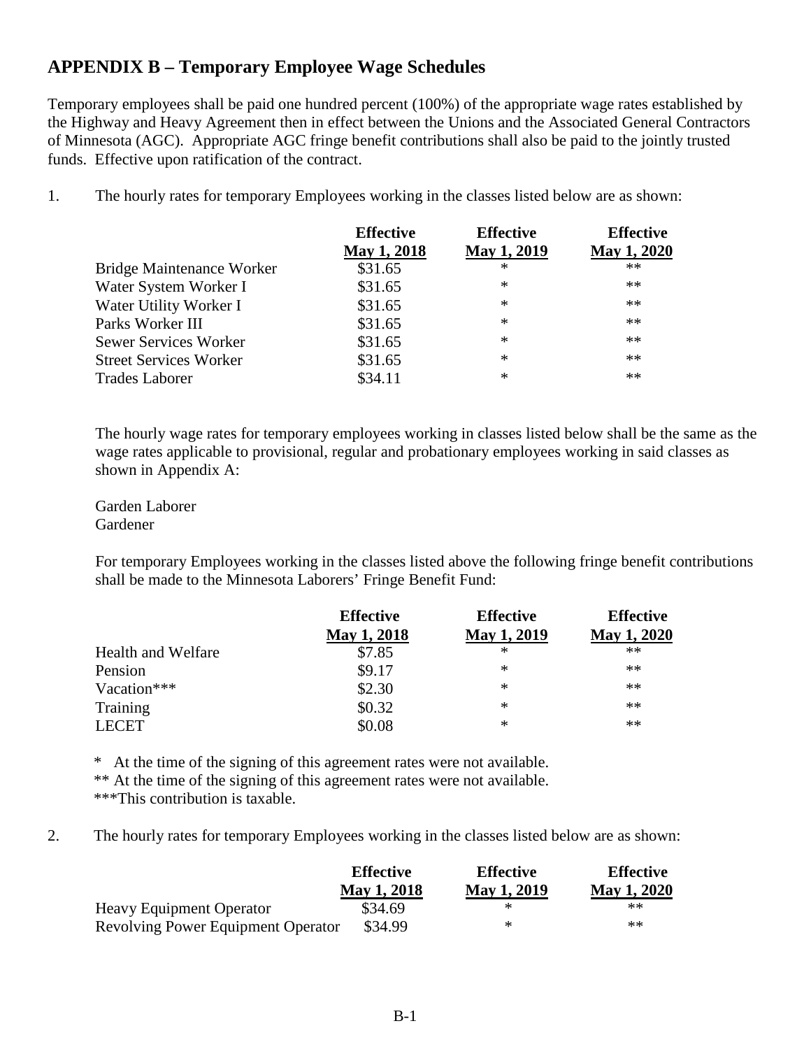## APPENDIX B – Temporary Employee Wage Schedules

Temporary employees shall be paid one hundred percent (100%) of the appropriate wage rates established by the Highway and Heavy Agreement then in effect between the Unions and the Associated General Contractors of Minnesota (AGC). Appropriate AGC fringe benefit contributions shall also be paid to the jointly trusted funds. Effective upon ratification of the contract.

1. The hourly rates for temporary Employees working in the classes listed below are as shown:

| | Effective May 1, 2018 | Effective May 1, 2019 | Effective May 1, 2020 |
|---|---|---|---|
| Bridge Maintenance Worker | $31.65 | * | ** |
| Water System Worker I | $31.65 | * | ** |
| Water Utility Worker I | $31.65 | * | ** |
| Parks Worker III | $31.65 | * | ** |
| Sewer Services Worker | $31.65 | * | ** |
| Street Services Worker | $31.65 | * | ** |
| Trades Laborer | $34.11 | * | ** |

The hourly wage rates for temporary employees working in classes listed below shall be the same as the wage rates applicable to provisional, regular and probationary employees working in said classes as shown in Appendix A:

Garden Laborer
Gardener

For temporary Employees working in the classes listed above the following fringe benefit contributions shall be made to the Minnesota Laborers' Fringe Benefit Fund:

| | Effective May 1, 2018 | Effective May 1, 2019 | Effective May 1, 2020 |
|---|---|---|---|
| Health and Welfare | $7.85 | * | ** |
| Pension | $9.17 | * | ** |
| Vacation*** | $2.30 | * | ** |
| Training | $0.32 | * | ** |
| LECET | $0.08 | * | ** |

\* At the time of the signing of this agreement rates were not available.
** At the time of the signing of this agreement rates were not available.
***This contribution is taxable.

2. The hourly rates for temporary Employees working in the classes listed below are as shown:

| | Effective May 1, 2018 | Effective May 1, 2019 | Effective May 1, 2020 |
|---|---|---|---|
| Heavy Equipment Operator | $34.69 | * | ** |
| Revolving Power Equipment Operator | $34.99 | * | ** |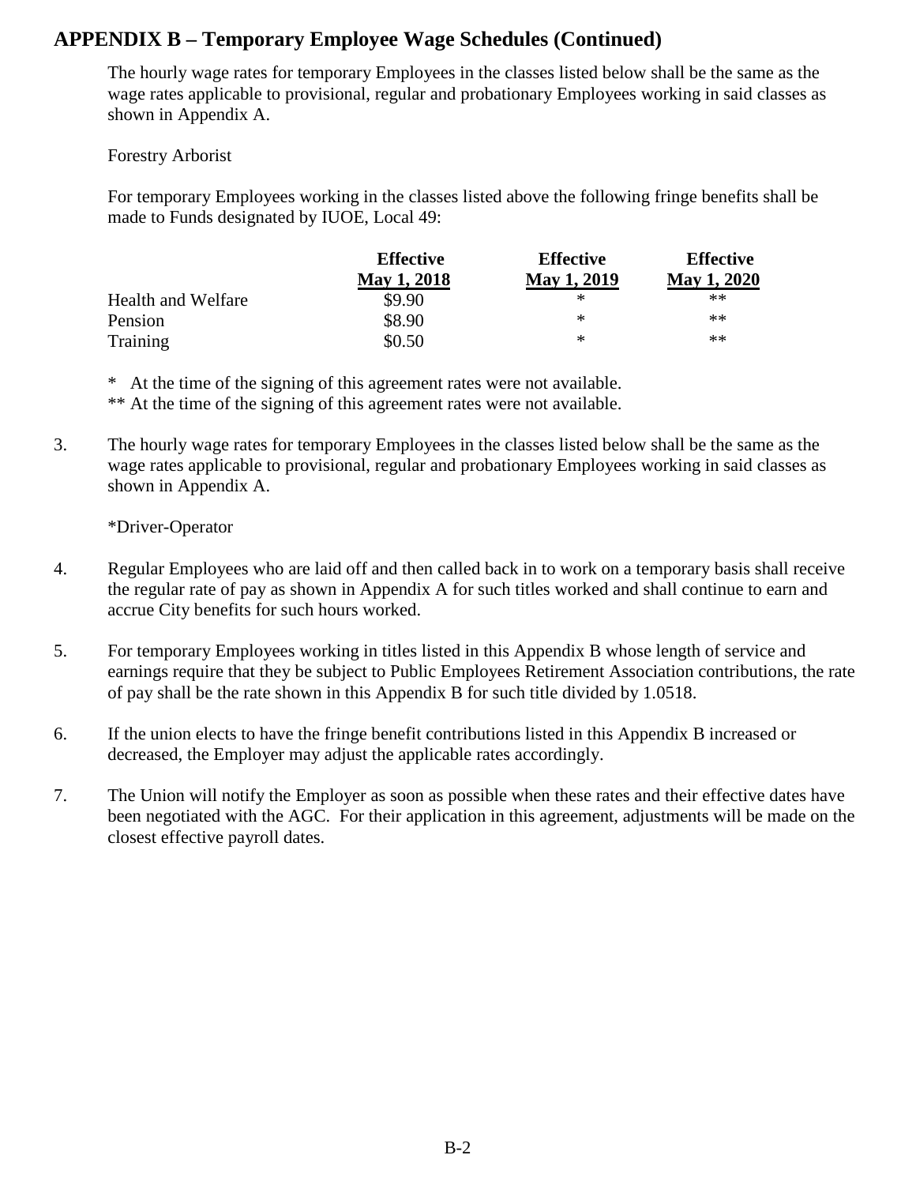## APPENDIX B – Temporary Employee Wage Schedules (Continued)

The hourly wage rates for temporary Employees in the classes listed below shall be the same as the wage rates applicable to provisional, regular and probationary Employees working in said classes as shown in Appendix A.

Forestry Arborist

For temporary Employees working in the classes listed above the following fringe benefits shall be made to Funds designated by IUOE, Local 49:

| | Effective May 1, 2018 | Effective May 1, 2019 | Effective May 1, 2020 |
|---|---|---|---|
| Health and Welfare | $9.90 | * | ** |
| Pension | $8.90 | * | ** |
| Training | $0.50 | * | ** |

\* At the time of the signing of this agreement rates were not available.
** At the time of the signing of this agreement rates were not available.

3. The hourly wage rates for temporary Employees in the classes listed below shall be the same as the wage rates applicable to provisional, regular and probationary Employees working in said classes as shown in Appendix A.

   *Driver-Operator

4. Regular Employees who are laid off and then called back in to work on a temporary basis shall receive the regular rate of pay as shown in Appendix A for such titles worked and shall continue to earn and accrue City benefits for such hours worked.

5. For temporary Employees working in titles listed in this Appendix B whose length of service and earnings require that they be subject to Public Employees Retirement Association contributions, the rate of pay shall be the rate shown in this Appendix B for such title divided by 1.0518.

6. If the union elects to have the fringe benefit contributions listed in this Appendix B increased or decreased, the Employer may adjust the applicable rates accordingly.

7. The Union will notify the Employer as soon as possible when these rates and their effective dates have been negotiated with the AGC. For their application in this agreement, adjustments will be made on the closest effective payroll dates.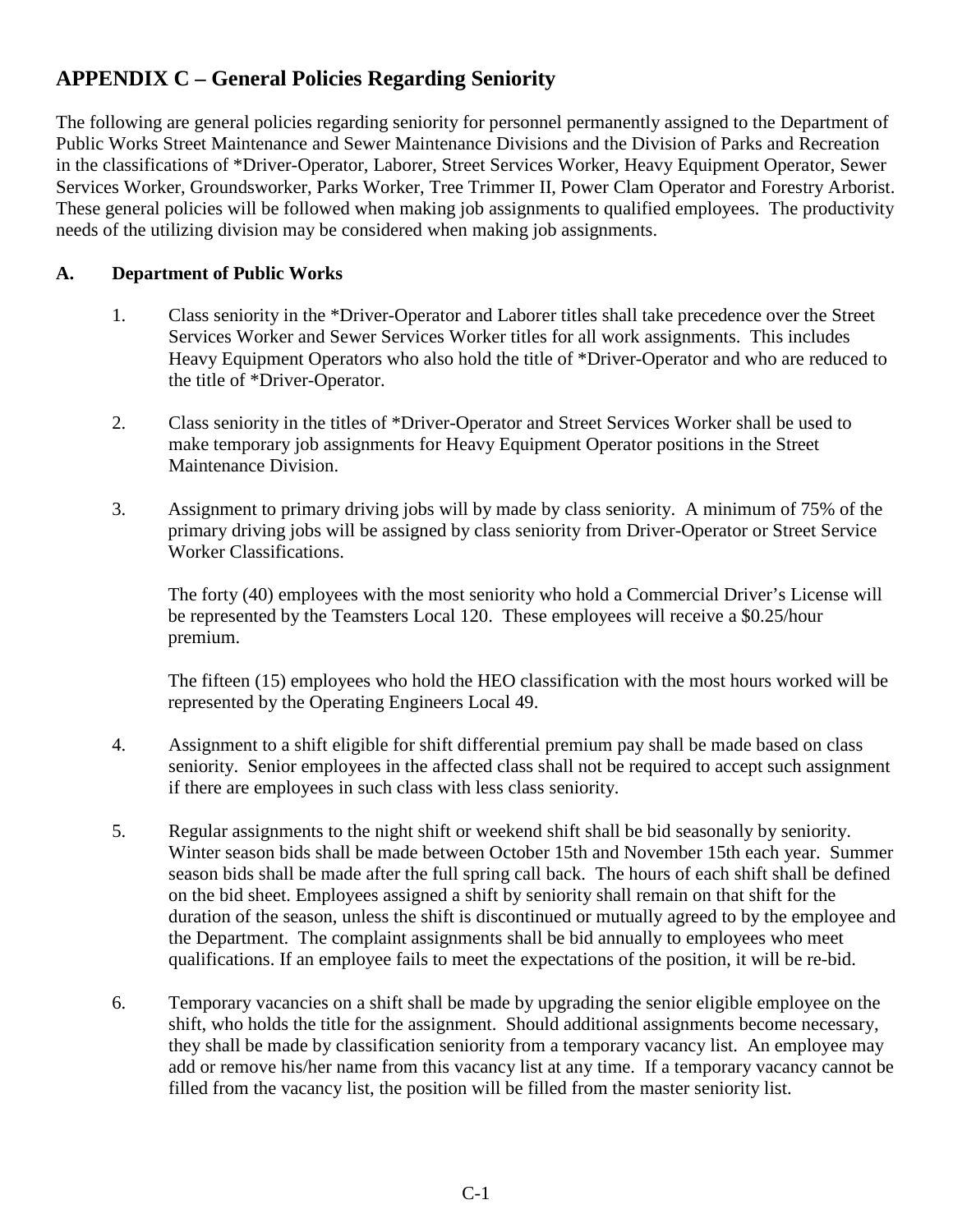## APPENDIX C – General Policies Regarding Seniority

The following are general policies regarding seniority for personnel permanently assigned to the Department of Public Works Street Maintenance and Sewer Maintenance Divisions and the Division of Parks and Recreation in the classifications of *Driver-Operator, Laborer, Street Services Worker, Heavy Equipment Operator, Sewer Services Worker, Groundsworker, Parks Worker, Tree Trimmer II, Power Clam Operator and Forestry Arborist. These general policies will be followed when making job assignments to qualified employees. The productivity needs of the utilizing division may be considered when making job assignments.

### A. Department of Public Works

1. Class seniority in the *Driver-Operator and Laborer titles shall take precedence over the Street Services Worker and Sewer Services Worker titles for all work assignments. This includes Heavy Equipment Operators who also hold the title of *Driver-Operator and who are reduced to the title of *Driver-Operator.

2. Class seniority in the titles of *Driver-Operator and Street Services Worker shall be used to make temporary job assignments for Heavy Equipment Operator positions in the Street Maintenance Division.

3. Assignment to primary driving jobs will by made by class seniority. A minimum of 75% of the primary driving jobs will be assigned by class seniority from Driver-Operator or Street Service Worker Classifications.

   The forty (40) employees with the most seniority who hold a Commercial Driver's License will be represented by the Teamsters Local 120. These employees will receive a $0.25/hour premium.

   The fifteen (15) employees who hold the HEO classification with the most hours worked will be represented by the Operating Engineers Local 49.

4. Assignment to a shift eligible for shift differential premium pay shall be made based on class seniority. Senior employees in the affected class shall not be required to accept such assignment if there are employees in such class with less class seniority.

5. Regular assignments to the night shift or weekend shift shall be bid seasonally by seniority. Winter season bids shall be made between October 15th and November 15th each year. Summer season bids shall be made after the full spring call back. The hours of each shift shall be defined on the bid sheet. Employees assigned a shift by seniority shall remain on that shift for the duration of the season, unless the shift is discontinued or mutually agreed to by the employee and the Department. The complaint assignments shall be bid annually to employees who meet qualifications. If an employee fails to meet the expectations of the position, it will be re-bid.

6. Temporary vacancies on a shift shall be made by upgrading the senior eligible employee on the shift, who holds the title for the assignment. Should additional assignments become necessary, they shall be made by classification seniority from a temporary vacancy list. An employee may add or remove his/her name from this vacancy list at any time. If a temporary vacancy cannot be filled from the vacancy list, the position will be filled from the master seniority list.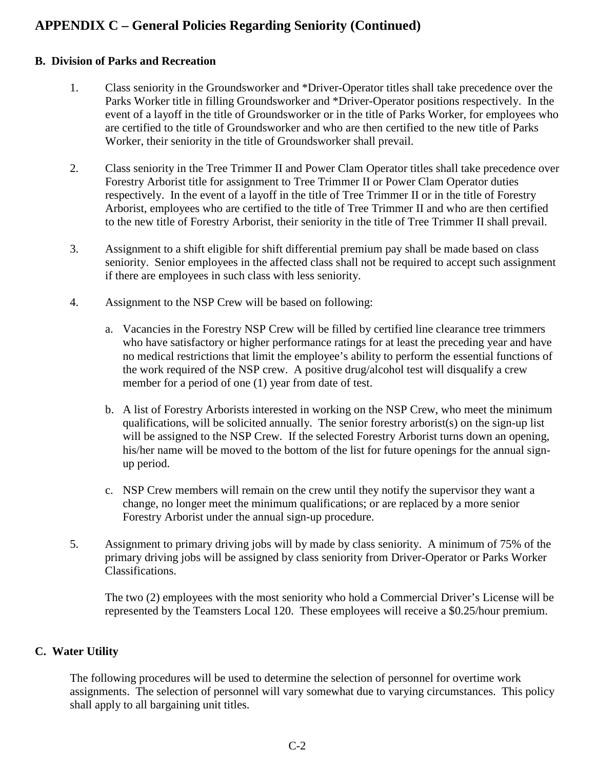## APPENDIX C – General Policies Regarding Seniority (Continued)

### B. Division of Parks and Recreation

1. Class seniority in the Groundsworker and *Driver-Operator titles shall take precedence over the Parks Worker title in filling Groundsworker and *Driver-Operator positions respectively. In the event of a layoff in the title of Groundsworker or in the title of Parks Worker, for employees who are certified to the title of Groundsworker and who are then certified to the new title of Parks Worker, their seniority in the title of Groundsworker shall prevail.

2. Class seniority in the Tree Trimmer II and Power Clam Operator titles shall take precedence over Forestry Arborist title for assignment to Tree Trimmer II or Power Clam Operator duties respectively. In the event of a layoff in the title of Tree Trimmer II or in the title of Forestry Arborist, employees who are certified to the title of Tree Trimmer II and who are then certified to the new title of Forestry Arborist, their seniority in the title of Tree Trimmer II shall prevail.

3. Assignment to a shift eligible for shift differential premium pay shall be made based on class seniority. Senior employees in the affected class shall not be required to accept such assignment if there are employees in such class with less seniority.

4. Assignment to the NSP Crew will be based on following:

   a. Vacancies in the Forestry NSP Crew will be filled by certified line clearance tree trimmers who have satisfactory or higher performance ratings for at least the preceding year and have no medical restrictions that limit the employee's ability to perform the essential functions of the work required of the NSP crew. A positive drug/alcohol test will disqualify a crew member for a period of one (1) year from date of test.

   b. A list of Forestry Arborists interested in working on the NSP Crew, who meet the minimum qualifications, will be solicited annually. The senior forestry arborist(s) on the sign-up list will be assigned to the NSP Crew. If the selected Forestry Arborist turns down an opening, his/her name will be moved to the bottom of the list for future openings for the annual sign-up period.

   c. NSP Crew members will remain on the crew until they notify the supervisor they want a change, no longer meet the minimum qualifications; or are replaced by a more senior Forestry Arborist under the annual sign-up procedure.

5. Assignment to primary driving jobs will by made by class seniority. A minimum of 75% of the primary driving jobs will be assigned by class seniority from Driver-Operator or Parks Worker Classifications.

   The two (2) employees with the most seniority who hold a Commercial Driver's License will be represented by the Teamsters Local 120. These employees will receive a $0.25/hour premium.

### C. Water Utility

The following procedures will be used to determine the selection of personnel for overtime work assignments. The selection of personnel will vary somewhat due to varying circumstances. This policy shall apply to all bargaining unit titles.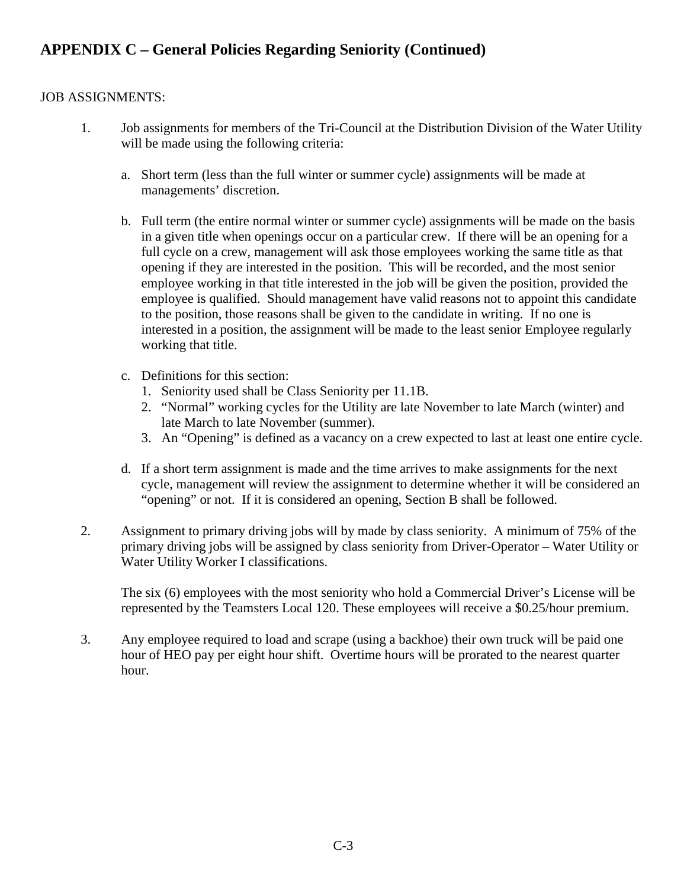## APPENDIX C – General Policies Regarding Seniority (Continued)

JOB ASSIGNMENTS:

1. Job assignments for members of the Tri-Council at the Distribution Division of the Water Utility will be made using the following criteria:

   a. Short term (less than the full winter or summer cycle) assignments will be made at managements' discretion.

   b. Full term (the entire normal winter or summer cycle) assignments will be made on the basis in a given title when openings occur on a particular crew. If there will be an opening for a full cycle on a crew, management will ask those employees working the same title as that opening if they are interested in the position. This will be recorded, and the most senior employee working in that title interested in the job will be given the position, provided the employee is qualified. Should management have valid reasons not to appoint this candidate to the position, those reasons shall be given to the candidate in writing. If no one is interested in a position, the assignment will be made to the least senior Employee regularly working that title.

   c. Definitions for this section:
      1. Seniority used shall be Class Seniority per 11.1B.
      2. "Normal" working cycles for the Utility are late November to late March (winter) and late March to late November (summer).
      3. An "Opening" is defined as a vacancy on a crew expected to last at least one entire cycle.

   d. If a short term assignment is made and the time arrives to make assignments for the next cycle, management will review the assignment to determine whether it will be considered an "opening" or not. If it is considered an opening, Section B shall be followed.

2. Assignment to primary driving jobs will by made by class seniority. A minimum of 75% of the primary driving jobs will be assigned by class seniority from Driver-Operator – Water Utility or Water Utility Worker I classifications.

   The six (6) employees with the most seniority who hold a Commercial Driver's License will be represented by the Teamsters Local 120. These employees will receive a $0.25/hour premium.

3. Any employee required to load and scrape (using a backhoe) their own truck will be paid one hour of HEO pay per eight hour shift. Overtime hours will be prorated to the nearest quarter hour.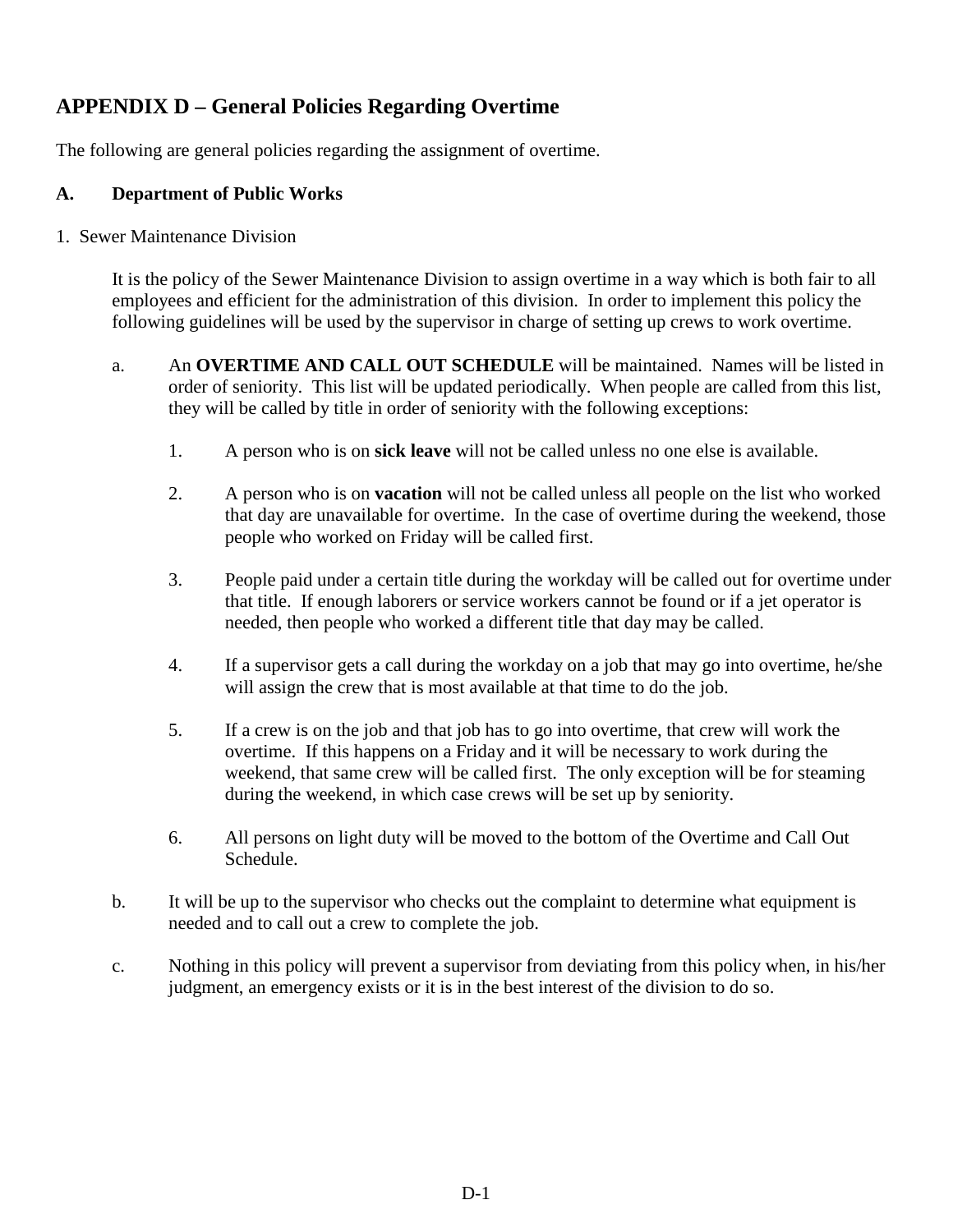# APPENDIX D – General Policies Regarding Overtime

The following are general policies regarding the assignment of overtime.

## A. Department of Public Works

### 1. Sewer Maintenance Division

It is the policy of the Sewer Maintenance Division to assign overtime in a way which is both fair to all employees and efficient for the administration of this division. In order to implement this policy the following guidelines will be used by the supervisor in charge of setting up crews to work overtime.

a. An **OVERTIME AND CALL OUT SCHEDULE** will be maintained. Names will be listed in order of seniority. This list will be updated periodically. When people are called from this list, they will be called by title in order of seniority with the following exceptions:

   1. A person who is on **sick leave** will not be called unless no one else is available.

   2. A person who is on **vacation** will not be called unless all people on the list who worked that day are unavailable for overtime. In the case of overtime during the weekend, those people who worked on Friday will be called first.

   3. People paid under a certain title during the workday will be called out for overtime under that title. If enough laborers or service workers cannot be found or if a jet operator is needed, then people who worked a different title that day may be called.

   4. If a supervisor gets a call during the workday on a job that may go into overtime, he/she will assign the crew that is most available at that time to do the job.

   5. If a crew is on the job and that job has to go into overtime, that crew will work the overtime. If this happens on a Friday and it will be necessary to work during the weekend, that same crew will be called first. The only exception will be for steaming during the weekend, in which case crews will be set up by seniority.

   6. All persons on light duty will be moved to the bottom of the Overtime and Call Out Schedule.

b. It will be up to the supervisor who checks out the complaint to determine what equipment is needed and to call out a crew to complete the job.

c. Nothing in this policy will prevent a supervisor from deviating from this policy when, in his/her judgment, an emergency exists or it is in the best interest of the division to do so.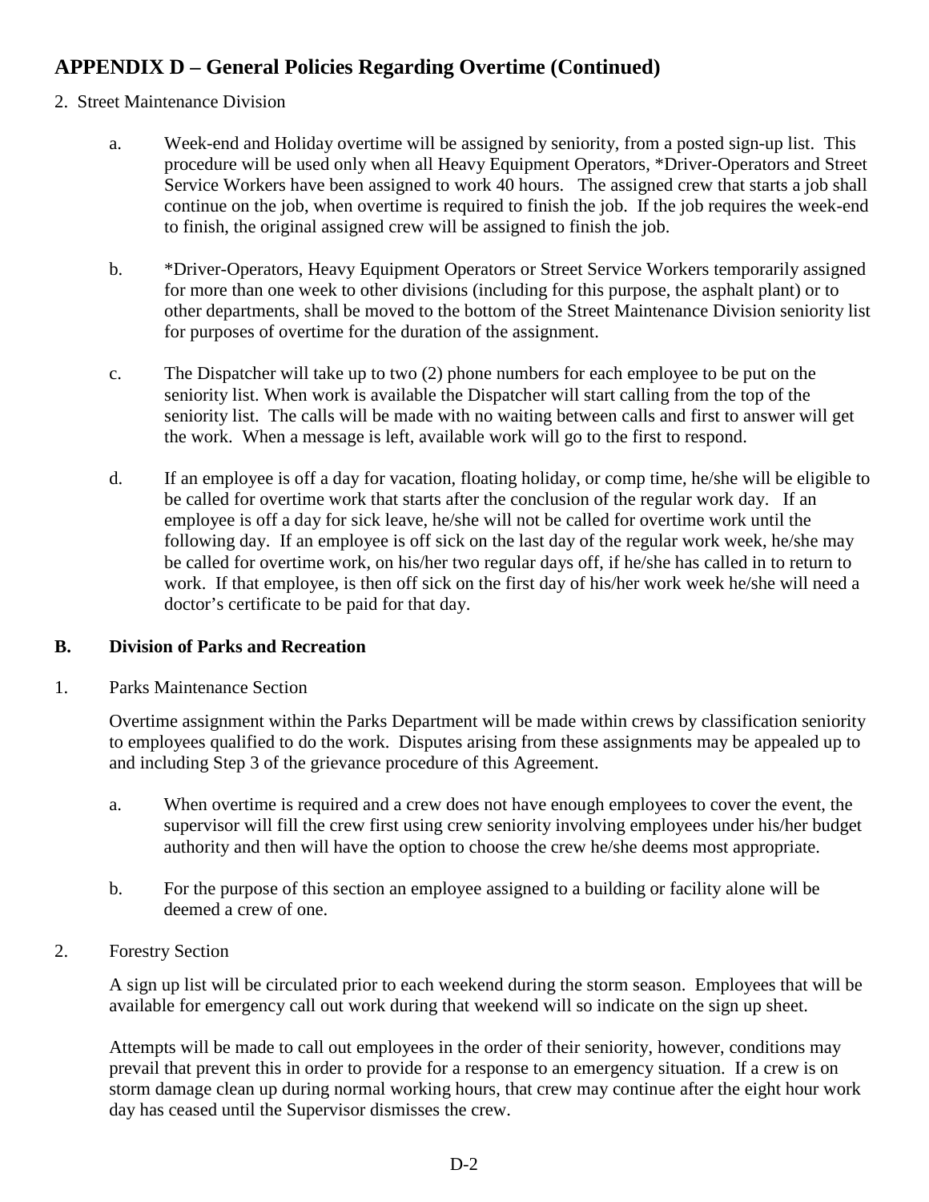## APPENDIX D – General Policies Regarding Overtime (Continued)

2. Street Maintenance Division

   a. Week-end and Holiday overtime will be assigned by seniority, from a posted sign-up list. This procedure will be used only when all Heavy Equipment Operators, *Driver-Operators and Street Service Workers have been assigned to work 40 hours. The assigned crew that starts a job shall continue on the job, when overtime is required to finish the job. If the job requires the week-end to finish, the original assigned crew will be assigned to finish the job.

   b. *Driver-Operators, Heavy Equipment Operators or Street Service Workers temporarily assigned for more than one week to other divisions (including for this purpose, the asphalt plant) or to other departments, shall be moved to the bottom of the Street Maintenance Division seniority list for purposes of overtime for the duration of the assignment.

   c. The Dispatcher will take up to two (2) phone numbers for each employee to be put on the seniority list. When work is available the Dispatcher will start calling from the top of the seniority list. The calls will be made with no waiting between calls and first to answer will get the work. When a message is left, available work will go to the first to respond.

   d. If an employee is off a day for vacation, floating holiday, or comp time, he/she will be eligible to be called for overtime work that starts after the conclusion of the regular work day. If an employee is off a day for sick leave, he/she will not be called for overtime work until the following day. If an employee is off sick on the last day of the regular work week, he/she may be called for overtime work, on his/her two regular days off, if he/she has called in to return to work. If that employee, is then off sick on the first day of his/her work week he/she will need a doctor's certificate to be paid for that day.

**B. Division of Parks and Recreation**

1. Parks Maintenance Section

   Overtime assignment within the Parks Department will be made within crews by classification seniority to employees qualified to do the work. Disputes arising from these assignments may be appealed up to and including Step 3 of the grievance procedure of this Agreement.

   a. When overtime is required and a crew does not have enough employees to cover the event, the supervisor will fill the crew first using crew seniority involving employees under his/her budget authority and then will have the option to choose the crew he/she deems most appropriate.

   b. For the purpose of this section an employee assigned to a building or facility alone will be deemed a crew of one.

2. Forestry Section

   A sign up list will be circulated prior to each weekend during the storm season. Employees that will be available for emergency call out work during that weekend will so indicate on the sign up sheet.

   Attempts will be made to call out employees in the order of their seniority, however, conditions may prevail that prevent this in order to provide for a response to an emergency situation. If a crew is on storm damage clean up during normal working hours, that crew may continue after the eight hour work day has ceased until the Supervisor dismisses the crew.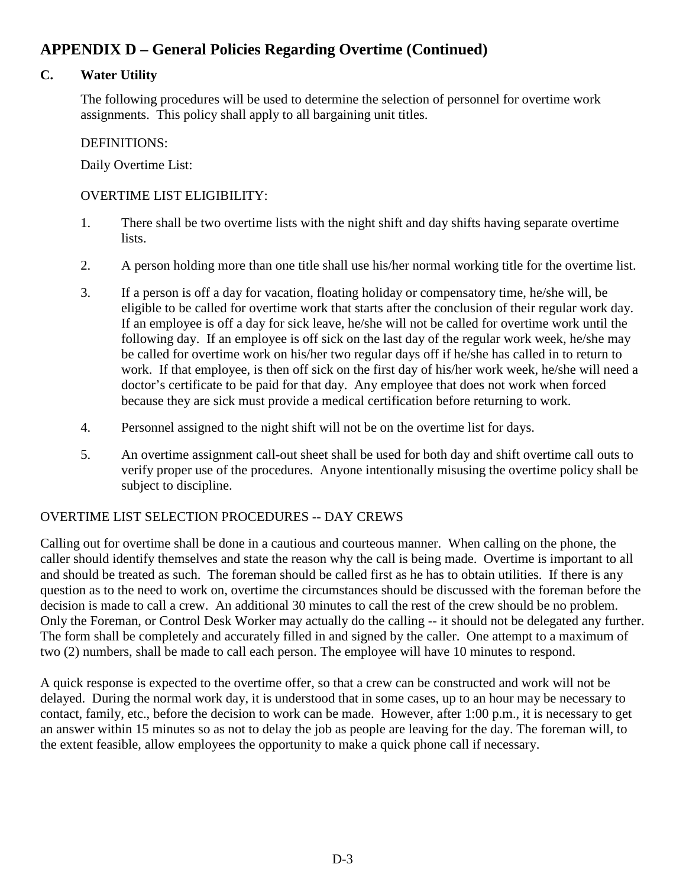## APPENDIX D – General Policies Regarding Overtime (Continued)

### C. Water Utility

The following procedures will be used to determine the selection of personnel for overtime work assignments. This policy shall apply to all bargaining unit titles.

DEFINITIONS:

Daily Overtime List:

OVERTIME LIST ELIGIBILITY:

1. There shall be two overtime lists with the night shift and day shifts having separate overtime lists.
2. A person holding more than one title shall use his/her normal working title for the overtime list.
3. If a person is off a day for vacation, floating holiday or compensatory time, he/she will, be eligible to be called for overtime work that starts after the conclusion of their regular work day. If an employee is off a day for sick leave, he/she will not be called for overtime work until the following day. If an employee is off sick on the last day of the regular work week, he/she may be called for overtime work on his/her two regular days off if he/she has called in to return to work. If that employee, is then off sick on the first day of his/her work week, he/she will need a doctor's certificate to be paid for that day. Any employee that does not work when forced because they are sick must provide a medical certification before returning to work.
4. Personnel assigned to the night shift will not be on the overtime list for days.
5. An overtime assignment call-out sheet shall be used for both day and shift overtime call outs to verify proper use of the procedures. Anyone intentionally misusing the overtime policy shall be subject to discipline.

OVERTIME LIST SELECTION PROCEDURES -- DAY CREWS

Calling out for overtime shall be done in a cautious and courteous manner. When calling on the phone, the caller should identify themselves and state the reason why the call is being made. Overtime is important to all and should be treated as such. The foreman should be called first as he has to obtain utilities. If there is any question as to the need to work on, overtime the circumstances should be discussed with the foreman before the decision is made to call a crew. An additional 30 minutes to call the rest of the crew should be no problem. Only the Foreman, or Control Desk Worker may actually do the calling -- it should not be delegated any further. The form shall be completely and accurately filled in and signed by the caller. One attempt to a maximum of two (2) numbers, shall be made to call each person. The employee will have 10 minutes to respond.

A quick response is expected to the overtime offer, so that a crew can be constructed and work will not be delayed. During the normal work day, it is understood that in some cases, up to an hour may be necessary to contact, family, etc., before the decision to work can be made. However, after 1:00 p.m., it is necessary to get an answer within 15 minutes so as not to delay the job as people are leaving for the day. The foreman will, to the extent feasible, allow employees the opportunity to make a quick phone call if necessary.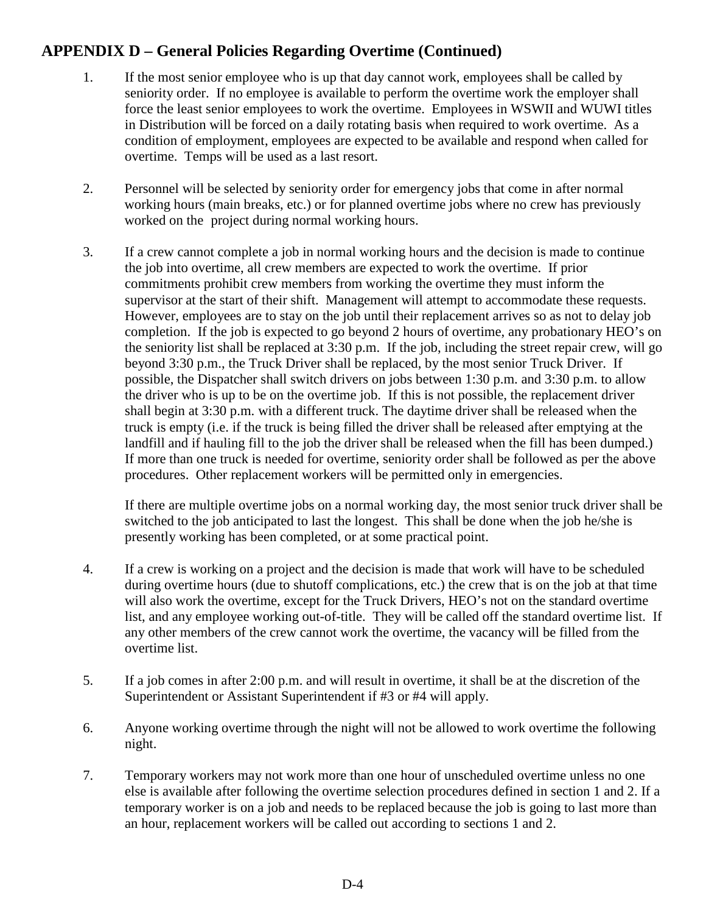## APPENDIX D – General Policies Regarding Overtime (Continued)

1. If the most senior employee who is up that day cannot work, employees shall be called by seniority order. If no employee is available to perform the overtime work the employer shall force the least senior employees to work the overtime. Employees in WSWII and WUWI titles in Distribution will be forced on a daily rotating basis when required to work overtime. As a condition of employment, employees are expected to be available and respond when called for overtime. Temps will be used as a last resort.

2. Personnel will be selected by seniority order for emergency jobs that come in after normal working hours (main breaks, etc.) or for planned overtime jobs where no crew has previously worked on the project during normal working hours.

3. If a crew cannot complete a job in normal working hours and the decision is made to continue the job into overtime, all crew members are expected to work the overtime. If prior commitments prohibit crew members from working the overtime they must inform the supervisor at the start of their shift. Management will attempt to accommodate these requests. However, employees are to stay on the job until their replacement arrives so as not to delay job completion. If the job is expected to go beyond 2 hours of overtime, any probationary HEO's on the seniority list shall be replaced at 3:30 p.m. If the job, including the street repair crew, will go beyond 3:30 p.m., the Truck Driver shall be replaced, by the most senior Truck Driver. If possible, the Dispatcher shall switch drivers on jobs between 1:30 p.m. and 3:30 p.m. to allow the driver who is up to be on the overtime job. If this is not possible, the replacement driver shall begin at 3:30 p.m. with a different truck. The daytime driver shall be released when the truck is empty (i.e. if the truck is being filled the driver shall be released after emptying at the landfill and if hauling fill to the job the driver shall be released when the fill has been dumped.) If more than one truck is needed for overtime, seniority order shall be followed as per the above procedures. Other replacement workers will be permitted only in emergencies.

   If there are multiple overtime jobs on a normal working day, the most senior truck driver shall be switched to the job anticipated to last the longest. This shall be done when the job he/she is presently working has been completed, or at some practical point.

4. If a crew is working on a project and the decision is made that work will have to be scheduled during overtime hours (due to shutoff complications, etc.) the crew that is on the job at that time will also work the overtime, except for the Truck Drivers, HEO's not on the standard overtime list, and any employee working out-of-title. They will be called off the standard overtime list. If any other members of the crew cannot work the overtime, the vacancy will be filled from the overtime list.

5. If a job comes in after 2:00 p.m. and will result in overtime, it shall be at the discretion of the Superintendent or Assistant Superintendent if #3 or #4 will apply.

6. Anyone working overtime through the night will not be allowed to work overtime the following night.

7. Temporary workers may not work more than one hour of unscheduled overtime unless no one else is available after following the overtime selection procedures defined in section 1 and 2. If a temporary worker is on a job and needs to be replaced because the job is going to last more than an hour, replacement workers will be called out according to sections 1 and 2.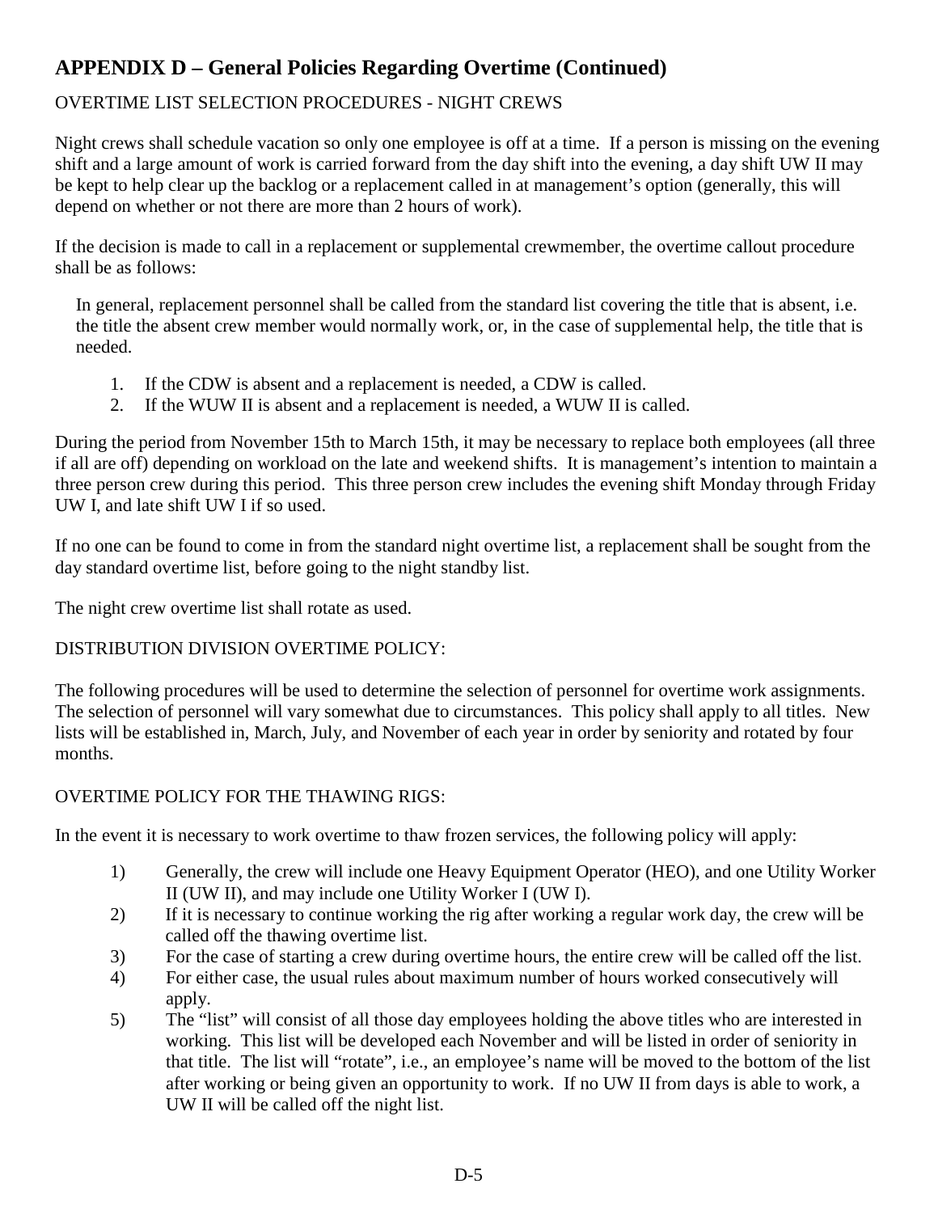## APPENDIX D – General Policies Regarding Overtime (Continued)

OVERTIME LIST SELECTION PROCEDURES - NIGHT CREWS

Night crews shall schedule vacation so only one employee is off at a time. If a person is missing on the evening shift and a large amount of work is carried forward from the day shift into the evening, a day shift UW II may be kept to help clear up the backlog or a replacement called in at management's option (generally, this will depend on whether or not there are more than 2 hours of work).

If the decision is made to call in a replacement or supplemental crewmember, the overtime callout procedure shall be as follows:

In general, replacement personnel shall be called from the standard list covering the title that is absent, i.e. the title the absent crew member would normally work, or, in the case of supplemental help, the title that is needed.

1. If the CDW is absent and a replacement is needed, a CDW is called.
2. If the WUW II is absent and a replacement is needed, a WUW II is called.

During the period from November 15th to March 15th, it may be necessary to replace both employees (all three if all are off) depending on workload on the late and weekend shifts. It is management's intention to maintain a three person crew during this period. This three person crew includes the evening shift Monday through Friday UW I, and late shift UW I if so used.

If no one can be found to come in from the standard night overtime list, a replacement shall be sought from the day standard overtime list, before going to the night standby list.

The night crew overtime list shall rotate as used.

DISTRIBUTION DIVISION OVERTIME POLICY:

The following procedures will be used to determine the selection of personnel for overtime work assignments. The selection of personnel will vary somewhat due to circumstances. This policy shall apply to all titles. New lists will be established in, March, July, and November of each year in order by seniority and rotated by four months.

OVERTIME POLICY FOR THE THAWING RIGS:

In the event it is necessary to work overtime to thaw frozen services, the following policy will apply:

1) Generally, the crew will include one Heavy Equipment Operator (HEO), and one Utility Worker II (UW II), and may include one Utility Worker I (UW I).
2) If it is necessary to continue working the rig after working a regular work day, the crew will be called off the thawing overtime list.
3) For the case of starting a crew during overtime hours, the entire crew will be called off the list.
4) For either case, the usual rules about maximum number of hours worked consecutively will apply.
5) The "list" will consist of all those day employees holding the above titles who are interested in working. This list will be developed each November and will be listed in order of seniority in that title. The list will "rotate", i.e., an employee's name will be moved to the bottom of the list after working or being given an opportunity to work. If no UW II from days is able to work, a UW II will be called off the night list.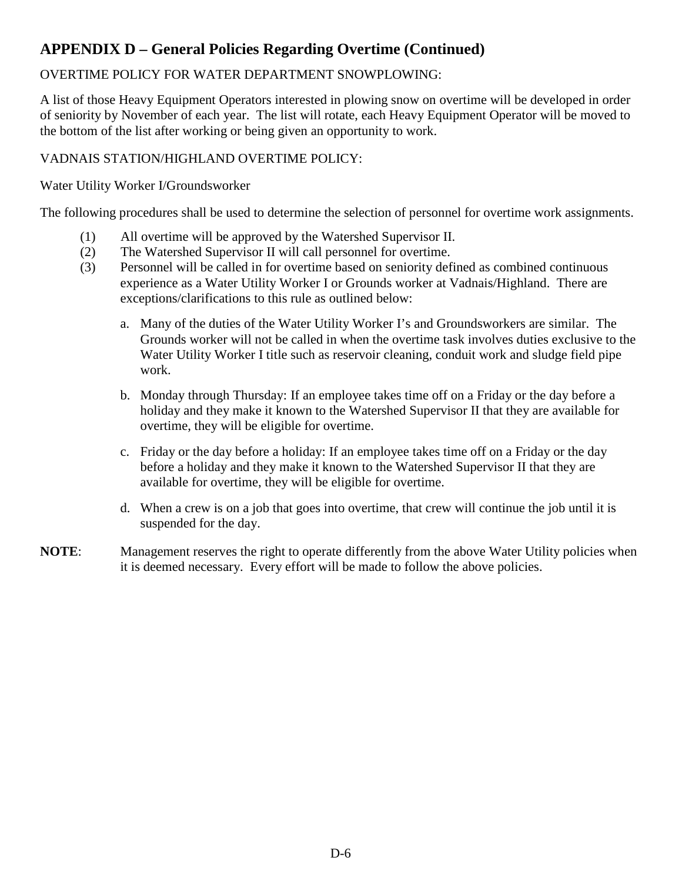## APPENDIX D – General Policies Regarding Overtime (Continued)

OVERTIME POLICY FOR WATER DEPARTMENT SNOWPLOWING:

A list of those Heavy Equipment Operators interested in plowing snow on overtime will be developed in order of seniority by November of each year. The list will rotate, each Heavy Equipment Operator will be moved to the bottom of the list after working or being given an opportunity to work.

VADNAIS STATION/HIGHLAND OVERTIME POLICY:

Water Utility Worker I/Groundsworker

The following procedures shall be used to determine the selection of personnel for overtime work assignments.

(1) All overtime will be approved by the Watershed Supervisor II.

(2) The Watershed Supervisor II will call personnel for overtime.

(3) Personnel will be called in for overtime based on seniority defined as combined continuous experience as a Water Utility Worker I or Grounds worker at Vadnais/Highland. There are exceptions/clarifications to this rule as outlined below:

   a. Many of the duties of the Water Utility Worker I's and Groundsworkers are similar. The Grounds worker will not be called in when the overtime task involves duties exclusive to the Water Utility Worker I title such as reservoir cleaning, conduit work and sludge field pipe work.

   b. Monday through Thursday: If an employee takes time off on a Friday or the day before a holiday and they make it known to the Watershed Supervisor II that they are available for overtime, they will be eligible for overtime.

   c. Friday or the day before a holiday: If an employee takes time off on a Friday or the day before a holiday and they make it known to the Watershed Supervisor II that they are available for overtime, they will be eligible for overtime.

   d. When a crew is on a job that goes into overtime, that crew will continue the job until it is suspended for the day.

**NOTE**: Management reserves the right to operate differently from the above Water Utility policies when it is deemed necessary. Every effort will be made to follow the above policies.